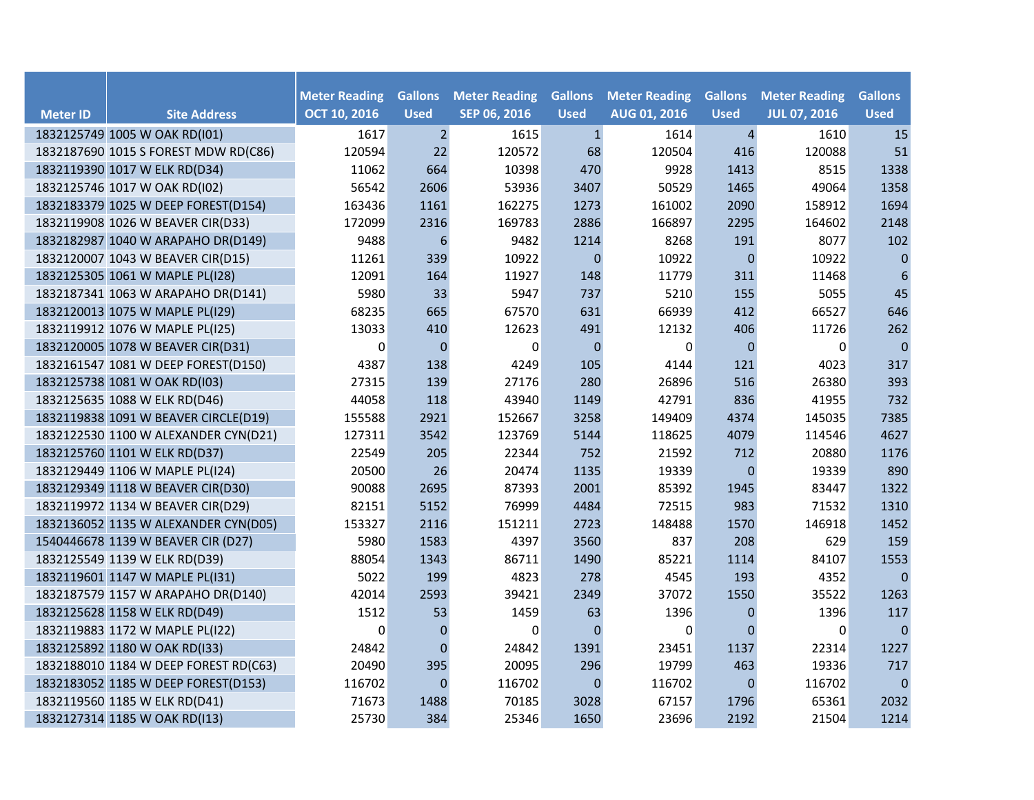| Meter ID | Site Address | Meter Reading OCT 10, 2016 | Gallons Used | Meter Reading SEP 06, 2016 | Gallons Used | Meter Reading AUG 01, 2016 | Gallons Used | Meter Reading JUL 07, 2016 | Gallons Used |
|---|---|---|---|---|---|---|---|---|---|
| 1832125749 | 1005 W OAK RD(I01) | 1617 | 2 | 1615 | 1 | 1614 | 4 | 1610 | 15 |
| 1832187690 | 1015 S FOREST MDW RD(C86) | 120594 | 22 | 120572 | 68 | 120504 | 416 | 120088 | 51 |
| 1832119390 | 1017 W ELK RD(D34) | 11062 | 664 | 10398 | 470 | 9928 | 1413 | 8515 | 1338 |
| 1832125746 | 1017 W OAK RD(I02) | 56542 | 2606 | 53936 | 3407 | 50529 | 1465 | 49064 | 1358 |
| 1832183379 | 1025 W DEEP FOREST(D154) | 163436 | 1161 | 162275 | 1273 | 161002 | 2090 | 158912 | 1694 |
| 1832119908 | 1026 W BEAVER CIR(D33) | 172099 | 2316 | 169783 | 2886 | 166897 | 2295 | 164602 | 2148 |
| 1832182987 | 1040 W ARAPAHO DR(D149) | 9488 | 6 | 9482 | 1214 | 8268 | 191 | 8077 | 102 |
| 1832120007 | 1043 W BEAVER CIR(D15) | 11261 | 339 | 10922 | 0 | 10922 | 0 | 10922 | 0 |
| 1832125305 | 1061 W MAPLE PL(I28) | 12091 | 164 | 11927 | 148 | 11779 | 311 | 11468 | 6 |
| 1832187341 | 1063 W ARAPAHO DR(D141) | 5980 | 33 | 5947 | 737 | 5210 | 155 | 5055 | 45 |
| 1832120013 | 1075 W MAPLE PL(I29) | 68235 | 665 | 67570 | 631 | 66939 | 412 | 66527 | 646 |
| 1832119912 | 1076 W MAPLE PL(I25) | 13033 | 410 | 12623 | 491 | 12132 | 406 | 11726 | 262 |
| 1832120005 | 1078 W BEAVER CIR(D31) | 0 | 0 | 0 | 0 | 0 | 0 | 0 | 0 |
| 1832161547 | 1081 W DEEP FOREST(D150) | 4387 | 138 | 4249 | 105 | 4144 | 121 | 4023 | 317 |
| 1832125738 | 1081 W OAK RD(I03) | 27315 | 139 | 27176 | 280 | 26896 | 516 | 26380 | 393 |
| 1832125635 | 1088 W ELK RD(D46) | 44058 | 118 | 43940 | 1149 | 42791 | 836 | 41955 | 732 |
| 1832119838 | 1091 W BEAVER CIRCLE(D19) | 155588 | 2921 | 152667 | 3258 | 149409 | 4374 | 145035 | 7385 |
| 1832122530 | 1100 W ALEXANDER CYN(D21) | 127311 | 3542 | 123769 | 5144 | 118625 | 4079 | 114546 | 4627 |
| 1832125760 | 1101 W ELK RD(D37) | 22549 | 205 | 22344 | 752 | 21592 | 712 | 20880 | 1176 |
| 1832129449 | 1106 W MAPLE PL(I24) | 20500 | 26 | 20474 | 1135 | 19339 | 0 | 19339 | 890 |
| 1832129349 | 1118 W BEAVER CIR(D30) | 90088 | 2695 | 87393 | 2001 | 85392 | 1945 | 83447 | 1322 |
| 1832119972 | 1134 W BEAVER CIR(D29) | 82151 | 5152 | 76999 | 4484 | 72515 | 983 | 71532 | 1310 |
| 1832136052 | 1135 W ALEXANDER CYN(D05) | 153327 | 2116 | 151211 | 2723 | 148488 | 1570 | 146918 | 1452 |
| 1540446678 | 1139 W BEAVER CIR (D27) | 5980 | 1583 | 4397 | 3560 | 837 | 208 | 629 | 159 |
| 1832125549 | 1139 W ELK RD(D39) | 88054 | 1343 | 86711 | 1490 | 85221 | 1114 | 84107 | 1553 |
| 1832119601 | 1147 W MAPLE PL(I31) | 5022 | 199 | 4823 | 278 | 4545 | 193 | 4352 | 0 |
| 1832187579 | 1157 W ARAPAHO DR(D140) | 42014 | 2593 | 39421 | 2349 | 37072 | 1550 | 35522 | 1263 |
| 1832125628 | 1158 W ELK RD(D49) | 1512 | 53 | 1459 | 63 | 1396 | 0 | 1396 | 117 |
| 1832119883 | 1172 W MAPLE PL(I22) | 0 | 0 | 0 | 0 | 0 | 0 | 0 | 0 |
| 1832125892 | 1180 W OAK RD(I33) | 24842 | 0 | 24842 | 1391 | 23451 | 1137 | 22314 | 1227 |
| 1832188010 | 1184 W DEEP FOREST RD(C63) | 20490 | 395 | 20095 | 296 | 19799 | 463 | 19336 | 717 |
| 1832183052 | 1185 W DEEP FOREST(D153) | 116702 | 0 | 116702 | 0 | 116702 | 0 | 116702 | 0 |
| 1832119560 | 1185 W ELK RD(D41) | 71673 | 1488 | 70185 | 3028 | 67157 | 1796 | 65361 | 2032 |
| 1832127314 | 1185 W OAK RD(I13) | 25730 | 384 | 25346 | 1650 | 23696 | 2192 | 21504 | 1214 |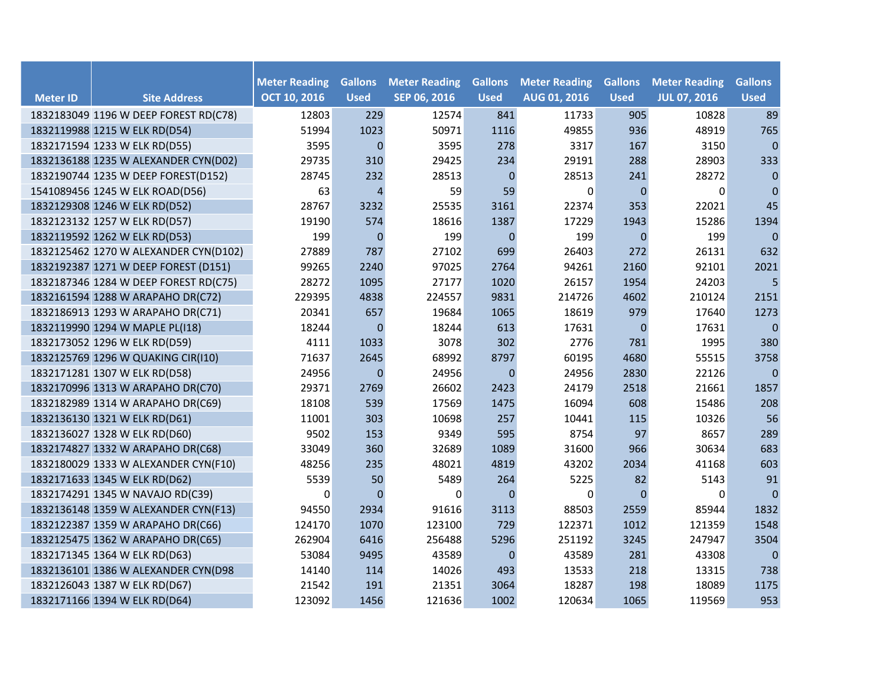| Meter ID | Site Address | Meter Reading OCT 10, 2016 | Gallons Used | Meter Reading SEP 06, 2016 | Gallons Used | Meter Reading AUG 01, 2016 | Gallons Used | Meter Reading JUL 07, 2016 | Gallons Used |
|---|---|---|---|---|---|---|---|---|---|
| 1832183049 | 1196 W DEEP FOREST RD(C78) | 12803 | 229 | 12574 | 841 | 11733 | 905 | 10828 | 89 |
| 1832119988 | 1215 W ELK RD(D54) | 51994 | 1023 | 50971 | 1116 | 49855 | 936 | 48919 | 765 |
| 1832171594 | 1233 W ELK RD(D55) | 3595 | 0 | 3595 | 278 | 3317 | 167 | 3150 | 0 |
| 1832136188 | 1235 W ALEXANDER CYN(D02) | 29735 | 310 | 29425 | 234 | 29191 | 288 | 28903 | 333 |
| 1832190744 | 1235 W DEEP FOREST(D152) | 28745 | 232 | 28513 | 0 | 28513 | 241 | 28272 | 0 |
| 1541089456 | 1245 W ELK ROAD(D56) | 63 | 4 | 59 | 59 | 0 | 0 | 0 | 0 |
| 1832129308 | 1246 W ELK RD(D52) | 28767 | 3232 | 25535 | 3161 | 22374 | 353 | 22021 | 45 |
| 1832123132 | 1257 W ELK RD(D57) | 19190 | 574 | 18616 | 1387 | 17229 | 1943 | 15286 | 1394 |
| 1832119592 | 1262 W ELK RD(D53) | 199 | 0 | 199 | 0 | 199 | 0 | 199 | 0 |
| 1832125462 | 1270 W ALEXANDER CYN(D102) | 27889 | 787 | 27102 | 699 | 26403 | 272 | 26131 | 632 |
| 1832192387 | 1271 W DEEP FOREST (D151) | 99265 | 2240 | 97025 | 2764 | 94261 | 2160 | 92101 | 2021 |
| 1832187346 | 1284 W DEEP FOREST RD(C75) | 28272 | 1095 | 27177 | 1020 | 26157 | 1954 | 24203 | 5 |
| 1832161594 | 1288 W ARAPAHO DR(C72) | 229395 | 4838 | 224557 | 9831 | 214726 | 4602 | 210124 | 2151 |
| 1832186913 | 1293 W ARAPAHO DR(C71) | 20341 | 657 | 19684 | 1065 | 18619 | 979 | 17640 | 1273 |
| 1832119990 | 1294 W MAPLE PL(I18) | 18244 | 0 | 18244 | 613 | 17631 | 0 | 17631 | 0 |
| 1832173052 | 1296 W ELK RD(D59) | 4111 | 1033 | 3078 | 302 | 2776 | 781 | 1995 | 380 |
| 1832125769 | 1296 W QUAKING CIR(I10) | 71637 | 2645 | 68992 | 8797 | 60195 | 4680 | 55515 | 3758 |
| 1832171281 | 1307 W ELK RD(D58) | 24956 | 0 | 24956 | 0 | 24956 | 2830 | 22126 | 0 |
| 1832170996 | 1313 W ARAPAHO DR(C70) | 29371 | 2769 | 26602 | 2423 | 24179 | 2518 | 21661 | 1857 |
| 1832182989 | 1314 W ARAPAHO DR(C69) | 18108 | 539 | 17569 | 1475 | 16094 | 608 | 15486 | 208 |
| 1832136130 | 1321 W ELK RD(D61) | 11001 | 303 | 10698 | 257 | 10441 | 115 | 10326 | 56 |
| 1832136027 | 1328 W ELK RD(D60) | 9502 | 153 | 9349 | 595 | 8754 | 97 | 8657 | 289 |
| 1832174827 | 1332 W ARAPAHO DR(C68) | 33049 | 360 | 32689 | 1089 | 31600 | 966 | 30634 | 683 |
| 1832180029 | 1333 W ALEXANDER CYN(F10) | 48256 | 235 | 48021 | 4819 | 43202 | 2034 | 41168 | 603 |
| 1832171633 | 1345 W ELK RD(D62) | 5539 | 50 | 5489 | 264 | 5225 | 82 | 5143 | 91 |
| 1832174291 | 1345 W NAVAJO RD(C39) | 0 | 0 | 0 | 0 | 0 | 0 | 0 | 0 |
| 1832136148 | 1359 W ALEXANDER CYN(F13) | 94550 | 2934 | 91616 | 3113 | 88503 | 2559 | 85944 | 1832 |
| 1832122387 | 1359 W ARAPAHO DR(C66) | 124170 | 1070 | 123100 | 729 | 122371 | 1012 | 121359 | 1548 |
| 1832125475 | 1362 W ARAPAHO DR(C65) | 262904 | 6416 | 256488 | 5296 | 251192 | 3245 | 247947 | 3504 |
| 1832171345 | 1364 W ELK RD(D63) | 53084 | 9495 | 43589 | 0 | 43589 | 281 | 43308 | 0 |
| 1832136101 | 1386 W ALEXANDER CYN(D98 | 14140 | 114 | 14026 | 493 | 13533 | 218 | 13315 | 738 |
| 1832126043 | 1387 W ELK RD(D67) | 21542 | 191 | 21351 | 3064 | 18287 | 198 | 18089 | 1175 |
| 1832171166 | 1394 W ELK RD(D64) | 123092 | 1456 | 121636 | 1002 | 120634 | 1065 | 119569 | 953 |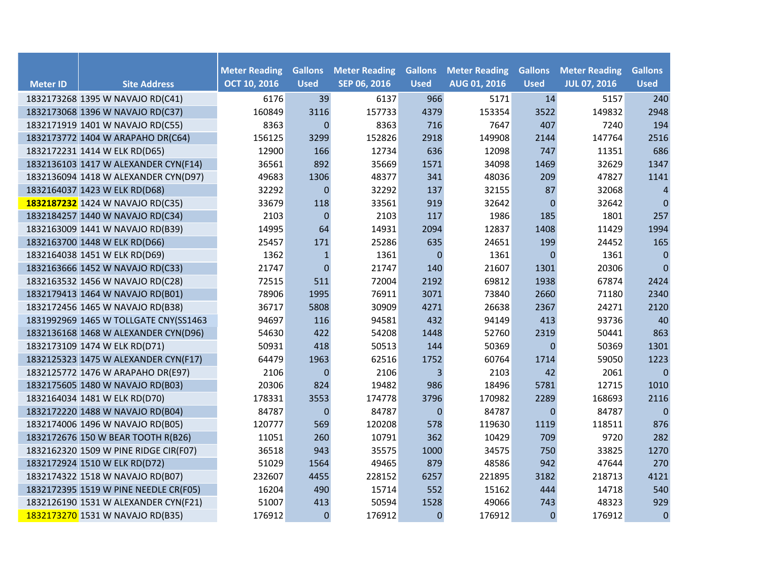| Meter ID | Site Address | Meter Reading OCT 10, 2016 | Gallons Used | Meter Reading SEP 06, 2016 | Gallons Used | Meter Reading AUG 01, 2016 | Gallons Used | Meter Reading JUL 07, 2016 | Gallons Used |
|---|---|---|---|---|---|---|---|---|---|
| 1832173268 | 1395 W NAVAJO RD(C41) | 6176 | 39 | 6137 | 966 | 5171 | 14 | 5157 | 240 |
| 1832173068 | 1396 W NAVAJO RD(C37) | 160849 | 3116 | 157733 | 4379 | 153354 | 3522 | 149832 | 2948 |
| 1832171919 | 1401 W NAVAJO RD(C55) | 8363 | 0 | 8363 | 716 | 7647 | 407 | 7240 | 194 |
| 1832173772 | 1404 W ARAPAHO DR(C64) | 156125 | 3299 | 152826 | 2918 | 149908 | 2144 | 147764 | 2516 |
| 1832172231 | 1414 W ELK RD(D65) | 12900 | 166 | 12734 | 636 | 12098 | 747 | 11351 | 686 |
| 1832136103 | 1417 W ALEXANDER CYN(F14) | 36561 | 892 | 35669 | 1571 | 34098 | 1469 | 32629 | 1347 |
| 1832136094 | 1418 W ALEXANDER CYN(D97) | 49683 | 1306 | 48377 | 341 | 48036 | 209 | 47827 | 1141 |
| 1832164037 | 1423 W ELK RD(D68) | 32292 | 0 | 32292 | 137 | 32155 | 87 | 32068 | 4 |
| **1832187232** | 1424 W NAVAJO RD(C35) | 33679 | 118 | 33561 | 919 | 32642 | 0 | 32642 | 0 |
| 1832184257 | 1440 W NAVAJO RD(C34) | 2103 | 0 | 2103 | 117 | 1986 | 185 | 1801 | 257 |
| 1832163009 | 1441 W NAVAJO RD(B39) | 14995 | 64 | 14931 | 2094 | 12837 | 1408 | 11429 | 1994 |
| 1832163700 | 1448 W ELK RD(D66) | 25457 | 171 | 25286 | 635 | 24651 | 199 | 24452 | 165 |
| 1832164038 | 1451 W ELK RD(D69) | 1362 | 1 | 1361 | 0 | 1361 | 0 | 1361 | 0 |
| 1832163666 | 1452 W NAVAJO RD(C33) | 21747 | 0 | 21747 | 140 | 21607 | 1301 | 20306 | 0 |
| 1832163532 | 1456 W NAVAJO RD(C28) | 72515 | 511 | 72004 | 2192 | 69812 | 1938 | 67874 | 2424 |
| 1832179413 | 1464 W NAVAJO RD(B01) | 78906 | 1995 | 76911 | 3071 | 73840 | 2660 | 71180 | 2340 |
| 1832172456 | 1465 W NAVAJO RD(B38) | 36717 | 5808 | 30909 | 4271 | 26638 | 2367 | 24271 | 2120 |
| 1831992969 | 1465 W TOLLGATE CNY(SS1463 | 94697 | 116 | 94581 | 432 | 94149 | 413 | 93736 | 40 |
| 1832136168 | 1468 W ALEXANDER CYN(D96) | 54630 | 422 | 54208 | 1448 | 52760 | 2319 | 50441 | 863 |
| 1832173109 | 1474 W ELK RD(D71) | 50931 | 418 | 50513 | 144 | 50369 | 0 | 50369 | 1301 |
| 1832125323 | 1475 W ALEXANDER CYN(F17) | 64479 | 1963 | 62516 | 1752 | 60764 | 1714 | 59050 | 1223 |
| 1832125772 | 1476 W ARAPAHO DR(E97) | 2106 | 0 | 2106 | 3 | 2103 | 42 | 2061 | 0 |
| 1832175605 | 1480 W NAVAJO RD(B03) | 20306 | 824 | 19482 | 986 | 18496 | 5781 | 12715 | 1010 |
| 1832164034 | 1481 W ELK RD(D70) | 178331 | 3553 | 174778 | 3796 | 170982 | 2289 | 168693 | 2116 |
| 1832172220 | 1488 W NAVAJO RD(B04) | 84787 | 0 | 84787 | 0 | 84787 | 0 | 84787 | 0 |
| 1832174006 | 1496 W NAVAJO RD(B05) | 120777 | 569 | 120208 | 578 | 119630 | 1119 | 118511 | 876 |
| 1832172676 | 150 W BEAR TOOTH R(B26) | 11051 | 260 | 10791 | 362 | 10429 | 709 | 9720 | 282 |
| 1832162320 | 1509 W PINE RIDGE CIR(F07) | 36518 | 943 | 35575 | 1000 | 34575 | 750 | 33825 | 1270 |
| 1832172924 | 1510 W ELK RD(D72) | 51029 | 1564 | 49465 | 879 | 48586 | 942 | 47644 | 270 |
| 1832174322 | 1518 W NAVAJO RD(B07) | 232607 | 4455 | 228152 | 6257 | 221895 | 3182 | 218713 | 4121 |
| 1832172395 | 1519 W PINE NEEDLE CR(F05) | 16204 | 490 | 15714 | 552 | 15162 | 444 | 14718 | 540 |
| 1832126190 | 1531 W ALEXANDER CYN(F21) | 51007 | 413 | 50594 | 1528 | 49066 | 743 | 48323 | 929 |
| 1832173270 | 1531 W NAVAJO RD(B35) | 176912 | 0 | 176912 | 0 | 176912 | 0 | 176912 | 0 |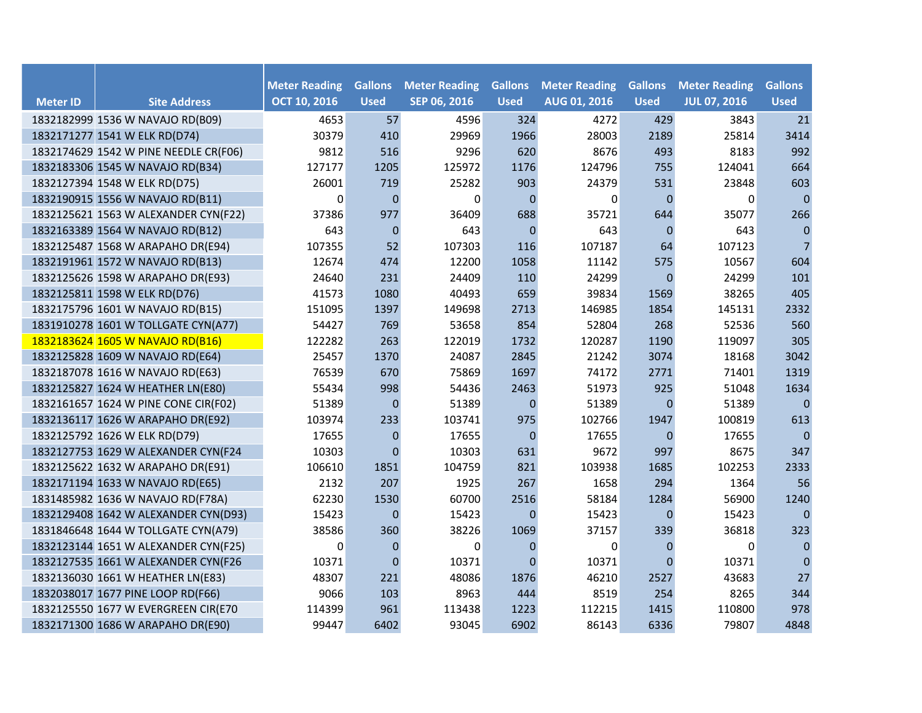| Meter ID | Site Address | Meter Reading OCT 10, 2016 | Gallons Used | Meter Reading SEP 06, 2016 | Gallons Used | Meter Reading AUG 01, 2016 | Gallons Used | Meter Reading JUL 07, 2016 | Gallons Used |
|---|---|---|---|---|---|---|---|---|---|
| 1832182999 | 1536 W NAVAJO RD(B09) | 4653 | 57 | 4596 | 324 | 4272 | 429 | 3843 | 21 |
| 1832171277 | 1541 W ELK RD(D74) | 30379 | 410 | 29969 | 1966 | 28003 | 2189 | 25814 | 3414 |
| 1832174629 | 1542 W PINE NEEDLE CR(F06) | 9812 | 516 | 9296 | 620 | 8676 | 493 | 8183 | 992 |
| 1832183306 | 1545 W NAVAJO RD(B34) | 127177 | 1205 | 125972 | 1176 | 124796 | 755 | 124041 | 664 |
| 1832127394 | 1548 W ELK RD(D75) | 26001 | 719 | 25282 | 903 | 24379 | 531 | 23848 | 603 |
| 1832190915 | 1556 W NAVAJO RD(B11) | 0 | 0 | 0 | 0 | 0 | 0 | 0 | 0 |
| 1832125621 | 1563 W ALEXANDER CYN(F22) | 37386 | 977 | 36409 | 688 | 35721 | 644 | 35077 | 266 |
| 1832163389 | 1564 W NAVAJO RD(B12) | 643 | 0 | 643 | 0 | 643 | 0 | 643 | 0 |
| 1832125487 | 1568 W ARAPAHO DR(E94) | 107355 | 52 | 107303 | 116 | 107187 | 64 | 107123 | 7 |
| 1832191961 | 1572 W NAVAJO RD(B13) | 12674 | 474 | 12200 | 1058 | 11142 | 575 | 10567 | 604 |
| 1832125626 | 1598 W ARAPAHO DR(E93) | 24640 | 231 | 24409 | 110 | 24299 | 0 | 24299 | 101 |
| 1832125811 | 1598 W ELK RD(D76) | 41573 | 1080 | 40493 | 659 | 39834 | 1569 | 38265 | 405 |
| 1832175796 | 1601 W NAVAJO RD(B15) | 151095 | 1397 | 149698 | 2713 | 146985 | 1854 | 145131 | 2332 |
| 1831910278 | 1601 W TOLLGATE CYN(A77) | 54427 | 769 | 53658 | 854 | 52804 | 268 | 52536 | 560 |
| 1832183624 | 1605 W NAVAJO RD(B16) | 122282 | 263 | 122019 | 1732 | 120287 | 1190 | 119097 | 305 |
| 1832125828 | 1609 W NAVAJO RD(E64) | 25457 | 1370 | 24087 | 2845 | 21242 | 3074 | 18168 | 3042 |
| 1832187078 | 1616 W NAVAJO RD(E63) | 76539 | 670 | 75869 | 1697 | 74172 | 2771 | 71401 | 1319 |
| 1832125827 | 1624 W HEATHER LN(E80) | 55434 | 998 | 54436 | 2463 | 51973 | 925 | 51048 | 1634 |
| 1832161657 | 1624 W PINE CONE CIR(F02) | 51389 | 0 | 51389 | 0 | 51389 | 0 | 51389 | 0 |
| 1832136117 | 1626 W ARAPAHO DR(E92) | 103974 | 233 | 103741 | 975 | 102766 | 1947 | 100819 | 613 |
| 1832125792 | 1626 W ELK RD(D79) | 17655 | 0 | 17655 | 0 | 17655 | 0 | 17655 | 0 |
| 1832127753 | 1629 W ALEXANDER CYN(F24 | 10303 | 0 | 10303 | 631 | 9672 | 997 | 8675 | 347 |
| 1832125622 | 1632 W ARAPAHO DR(E91) | 106610 | 1851 | 104759 | 821 | 103938 | 1685 | 102253 | 2333 |
| 1832171194 | 1633 W NAVAJO RD(E65) | 2132 | 207 | 1925 | 267 | 1658 | 294 | 1364 | 56 |
| 1831485982 | 1636 W NAVAJO RD(F78A) | 62230 | 1530 | 60700 | 2516 | 58184 | 1284 | 56900 | 1240 |
| 1832129408 | 1642 W ALEXANDER CYN(D93) | 15423 | 0 | 15423 | 0 | 15423 | 0 | 15423 | 0 |
| 1831846648 | 1644 W TOLLGATE CYN(A79) | 38586 | 360 | 38226 | 1069 | 37157 | 339 | 36818 | 323 |
| 1832123144 | 1651 W ALEXANDER CYN(F25) | 0 | 0 | 0 | 0 | 0 | 0 | 0 | 0 |
| 1832127535 | 1661 W ALEXANDER CYN(F26 | 10371 | 0 | 10371 | 0 | 10371 | 0 | 10371 | 0 |
| 1832136030 | 1661 W HEATHER LN(E83) | 48307 | 221 | 48086 | 1876 | 46210 | 2527 | 43683 | 27 |
| 1832038017 | 1677 PINE LOOP RD(F66) | 9066 | 103 | 8963 | 444 | 8519 | 254 | 8265 | 344 |
| 1832125550 | 1677 W EVERGREEN CIR(E70 | 114399 | 961 | 113438 | 1223 | 112215 | 1415 | 110800 | 978 |
| 1832171300 | 1686 W ARAPAHO DR(E90) | 99447 | 6402 | 93045 | 6902 | 86143 | 6336 | 79807 | 4848 |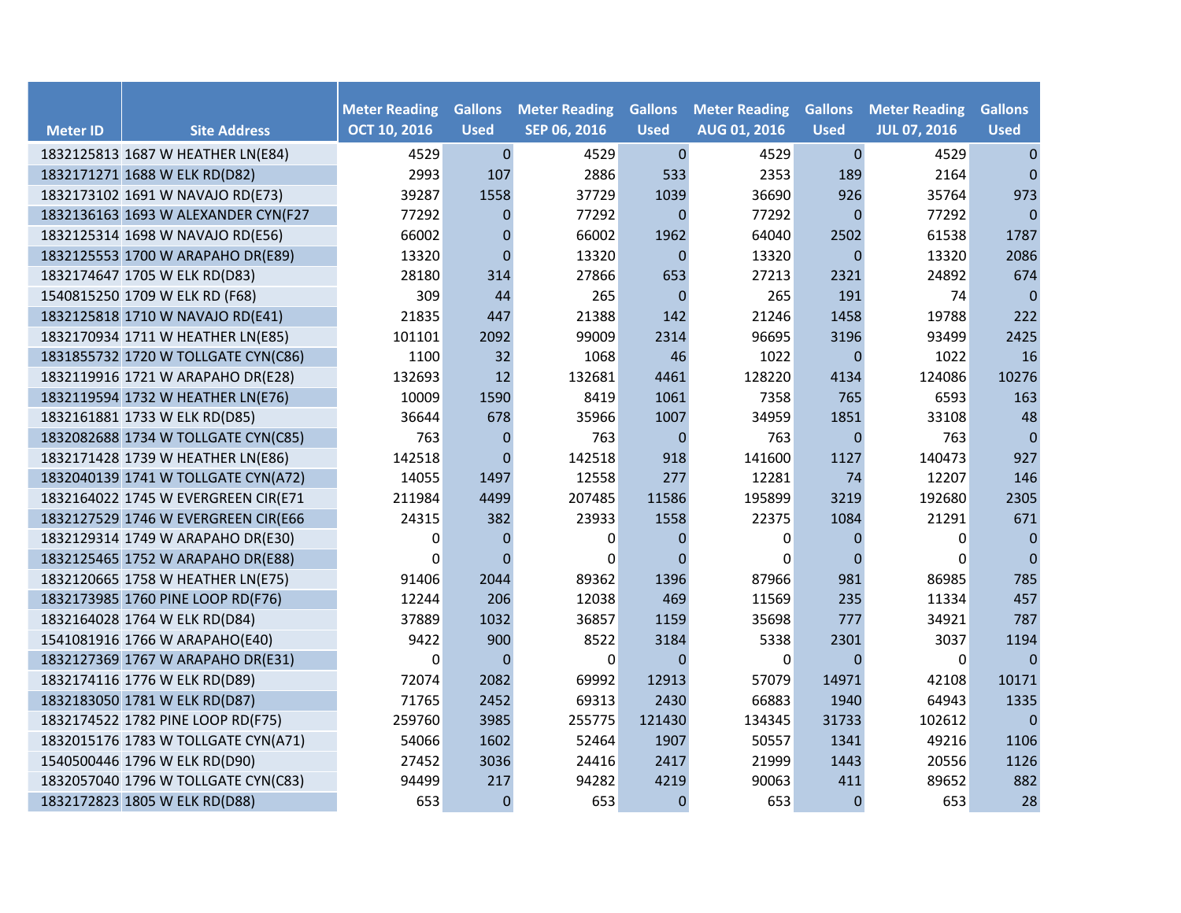| Meter ID | Site Address | Meter Reading OCT 10, 2016 | Gallons Used | Meter Reading SEP 06, 2016 | Gallons Used | Meter Reading AUG 01, 2016 | Gallons Used | Meter Reading JUL 07, 2016 | Gallons Used |
|---|---|---|---|---|---|---|---|---|---|
| 1832125813 | 1687 W HEATHER LN(E84) | 4529 | 0 | 4529 | 0 | 4529 | 0 | 4529 | 0 |
| 1832171271 | 1688 W ELK RD(D82) | 2993 | 107 | 2886 | 533 | 2353 | 189 | 2164 | 0 |
| 1832173102 | 1691 W NAVAJO RD(E73) | 39287 | 1558 | 37729 | 1039 | 36690 | 926 | 35764 | 973 |
| 1832136163 | 1693 W ALEXANDER CYN(F27 | 77292 | 0 | 77292 | 0 | 77292 | 0 | 77292 | 0 |
| 1832125314 | 1698 W NAVAJO RD(E56) | 66002 | 0 | 66002 | 1962 | 64040 | 2502 | 61538 | 1787 |
| 1832125553 | 1700 W ARAPAHO DR(E89) | 13320 | 0 | 13320 | 0 | 13320 | 0 | 13320 | 2086 |
| 1832174647 | 1705 W ELK RD(D83) | 28180 | 314 | 27866 | 653 | 27213 | 2321 | 24892 | 674 |
| 1540815250 | 1709 W ELK RD (F68) | 309 | 44 | 265 | 0 | 265 | 191 | 74 | 0 |
| 1832125818 | 1710 W NAVAJO RD(E41) | 21835 | 447 | 21388 | 142 | 21246 | 1458 | 19788 | 222 |
| 1832170934 | 1711 W HEATHER LN(E85) | 101101 | 2092 | 99009 | 2314 | 96695 | 3196 | 93499 | 2425 |
| 1831855732 | 1720 W TOLLGATE CYN(C86) | 1100 | 32 | 1068 | 46 | 1022 | 0 | 1022 | 16 |
| 1832119916 | 1721 W ARAPAHO DR(E28) | 132693 | 12 | 132681 | 4461 | 128220 | 4134 | 124086 | 10276 |
| 1832119594 | 1732 W HEATHER LN(E76) | 10009 | 1590 | 8419 | 1061 | 7358 | 765 | 6593 | 163 |
| 1832161881 | 1733 W ELK RD(D85) | 36644 | 678 | 35966 | 1007 | 34959 | 1851 | 33108 | 48 |
| 1832082688 | 1734 W TOLLGATE CYN(C85) | 763 | 0 | 763 | 0 | 763 | 0 | 763 | 0 |
| 1832171428 | 1739 W HEATHER LN(E86) | 142518 | 0 | 142518 | 918 | 141600 | 1127 | 140473 | 927 |
| 1832040139 | 1741 W TOLLGATE CYN(A72) | 14055 | 1497 | 12558 | 277 | 12281 | 74 | 12207 | 146 |
| 1832164022 | 1745 W EVERGREEN CIR(E71 | 211984 | 4499 | 207485 | 11586 | 195899 | 3219 | 192680 | 2305 |
| 1832127529 | 1746 W EVERGREEN CIR(E66 | 24315 | 382 | 23933 | 1558 | 22375 | 1084 | 21291 | 671 |
| 1832129314 | 1749 W ARAPAHO DR(E30) | 0 | 0 | 0 | 0 | 0 | 0 | 0 | 0 |
| 1832125465 | 1752 W ARAPAHO DR(E88) | 0 | 0 | 0 | 0 | 0 | 0 | 0 | 0 |
| 1832120665 | 1758 W HEATHER LN(E75) | 91406 | 2044 | 89362 | 1396 | 87966 | 981 | 86985 | 785 |
| 1832173985 | 1760 PINE LOOP RD(F76) | 12244 | 206 | 12038 | 469 | 11569 | 235 | 11334 | 457 |
| 1832164028 | 1764 W ELK RD(D84) | 37889 | 1032 | 36857 | 1159 | 35698 | 777 | 34921 | 787 |
| 1541081916 | 1766 W ARAPAHO(E40) | 9422 | 900 | 8522 | 3184 | 5338 | 2301 | 3037 | 1194 |
| 1832127369 | 1767 W ARAPAHO DR(E31) | 0 | 0 | 0 | 0 | 0 | 0 | 0 | 0 |
| 1832174116 | 1776 W ELK RD(D89) | 72074 | 2082 | 69992 | 12913 | 57079 | 14971 | 42108 | 10171 |
| 1832183050 | 1781 W ELK RD(D87) | 71765 | 2452 | 69313 | 2430 | 66883 | 1940 | 64943 | 1335 |
| 1832174522 | 1782 PINE LOOP RD(F75) | 259760 | 3985 | 255775 | 121430 | 134345 | 31733 | 102612 | 0 |
| 1832015176 | 1783 W TOLLGATE CYN(A71) | 54066 | 1602 | 52464 | 1907 | 50557 | 1341 | 49216 | 1106 |
| 1540500446 | 1796 W ELK RD(D90) | 27452 | 3036 | 24416 | 2417 | 21999 | 1443 | 20556 | 1126 |
| 1832057040 | 1796 W TOLLGATE CYN(C83) | 94499 | 217 | 94282 | 4219 | 90063 | 411 | 89652 | 882 |
| 1832172823 | 1805 W ELK RD(D88) | 653 | 0 | 653 | 0 | 653 | 0 | 653 | 28 |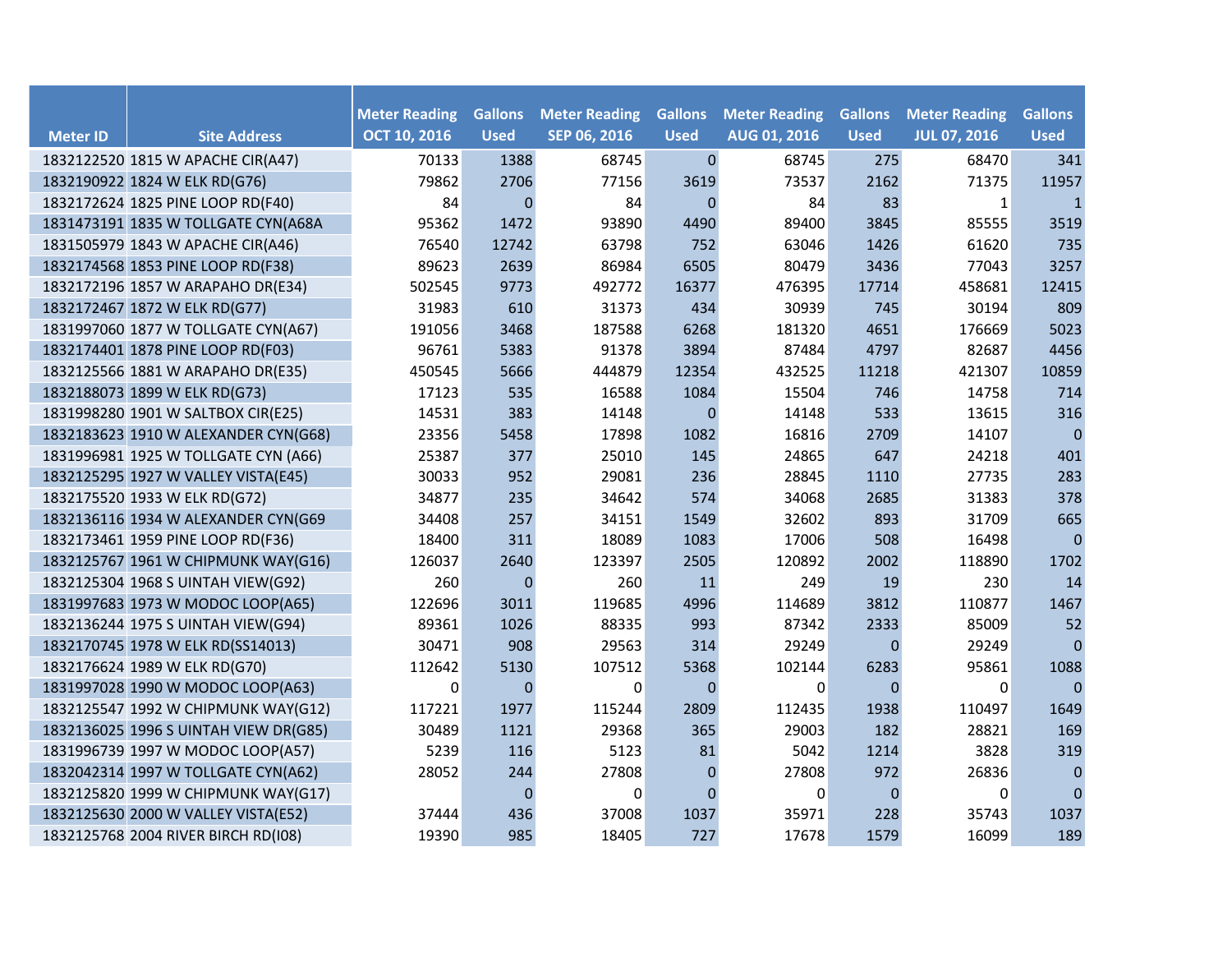| Meter ID | Site Address | Meter Reading OCT 10, 2016 | Gallons Used | Meter Reading SEP 06, 2016 | Gallons Used | Meter Reading AUG 01, 2016 | Gallons Used | Meter Reading JUL 07, 2016 | Gallons Used |
|---|---|---|---|---|---|---|---|---|---|
| 1832122520 | 1815 W APACHE CIR(A47) | 70133 | 1388 | 68745 | 0 | 68745 | 275 | 68470 | 341 |
| 1832190922 | 1824 W ELK RD(G76) | 79862 | 2706 | 77156 | 3619 | 73537 | 2162 | 71375 | 11957 |
| 1832172624 | 1825 PINE LOOP RD(F40) | 84 | 0 | 84 | 0 | 84 | 83 | 1 | 1 |
| 1831473191 | 1835 W TOLLGATE CYN(A68A | 95362 | 1472 | 93890 | 4490 | 89400 | 3845 | 85555 | 3519 |
| 1831505979 | 1843 W APACHE CIR(A46) | 76540 | 12742 | 63798 | 752 | 63046 | 1426 | 61620 | 735 |
| 1832174568 | 1853 PINE LOOP RD(F38) | 89623 | 2639 | 86984 | 6505 | 80479 | 3436 | 77043 | 3257 |
| 1832172196 | 1857 W ARAPAHO DR(E34) | 502545 | 9773 | 492772 | 16377 | 476395 | 17714 | 458681 | 12415 |
| 1832172467 | 1872 W ELK RD(G77) | 31983 | 610 | 31373 | 434 | 30939 | 745 | 30194 | 809 |
| 1831997060 | 1877 W TOLLGATE CYN(A67) | 191056 | 3468 | 187588 | 6268 | 181320 | 4651 | 176669 | 5023 |
| 1832174401 | 1878 PINE LOOP RD(F03) | 96761 | 5383 | 91378 | 3894 | 87484 | 4797 | 82687 | 4456 |
| 1832125566 | 1881 W ARAPAHO DR(E35) | 450545 | 5666 | 444879 | 12354 | 432525 | 11218 | 421307 | 10859 |
| 1832188073 | 1899 W ELK RD(G73) | 17123 | 535 | 16588 | 1084 | 15504 | 746 | 14758 | 714 |
| 1831998280 | 1901 W SALTBOX CIR(E25) | 14531 | 383 | 14148 | 0 | 14148 | 533 | 13615 | 316 |
| 1832183623 | 1910 W ALEXANDER CYN(G68) | 23356 | 5458 | 17898 | 1082 | 16816 | 2709 | 14107 | 0 |
| 1831996981 | 1925 W TOLLGATE CYN (A66) | 25387 | 377 | 25010 | 145 | 24865 | 647 | 24218 | 401 |
| 1832125295 | 1927 W VALLEY VISTA(E45) | 30033 | 952 | 29081 | 236 | 28845 | 1110 | 27735 | 283 |
| 1832175520 | 1933 W ELK RD(G72) | 34877 | 235 | 34642 | 574 | 34068 | 2685 | 31383 | 378 |
| 1832136116 | 1934 W ALEXANDER CYN(G69 | 34408 | 257 | 34151 | 1549 | 32602 | 893 | 31709 | 665 |
| 1832173461 | 1959 PINE LOOP RD(F36) | 18400 | 311 | 18089 | 1083 | 17006 | 508 | 16498 | 0 |
| 1832125767 | 1961 W CHIPMUNK WAY(G16) | 126037 | 2640 | 123397 | 2505 | 120892 | 2002 | 118890 | 1702 |
| 1832125304 | 1968 S UINTAH VIEW(G92) | 260 | 0 | 260 | 11 | 249 | 19 | 230 | 14 |
| 1831997683 | 1973 W MODOC LOOP(A65) | 122696 | 3011 | 119685 | 4996 | 114689 | 3812 | 110877 | 1467 |
| 1832136244 | 1975 S UINTAH VIEW(G94) | 89361 | 1026 | 88335 | 993 | 87342 | 2333 | 85009 | 52 |
| 1832170745 | 1978 W ELK RD(SS14013) | 30471 | 908 | 29563 | 314 | 29249 | 0 | 29249 | 0 |
| 1832176624 | 1989 W ELK RD(G70) | 112642 | 5130 | 107512 | 5368 | 102144 | 6283 | 95861 | 1088 |
| 1831997028 | 1990 W MODOC LOOP(A63) | 0 | 0 | 0 | 0 | 0 | 0 | 0 | 0 |
| 1832125547 | 1992 W CHIPMUNK WAY(G12) | 117221 | 1977 | 115244 | 2809 | 112435 | 1938 | 110497 | 1649 |
| 1832136025 | 1996 S UINTAH VIEW DR(G85) | 30489 | 1121 | 29368 | 365 | 29003 | 182 | 28821 | 169 |
| 1831996739 | 1997 W MODOC LOOP(A57) | 5239 | 116 | 5123 | 81 | 5042 | 1214 | 3828 | 319 |
| 1832042314 | 1997 W TOLLGATE CYN(A62) | 28052 | 244 | 27808 | 0 | 27808 | 972 | 26836 | 0 |
| 1832125820 | 1999 W CHIPMUNK WAY(G17) | | 0 | 0 | 0 | 0 | 0 | 0 | 0 |
| 1832125630 | 2000 W VALLEY VISTA(E52) | 37444 | 436 | 37008 | 1037 | 35971 | 228 | 35743 | 1037 |
| 1832125768 | 2004 RIVER BIRCH RD(I08) | 19390 | 985 | 18405 | 727 | 17678 | 1579 | 16099 | 189 |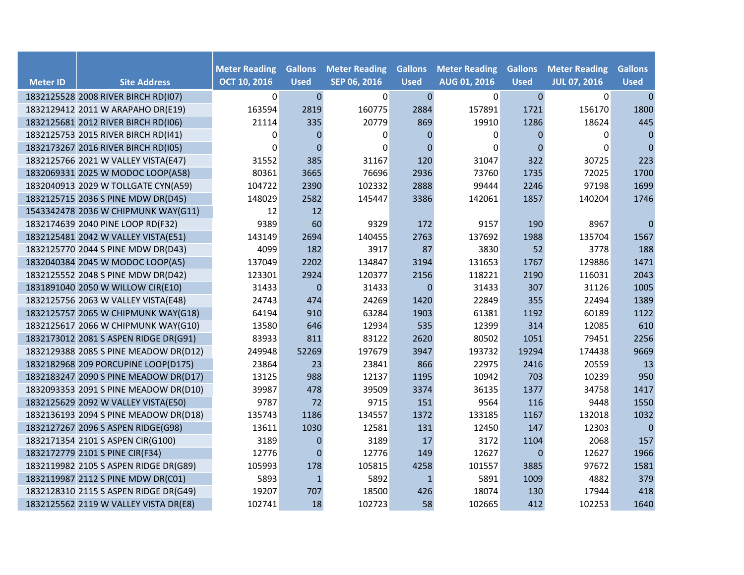| Meter ID | Site Address | Meter Reading OCT 10, 2016 | Gallons Used | Meter Reading SEP 06, 2016 | Gallons Used | Meter Reading AUG 01, 2016 | Gallons Used | Meter Reading JUL 07, 2016 | Gallons Used |
|---|---|---|---|---|---|---|---|---|---|
| 1832125528 | 2008 RIVER BIRCH RD(I07) | 0 | 0 | 0 | 0 | 0 | 0 | 0 | 0 |
| 1832129412 | 2011 W ARAPAHO DR(E19) | 163594 | 2819 | 160775 | 2884 | 157891 | 1721 | 156170 | 1800 |
| 1832125681 | 2012 RIVER BIRCH RD(I06) | 21114 | 335 | 20779 | 869 | 19910 | 1286 | 18624 | 445 |
| 1832125753 | 2015 RIVER BIRCH RD(I41) | 0 | 0 | 0 | 0 | 0 | 0 | 0 | 0 |
| 1832173267 | 2016 RIVER BIRCH RD(I05) | 0 | 0 | 0 | 0 | 0 | 0 | 0 | 0 |
| 1832125766 | 2021 W VALLEY VISTA(E47) | 31552 | 385 | 31167 | 120 | 31047 | 322 | 30725 | 223 |
| 1832069331 | 2025 W MODOC LOOP(A58) | 80361 | 3665 | 76696 | 2936 | 73760 | 1735 | 72025 | 1700 |
| 1832040913 | 2029 W TOLLGATE CYN(A59) | 104722 | 2390 | 102332 | 2888 | 99444 | 2246 | 97198 | 1699 |
| 1832125715 | 2036 S PINE MDW DR(D45) | 148029 | 2582 | 145447 | 3386 | 142061 | 1857 | 140204 | 1746 |
| 1543342478 | 2036 W CHIPMUNK WAY(G11) | 12 | 12 | | | | | | |
| 1832174639 | 2040 PINE LOOP RD(F32) | 9389 | 60 | 9329 | 172 | 9157 | 190 | 8967 | 0 |
| 1832125481 | 2042 W VALLEY VISTA(E51) | 143149 | 2694 | 140455 | 2763 | 137692 | 1988 | 135704 | 1567 |
| 1832125770 | 2044 S PINE MDW DR(D43) | 4099 | 182 | 3917 | 87 | 3830 | 52 | 3778 | 188 |
| 1832040384 | 2045 W MODOC LOOP(A5) | 137049 | 2202 | 134847 | 3194 | 131653 | 1767 | 129886 | 1471 |
| 1832125552 | 2048 S PINE MDW DR(D42) | 123301 | 2924 | 120377 | 2156 | 118221 | 2190 | 116031 | 2043 |
| 1831891040 | 2050 W WILLOW CIR(E10) | 31433 | 0 | 31433 | 0 | 31433 | 307 | 31126 | 1005 |
| 1832125756 | 2063 W VALLEY VISTA(E48) | 24743 | 474 | 24269 | 1420 | 22849 | 355 | 22494 | 1389 |
| 1832125757 | 2065 W CHIPMUNK WAY(G18) | 64194 | 910 | 63284 | 1903 | 61381 | 1192 | 60189 | 1122 |
| 1832125617 | 2066 W CHIPMUNK WAY(G10) | 13580 | 646 | 12934 | 535 | 12399 | 314 | 12085 | 610 |
| 1832173012 | 2081 S ASPEN RIDGE DR(G91) | 83933 | 811 | 83122 | 2620 | 80502 | 1051 | 79451 | 2256 |
| 1832129388 | 2085 S PINE MEADOW DR(D12) | 249948 | 52269 | 197679 | 3947 | 193732 | 19294 | 174438 | 9669 |
| 1832182968 | 209 PORCUPINE LOOP(D175) | 23864 | 23 | 23841 | 866 | 22975 | 2416 | 20559 | 13 |
| 1832183247 | 2090 S PINE MEADOW DR(D17) | 13125 | 988 | 12137 | 1195 | 10942 | 703 | 10239 | 950 |
| 1832093353 | 2091 S PINE MEADOW DR(D10) | 39987 | 478 | 39509 | 3374 | 36135 | 1377 | 34758 | 1417 |
| 1832125629 | 2092 W VALLEY VISTA(E50) | 9787 | 72 | 9715 | 151 | 9564 | 116 | 9448 | 1550 |
| 1832136193 | 2094 S PINE MEADOW DR(D18) | 135743 | 1186 | 134557 | 1372 | 133185 | 1167 | 132018 | 1032 |
| 1832127267 | 2096 S ASPEN RIDGE(G98) | 13611 | 1030 | 12581 | 131 | 12450 | 147 | 12303 | 0 |
| 1832171354 | 2101 S ASPEN CIR(G100) | 3189 | 0 | 3189 | 17 | 3172 | 1104 | 2068 | 157 |
| 1832172779 | 2101 S PINE CIR(F34) | 12776 | 0 | 12776 | 149 | 12627 | 0 | 12627 | 1966 |
| 1832119982 | 2105 S ASPEN RIDGE DR(G89) | 105993 | 178 | 105815 | 4258 | 101557 | 3885 | 97672 | 1581 |
| 1832119987 | 2112 S PINE MDW DR(C01) | 5893 | 1 | 5892 | 1 | 5891 | 1009 | 4882 | 379 |
| 1832128310 | 2115 S ASPEN RIDGE DR(G49) | 19207 | 707 | 18500 | 426 | 18074 | 130 | 17944 | 418 |
| 1832125562 | 2119 W VALLEY VISTA DR(E8) | 102741 | 18 | 102723 | 58 | 102665 | 412 | 102253 | 1640 |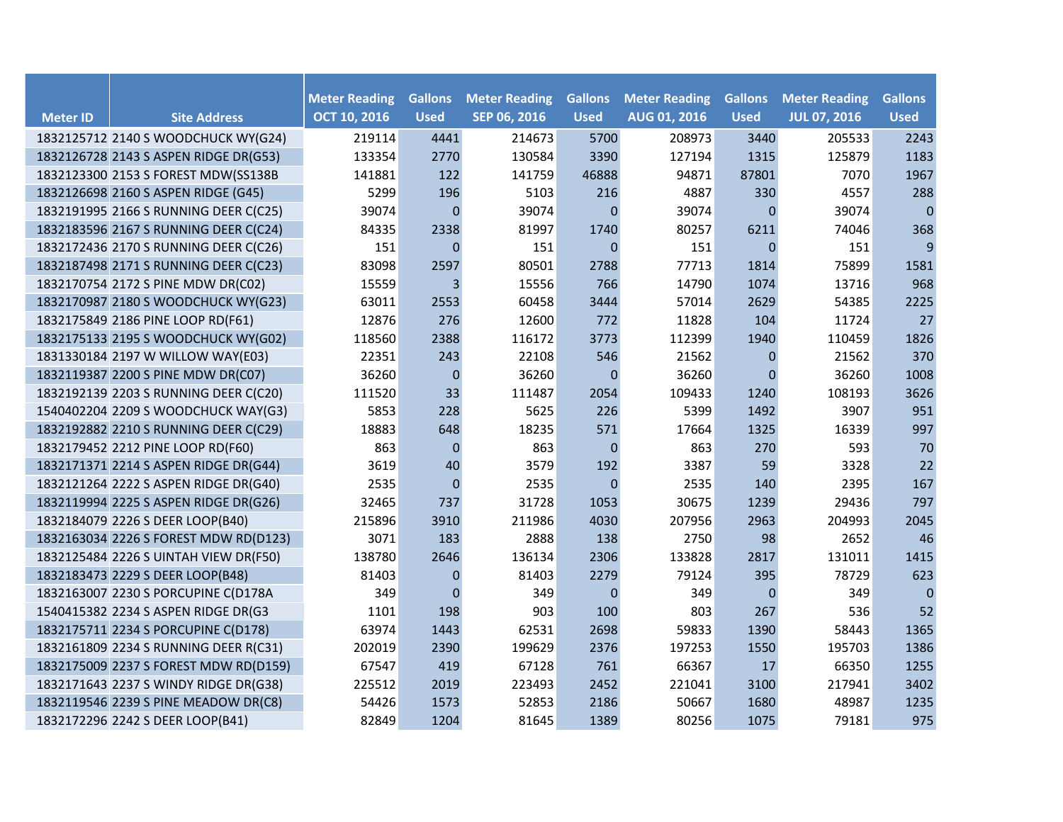| Meter ID | Site Address | Meter Reading OCT 10, 2016 | Gallons Used | Meter Reading SEP 06, 2016 | Gallons Used | Meter Reading AUG 01, 2016 | Gallons Used | Meter Reading JUL 07, 2016 | Gallons Used |
|---|---|---|---|---|---|---|---|---|---|
| 1832125712 | 2140 S WOODCHUCK WY(G24) | 219114 | 4441 | 214673 | 5700 | 208973 | 3440 | 205533 | 2243 |
| 1832126728 | 2143 S ASPEN RIDGE DR(G53) | 133354 | 2770 | 130584 | 3390 | 127194 | 1315 | 125879 | 1183 |
| 1832123300 | 2153 S FOREST MDW(SS138B | 141881 | 122 | 141759 | 46888 | 94871 | 87801 | 7070 | 1967 |
| 1832126698 | 2160 S ASPEN RIDGE (G45) | 5299 | 196 | 5103 | 216 | 4887 | 330 | 4557 | 288 |
| 1832191995 | 2166 S RUNNING DEER C(C25) | 39074 | 0 | 39074 | 0 | 39074 | 0 | 39074 | 0 |
| 1832183596 | 2167 S RUNNING DEER C(C24) | 84335 | 2338 | 81997 | 1740 | 80257 | 6211 | 74046 | 368 |
| 1832172436 | 2170 S RUNNING DEER C(C26) | 151 | 0 | 151 | 0 | 151 | 0 | 151 | 9 |
| 1832187498 | 2171 S RUNNING DEER C(C23) | 83098 | 2597 | 80501 | 2788 | 77713 | 1814 | 75899 | 1581 |
| 1832170754 | 2172 S PINE MDW DR(C02) | 15559 | 3 | 15556 | 766 | 14790 | 1074 | 13716 | 968 |
| 1832170987 | 2180 S WOODCHUCK WY(G23) | 63011 | 2553 | 60458 | 3444 | 57014 | 2629 | 54385 | 2225 |
| 1832175849 | 2186 PINE LOOP RD(F61) | 12876 | 276 | 12600 | 772 | 11828 | 104 | 11724 | 27 |
| 1832175133 | 2195 S WOODCHUCK WY(G02) | 118560 | 2388 | 116172 | 3773 | 112399 | 1940 | 110459 | 1826 |
| 1831330184 | 2197 W WILLOW WAY(E03) | 22351 | 243 | 22108 | 546 | 21562 | 0 | 21562 | 370 |
| 1832119387 | 2200 S PINE MDW DR(C07) | 36260 | 0 | 36260 | 0 | 36260 | 0 | 36260 | 1008 |
| 1832192139 | 2203 S RUNNING DEER C(C20) | 111520 | 33 | 111487 | 2054 | 109433 | 1240 | 108193 | 3626 |
| 1540402204 | 2209 S WOODCHUCK WAY(G3) | 5853 | 228 | 5625 | 226 | 5399 | 1492 | 3907 | 951 |
| 1832192882 | 2210 S RUNNING DEER C(C29) | 18883 | 648 | 18235 | 571 | 17664 | 1325 | 16339 | 997 |
| 1832179452 | 2212 PINE LOOP RD(F60) | 863 | 0 | 863 | 0 | 863 | 270 | 593 | 70 |
| 1832171371 | 2214 S ASPEN RIDGE DR(G44) | 3619 | 40 | 3579 | 192 | 3387 | 59 | 3328 | 22 |
| 1832121264 | 2222 S ASPEN RIDGE DR(G40) | 2535 | 0 | 2535 | 0 | 2535 | 140 | 2395 | 167 |
| 1832119994 | 2225 S ASPEN RIDGE DR(G26) | 32465 | 737 | 31728 | 1053 | 30675 | 1239 | 29436 | 797 |
| 1832184079 | 2226 S DEER LOOP(B40) | 215896 | 3910 | 211986 | 4030 | 207956 | 2963 | 204993 | 2045 |
| 1832163034 | 2226 S FOREST MDW RD(D123) | 3071 | 183 | 2888 | 138 | 2750 | 98 | 2652 | 46 |
| 1832125484 | 2226 S UINTAH VIEW DR(F50) | 138780 | 2646 | 136134 | 2306 | 133828 | 2817 | 131011 | 1415 |
| 1832183473 | 2229 S DEER LOOP(B48) | 81403 | 0 | 81403 | 2279 | 79124 | 395 | 78729 | 623 |
| 1832163007 | 2230 S PORCUPINE C(D178A | 349 | 0 | 349 | 0 | 349 | 0 | 349 | 0 |
| 1540415382 | 2234 S ASPEN RIDGE DR(G3 | 1101 | 198 | 903 | 100 | 803 | 267 | 536 | 52 |
| 1832175711 | 2234 S PORCUPINE C(D178) | 63974 | 1443 | 62531 | 2698 | 59833 | 1390 | 58443 | 1365 |
| 1832161809 | 2234 S RUNNING DEER R(C31) | 202019 | 2390 | 199629 | 2376 | 197253 | 1550 | 195703 | 1386 |
| 1832175009 | 2237 S FOREST MDW RD(D159) | 67547 | 419 | 67128 | 761 | 66367 | 17 | 66350 | 1255 |
| 1832171643 | 2237 S WINDY RIDGE DR(G38) | 225512 | 2019 | 223493 | 2452 | 221041 | 3100 | 217941 | 3402 |
| 1832119546 | 2239 S PINE MEADOW DR(C8) | 54426 | 1573 | 52853 | 2186 | 50667 | 1680 | 48987 | 1235 |
| 1832172296 | 2242 S DEER LOOP(B41) | 82849 | 1204 | 81645 | 1389 | 80256 | 1075 | 79181 | 975 |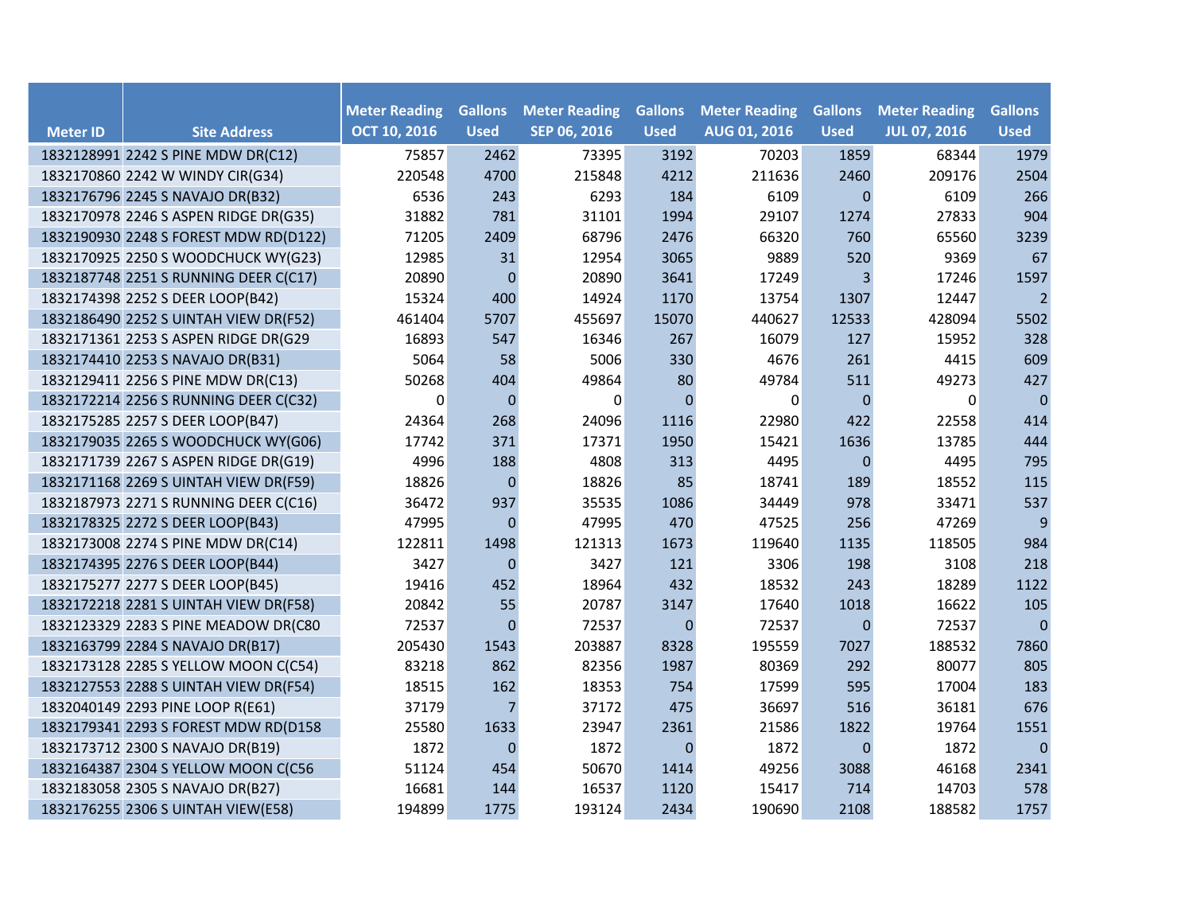| Meter ID | Site Address | Meter Reading OCT 10, 2016 | Gallons Used | Meter Reading SEP 06, 2016 | Gallons Used | Meter Reading AUG 01, 2016 | Gallons Used | Meter Reading JUL 07, 2016 | Gallons Used |
|---|---|---|---|---|---|---|---|---|---|
| 1832128991 | 2242 S PINE MDW DR(C12) | 75857 | 2462 | 73395 | 3192 | 70203 | 1859 | 68344 | 1979 |
| 1832170860 | 2242 W WINDY CIR(G34) | 220548 | 4700 | 215848 | 4212 | 211636 | 2460 | 209176 | 2504 |
| 1832176796 | 2245 S NAVAJO DR(B32) | 6536 | 243 | 6293 | 184 | 6109 | 0 | 6109 | 266 |
| 1832170978 | 2246 S ASPEN RIDGE DR(G35) | 31882 | 781 | 31101 | 1994 | 29107 | 1274 | 27833 | 904 |
| 1832190930 | 2248 S FOREST MDW RD(D122) | 71205 | 2409 | 68796 | 2476 | 66320 | 760 | 65560 | 3239 |
| 1832170925 | 2250 S WOODCHUCK WY(G23) | 12985 | 31 | 12954 | 3065 | 9889 | 520 | 9369 | 67 |
| 1832187748 | 2251 S RUNNING DEER C(C17) | 20890 | 0 | 20890 | 3641 | 17249 | 3 | 17246 | 1597 |
| 1832174398 | 2252 S DEER LOOP(B42) | 15324 | 400 | 14924 | 1170 | 13754 | 1307 | 12447 | 2 |
| 1832186490 | 2252 S UINTAH VIEW DR(F52) | 461404 | 5707 | 455697 | 15070 | 440627 | 12533 | 428094 | 5502 |
| 1832171361 | 2253 S ASPEN RIDGE DR(G29 | 16893 | 547 | 16346 | 267 | 16079 | 127 | 15952 | 328 |
| 1832174410 | 2253 S NAVAJO DR(B31) | 5064 | 58 | 5006 | 330 | 4676 | 261 | 4415 | 609 |
| 1832129411 | 2256 S PINE MDW DR(C13) | 50268 | 404 | 49864 | 80 | 49784 | 511 | 49273 | 427 |
| 1832172214 | 2256 S RUNNING DEER C(C32) | 0 | 0 | 0 | 0 | 0 | 0 | 0 | 0 |
| 1832175285 | 2257 S DEER LOOP(B47) | 24364 | 268 | 24096 | 1116 | 22980 | 422 | 22558 | 414 |
| 1832179035 | 2265 S WOODCHUCK WY(G06) | 17742 | 371 | 17371 | 1950 | 15421 | 1636 | 13785 | 444 |
| 1832171739 | 2267 S ASPEN RIDGE DR(G19) | 4996 | 188 | 4808 | 313 | 4495 | 0 | 4495 | 795 |
| 1832171168 | 2269 S UINTAH VIEW DR(F59) | 18826 | 0 | 18826 | 85 | 18741 | 189 | 18552 | 115 |
| 1832187973 | 2271 S RUNNING DEER C(C16) | 36472 | 937 | 35535 | 1086 | 34449 | 978 | 33471 | 537 |
| 1832178325 | 2272 S DEER LOOP(B43) | 47995 | 0 | 47995 | 470 | 47525 | 256 | 47269 | 9 |
| 1832173008 | 2274 S PINE MDW DR(C14) | 122811 | 1498 | 121313 | 1673 | 119640 | 1135 | 118505 | 984 |
| 1832174395 | 2276 S DEER LOOP(B44) | 3427 | 0 | 3427 | 121 | 3306 | 198 | 3108 | 218 |
| 1832175277 | 2277 S DEER LOOP(B45) | 19416 | 452 | 18964 | 432 | 18532 | 243 | 18289 | 1122 |
| 1832172218 | 2281 S UINTAH VIEW DR(F58) | 20842 | 55 | 20787 | 3147 | 17640 | 1018 | 16622 | 105 |
| 1832123329 | 2283 S PINE MEADOW DR(C80 | 72537 | 0 | 72537 | 0 | 72537 | 0 | 72537 | 0 |
| 1832163799 | 2284 S NAVAJO DR(B17) | 205430 | 1543 | 203887 | 8328 | 195559 | 7027 | 188532 | 7860 |
| 1832173128 | 2285 S YELLOW MOON C(C54) | 83218 | 862 | 82356 | 1987 | 80369 | 292 | 80077 | 805 |
| 1832127553 | 2288 S UINTAH VIEW DR(F54) | 18515 | 162 | 18353 | 754 | 17599 | 595 | 17004 | 183 |
| 1832040149 | 2293 PINE LOOP R(E61) | 37179 | 7 | 37172 | 475 | 36697 | 516 | 36181 | 676 |
| 1832179341 | 2293 S FOREST MDW RD(D158 | 25580 | 1633 | 23947 | 2361 | 21586 | 1822 | 19764 | 1551 |
| 1832173712 | 2300 S NAVAJO DR(B19) | 1872 | 0 | 1872 | 0 | 1872 | 0 | 1872 | 0 |
| 1832164387 | 2304 S YELLOW MOON C(C56 | 51124 | 454 | 50670 | 1414 | 49256 | 3088 | 46168 | 2341 |
| 1832183058 | 2305 S NAVAJO DR(B27) | 16681 | 144 | 16537 | 1120 | 15417 | 714 | 14703 | 578 |
| 1832176255 | 2306 S UINTAH VIEW(E58) | 194899 | 1775 | 193124 | 2434 | 190690 | 2108 | 188582 | 1757 |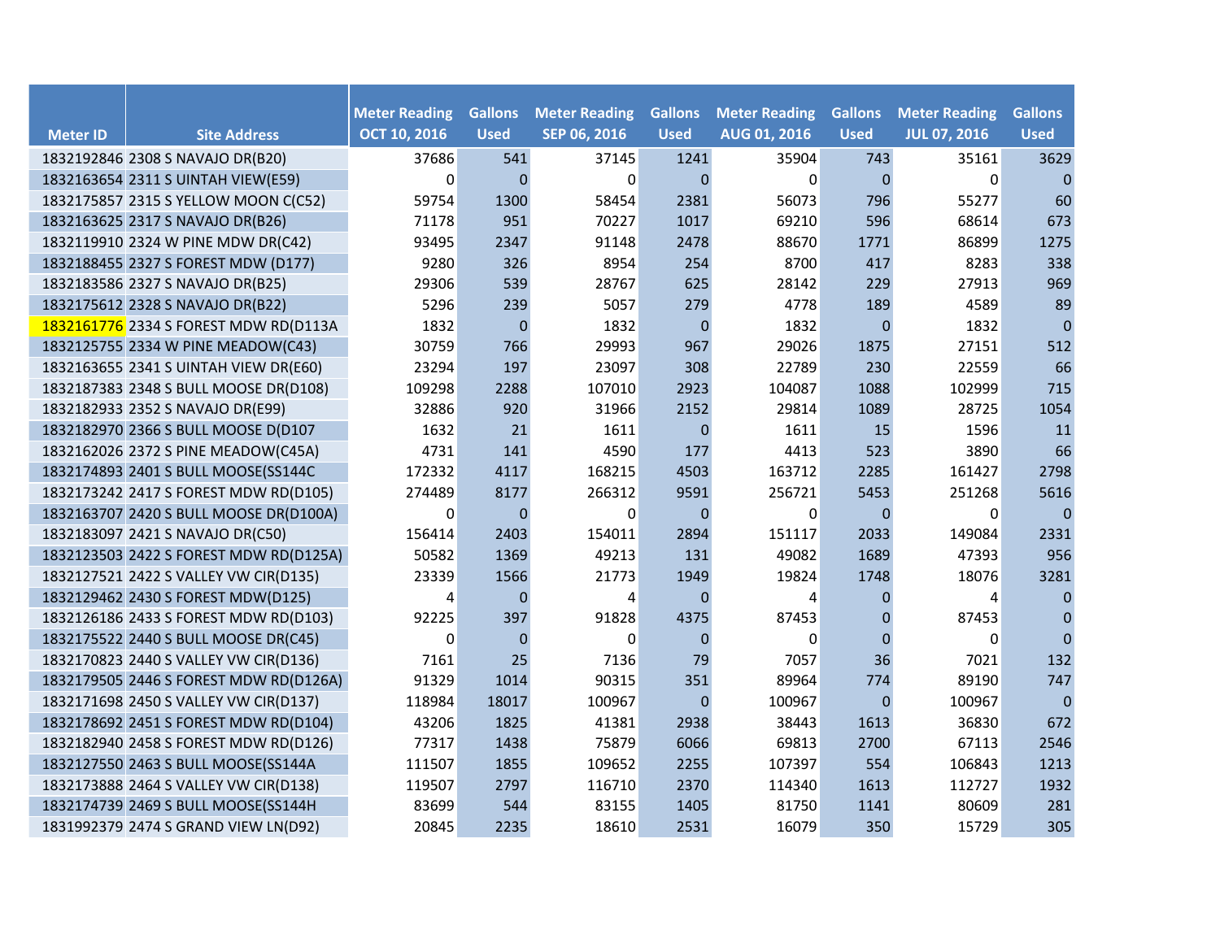| Meter ID | Site Address | Meter Reading OCT 10, 2016 | Gallons Used | Meter Reading SEP 06, 2016 | Gallons Used | Meter Reading AUG 01, 2016 | Gallons Used | Meter Reading JUL 07, 2016 | Gallons Used |
|---|---|---|---|---|---|---|---|---|---|
| 1832192846 | 2308 S NAVAJO DR(B20) | 37686 | 541 | 37145 | 1241 | 35904 | 743 | 35161 | 3629 |
| 1832163654 | 2311 S UINTAH VIEW(E59) | 0 | 0 | 0 | 0 | 0 | 0 | 0 | 0 |
| 1832175857 | 2315 S YELLOW MOON C(C52) | 59754 | 1300 | 58454 | 2381 | 56073 | 796 | 55277 | 60 |
| 1832163625 | 2317 S NAVAJO DR(B26) | 71178 | 951 | 70227 | 1017 | 69210 | 596 | 68614 | 673 |
| 1832119910 | 2324 W PINE MDW DR(C42) | 93495 | 2347 | 91148 | 2478 | 88670 | 1771 | 86899 | 1275 |
| 1832188455 | 2327 S FOREST MDW (D177) | 9280 | 326 | 8954 | 254 | 8700 | 417 | 8283 | 338 |
| 1832183586 | 2327 S NAVAJO DR(B25) | 29306 | 539 | 28767 | 625 | 28142 | 229 | 27913 | 969 |
| 1832175612 | 2328 S NAVAJO DR(B22) | 5296 | 239 | 5057 | 279 | 4778 | 189 | 4589 | 89 |
| 1832161776 | 2334 S FOREST MDW RD(D113A | 1832 | 0 | 1832 | 0 | 1832 | 0 | 1832 | 0 |
| 1832125755 | 2334 W PINE MEADOW(C43) | 30759 | 766 | 29993 | 967 | 29026 | 1875 | 27151 | 512 |
| 1832163655 | 2341 S UINTAH VIEW DR(E60) | 23294 | 197 | 23097 | 308 | 22789 | 230 | 22559 | 66 |
| 1832187383 | 2348 S BULL MOOSE DR(D108) | 109298 | 2288 | 107010 | 2923 | 104087 | 1088 | 102999 | 715 |
| 1832182933 | 2352 S NAVAJO DR(E99) | 32886 | 920 | 31966 | 2152 | 29814 | 1089 | 28725 | 1054 |
| 1832182970 | 2366 S BULL MOOSE D(D107 | 1632 | 21 | 1611 | 0 | 1611 | 15 | 1596 | 11 |
| 1832162026 | 2372 S PINE MEADOW(C45A) | 4731 | 141 | 4590 | 177 | 4413 | 523 | 3890 | 66 |
| 1832174893 | 2401 S BULL MOOSE(SS144C | 172332 | 4117 | 168215 | 4503 | 163712 | 2285 | 161427 | 2798 |
| 1832173242 | 2417 S FOREST MDW RD(D105) | 274489 | 8177 | 266312 | 9591 | 256721 | 5453 | 251268 | 5616 |
| 1832163707 | 2420 S BULL MOOSE DR(D100A) | 0 | 0 | 0 | 0 | 0 | 0 | 0 | 0 |
| 1832183097 | 2421 S NAVAJO DR(C50) | 156414 | 2403 | 154011 | 2894 | 151117 | 2033 | 149084 | 2331 |
| 1832123503 | 2422 S FOREST MDW RD(D125A) | 50582 | 1369 | 49213 | 131 | 49082 | 1689 | 47393 | 956 |
| 1832127521 | 2422 S VALLEY VW CIR(D135) | 23339 | 1566 | 21773 | 1949 | 19824 | 1748 | 18076 | 3281 |
| 1832129462 | 2430 S FOREST MDW(D125) | 4 | 0 | 4 | 0 | 4 | 0 | 4 | 0 |
| 1832126186 | 2433 S FOREST MDW RD(D103) | 92225 | 397 | 91828 | 4375 | 87453 | 0 | 87453 | 0 |
| 1832175522 | 2440 S BULL MOOSE DR(C45) | 0 | 0 | 0 | 0 | 0 | 0 | 0 | 0 |
| 1832170823 | 2440 S VALLEY VW CIR(D136) | 7161 | 25 | 7136 | 79 | 7057 | 36 | 7021 | 132 |
| 1832179505 | 2446 S FOREST MDW RD(D126A) | 91329 | 1014 | 90315 | 351 | 89964 | 774 | 89190 | 747 |
| 1832171698 | 2450 S VALLEY VW CIR(D137) | 118984 | 18017 | 100967 | 0 | 100967 | 0 | 100967 | 0 |
| 1832178692 | 2451 S FOREST MDW RD(D104) | 43206 | 1825 | 41381 | 2938 | 38443 | 1613 | 36830 | 672 |
| 1832182940 | 2458 S FOREST MDW RD(D126) | 77317 | 1438 | 75879 | 6066 | 69813 | 2700 | 67113 | 2546 |
| 1832127550 | 2463 S BULL MOOSE(SS144A | 111507 | 1855 | 109652 | 2255 | 107397 | 554 | 106843 | 1213 |
| 1832173888 | 2464 S VALLEY VW CIR(D138) | 119507 | 2797 | 116710 | 2370 | 114340 | 1613 | 112727 | 1932 |
| 1832174739 | 2469 S BULL MOOSE(SS144H | 83699 | 544 | 83155 | 1405 | 81750 | 1141 | 80609 | 281 |
| 1831992379 | 2474 S GRAND VIEW LN(D92) | 20845 | 2235 | 18610 | 2531 | 16079 | 350 | 15729 | 305 |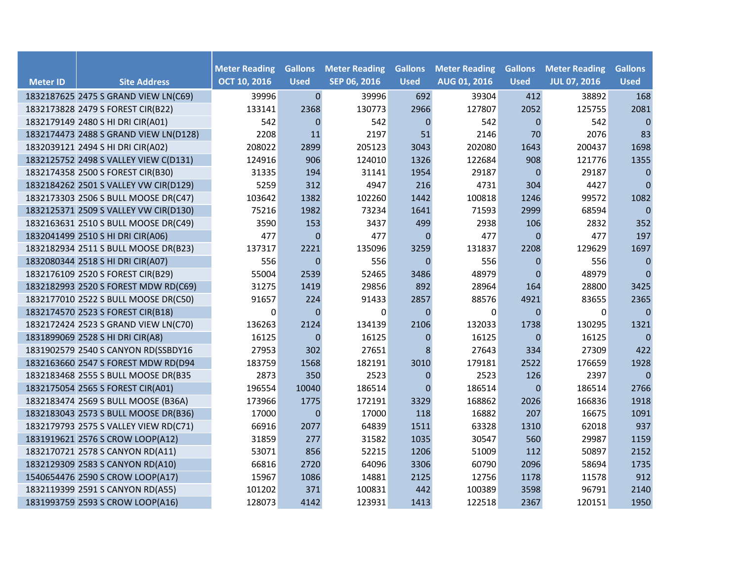| Meter ID | Site Address | Meter Reading OCT 10, 2016 | Gallons Used | Meter Reading SEP 06, 2016 | Gallons Used | Meter Reading AUG 01, 2016 | Gallons Used | Meter Reading JUL 07, 2016 | Gallons Used |
|---|---|---|---|---|---|---|---|---|---|
| 1832187625 | 2475 S GRAND VIEW LN(C69) | 39996 | 0 | 39996 | 692 | 39304 | 412 | 38892 | 168 |
| 1832173828 | 2479 S FOREST CIR(B22) | 133141 | 2368 | 130773 | 2966 | 127807 | 2052 | 125755 | 2081 |
| 1832179149 | 2480 S HI DRI CIR(A01) | 542 | 0 | 542 | 0 | 542 | 0 | 542 | 0 |
| 1832174473 | 2488 S GRAND VIEW LN(D128) | 2208 | 11 | 2197 | 51 | 2146 | 70 | 2076 | 83 |
| 1832039121 | 2494 S HI DRI CIR(A02) | 208022 | 2899 | 205123 | 3043 | 202080 | 1643 | 200437 | 1698 |
| 1832125752 | 2498 S VALLEY VIEW C(D131) | 124916 | 906 | 124010 | 1326 | 122684 | 908 | 121776 | 1355 |
| 1832174358 | 2500 S FOREST CIR(B30) | 31335 | 194 | 31141 | 1954 | 29187 | 0 | 29187 | 0 |
| 1832184262 | 2501 S VALLEY VW CIR(D129) | 5259 | 312 | 4947 | 216 | 4731 | 304 | 4427 | 0 |
| 1832173303 | 2506 S BULL MOOSE DR(C47) | 103642 | 1382 | 102260 | 1442 | 100818 | 1246 | 99572 | 1082 |
| 1832125371 | 2509 S VALLEY VW CIR(D130) | 75216 | 1982 | 73234 | 1641 | 71593 | 2999 | 68594 | 0 |
| 1832163631 | 2510 S BULL MOOSE DR(C49) | 3590 | 153 | 3437 | 499 | 2938 | 106 | 2832 | 352 |
| 1832041499 | 2510 S HI DRI CIR(A06) | 477 | 0 | 477 | 0 | 477 | 0 | 477 | 197 |
| 1832182934 | 2511 S BULL MOOSE DR(B23) | 137317 | 2221 | 135096 | 3259 | 131837 | 2208 | 129629 | 1697 |
| 1832080344 | 2518 S HI DRI CIR(A07) | 556 | 0 | 556 | 0 | 556 | 0 | 556 | 0 |
| 1832176109 | 2520 S FOREST CIR(B29) | 55004 | 2539 | 52465 | 3486 | 48979 | 0 | 48979 | 0 |
| 1832182993 | 2520 S FOREST MDW RD(C69) | 31275 | 1419 | 29856 | 892 | 28964 | 164 | 28800 | 3425 |
| 1832177010 | 2522 S BULL MOOSE DR(C50) | 91657 | 224 | 91433 | 2857 | 88576 | 4921 | 83655 | 2365 |
| 1832174570 | 2523 S FOREST CIR(B18) | 0 | 0 | 0 | 0 | 0 | 0 | 0 | 0 |
| 1832172424 | 2523 S GRAND VIEW LN(C70) | 136263 | 2124 | 134139 | 2106 | 132033 | 1738 | 130295 | 1321 |
| 1831899069 | 2528 S HI DRI CIR(A8) | 16125 | 0 | 16125 | 0 | 16125 | 0 | 16125 | 0 |
| 1831902579 | 2540 S CANYON RD(SSBDY16 | 27953 | 302 | 27651 | 8 | 27643 | 334 | 27309 | 422 |
| 1832163660 | 2547 S FOREST MDW RD(D94 | 183759 | 1568 | 182191 | 3010 | 179181 | 2522 | 176659 | 1928 |
| 1832183468 | 2555 S BULL MOOSE DR(B35 | 2873 | 350 | 2523 | 0 | 2523 | 126 | 2397 | 0 |
| 1832175054 | 2565 S FOREST CIR(A01) | 196554 | 10040 | 186514 | 0 | 186514 | 0 | 186514 | 2766 |
| 1832183474 | 2569 S BULL MOOSE (B36A) | 173966 | 1775 | 172191 | 3329 | 168862 | 2026 | 166836 | 1918 |
| 1832183043 | 2573 S BULL MOOSE DR(B36) | 17000 | 0 | 17000 | 118 | 16882 | 207 | 16675 | 1091 |
| 1832179793 | 2575 S VALLEY VIEW RD(C71) | 66916 | 2077 | 64839 | 1511 | 63328 | 1310 | 62018 | 937 |
| 1831919621 | 2576 S CROW LOOP(A12) | 31859 | 277 | 31582 | 1035 | 30547 | 560 | 29987 | 1159 |
| 1832170721 | 2578 S CANYON RD(A11) | 53071 | 856 | 52215 | 1206 | 51009 | 112 | 50897 | 2152 |
| 1832129309 | 2583 S CANYON RD(A10) | 66816 | 2720 | 64096 | 3306 | 60790 | 2096 | 58694 | 1735 |
| 1540654476 | 2590 S CROW LOOP(A17) | 15967 | 1086 | 14881 | 2125 | 12756 | 1178 | 11578 | 912 |
| 1832119399 | 2591 S CANYON RD(A55) | 101202 | 371 | 100831 | 442 | 100389 | 3598 | 96791 | 2140 |
| 1831993759 | 2593 S CROW LOOP(A16) | 128073 | 4142 | 123931 | 1413 | 122518 | 2367 | 120151 | 1950 |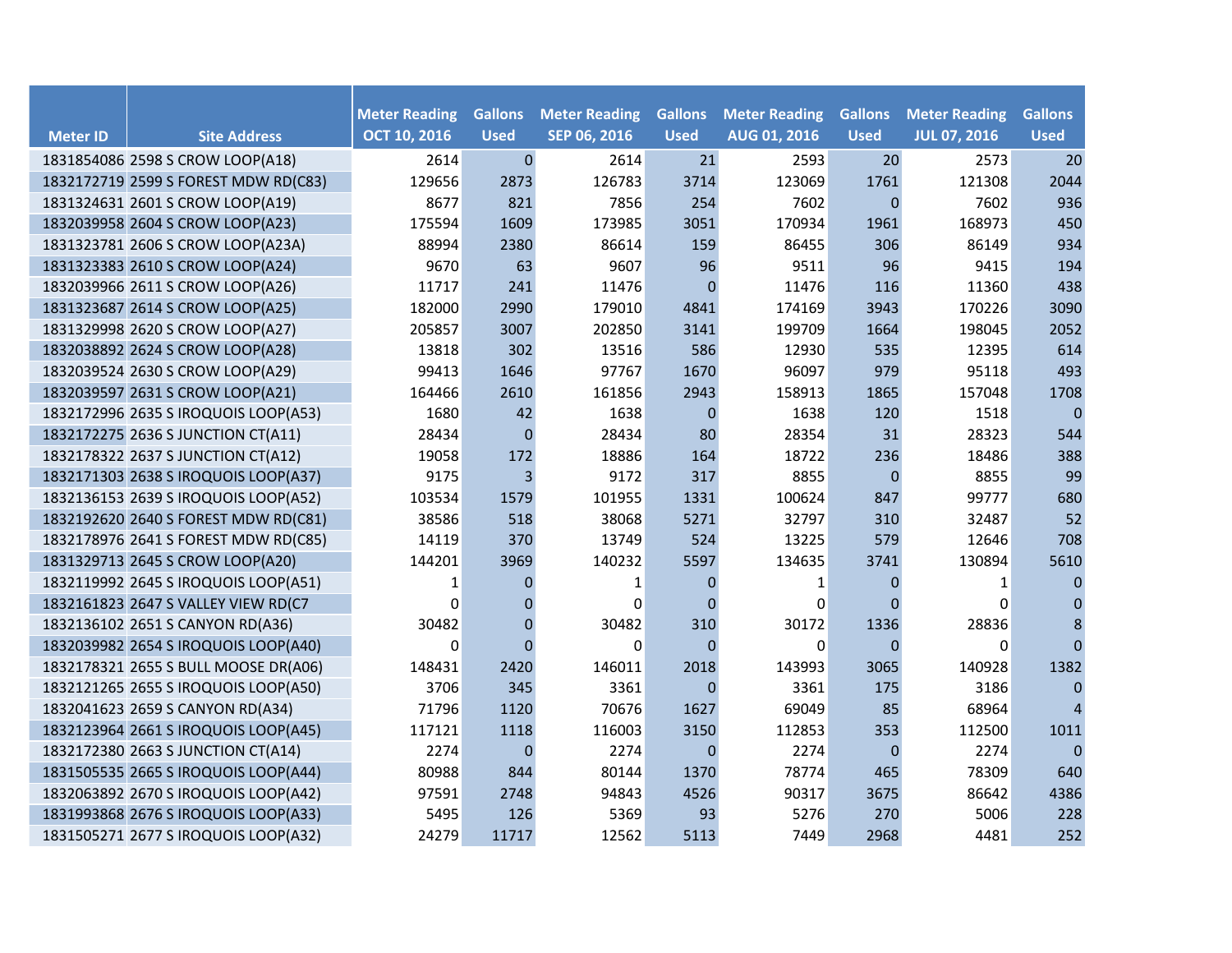| Meter ID | Site Address | Meter Reading OCT 10, 2016 | Gallons Used | Meter Reading SEP 06, 2016 | Gallons Used | Meter Reading AUG 01, 2016 | Gallons Used | Meter Reading JUL 07, 2016 | Gallons Used |
|---|---|---|---|---|---|---|---|---|---|
| 1831854086 | 2598 S CROW LOOP(A18) | 2614 | 0 | 2614 | 21 | 2593 | 20 | 2573 | 20 |
| 1832172719 | 2599 S FOREST MDW RD(C83) | 129656 | 2873 | 126783 | 3714 | 123069 | 1761 | 121308 | 2044 |
| 1831324631 | 2601 S CROW LOOP(A19) | 8677 | 821 | 7856 | 254 | 7602 | 0 | 7602 | 936 |
| 1832039958 | 2604 S CROW LOOP(A23) | 175594 | 1609 | 173985 | 3051 | 170934 | 1961 | 168973 | 450 |
| 1831323781 | 2606 S CROW LOOP(A23A) | 88994 | 2380 | 86614 | 159 | 86455 | 306 | 86149 | 934 |
| 1831323383 | 2610 S CROW LOOP(A24) | 9670 | 63 | 9607 | 96 | 9511 | 96 | 9415 | 194 |
| 1832039966 | 2611 S CROW LOOP(A26) | 11717 | 241 | 11476 | 0 | 11476 | 116 | 11360 | 438 |
| 1831323687 | 2614 S CROW LOOP(A25) | 182000 | 2990 | 179010 | 4841 | 174169 | 3943 | 170226 | 3090 |
| 1831329998 | 2620 S CROW LOOP(A27) | 205857 | 3007 | 202850 | 3141 | 199709 | 1664 | 198045 | 2052 |
| 1832038892 | 2624 S CROW LOOP(A28) | 13818 | 302 | 13516 | 586 | 12930 | 535 | 12395 | 614 |
| 1832039524 | 2630 S CROW LOOP(A29) | 99413 | 1646 | 97767 | 1670 | 96097 | 979 | 95118 | 493 |
| 1832039597 | 2631 S CROW LOOP(A21) | 164466 | 2610 | 161856 | 2943 | 158913 | 1865 | 157048 | 1708 |
| 1832172996 | 2635 S IROQUOIS LOOP(A53) | 1680 | 42 | 1638 | 0 | 1638 | 120 | 1518 | 0 |
| 1832172275 | 2636 S JUNCTION CT(A11) | 28434 | 0 | 28434 | 80 | 28354 | 31 | 28323 | 544 |
| 1832178322 | 2637 S JUNCTION CT(A12) | 19058 | 172 | 18886 | 164 | 18722 | 236 | 18486 | 388 |
| 1832171303 | 2638 S IROQUOIS LOOP(A37) | 9175 | 3 | 9172 | 317 | 8855 | 0 | 8855 | 99 |
| 1832136153 | 2639 S IROQUOIS LOOP(A52) | 103534 | 1579 | 101955 | 1331 | 100624 | 847 | 99777 | 680 |
| 1832192620 | 2640 S FOREST MDW RD(C81) | 38586 | 518 | 38068 | 5271 | 32797 | 310 | 32487 | 52 |
| 1832178976 | 2641 S FOREST MDW RD(C85) | 14119 | 370 | 13749 | 524 | 13225 | 579 | 12646 | 708 |
| 1831329713 | 2645 S CROW LOOP(A20) | 144201 | 3969 | 140232 | 5597 | 134635 | 3741 | 130894 | 5610 |
| 1832119992 | 2645 S IROQUOIS LOOP(A51) | 1 | 0 | 1 | 0 | 1 | 0 | 1 | 0 |
| 1832161823 | 2647 S VALLEY VIEW RD(C7 | 0 | 0 | 0 | 0 | 0 | 0 | 0 | 0 |
| 1832136102 | 2651 S CANYON RD(A36) | 30482 | 0 | 30482 | 310 | 30172 | 1336 | 28836 | 8 |
| 1832039982 | 2654 S IROQUOIS LOOP(A40) | 0 | 0 | 0 | 0 | 0 | 0 | 0 | 0 |
| 1832178321 | 2655 S BULL MOOSE DR(A06) | 148431 | 2420 | 146011 | 2018 | 143993 | 3065 | 140928 | 1382 |
| 1832121265 | 2655 S IROQUOIS LOOP(A50) | 3706 | 345 | 3361 | 0 | 3361 | 175 | 3186 | 0 |
| 1832041623 | 2659 S CANYON RD(A34) | 71796 | 1120 | 70676 | 1627 | 69049 | 85 | 68964 | 4 |
| 1832123964 | 2661 S IROQUOIS LOOP(A45) | 117121 | 1118 | 116003 | 3150 | 112853 | 353 | 112500 | 1011 |
| 1832172380 | 2663 S JUNCTION CT(A14) | 2274 | 0 | 2274 | 0 | 2274 | 0 | 2274 | 0 |
| 1831505535 | 2665 S IROQUOIS LOOP(A44) | 80988 | 844 | 80144 | 1370 | 78774 | 465 | 78309 | 640 |
| 1832063892 | 2670 S IROQUOIS LOOP(A42) | 97591 | 2748 | 94843 | 4526 | 90317 | 3675 | 86642 | 4386 |
| 1831993868 | 2676 S IROQUOIS LOOP(A33) | 5495 | 126 | 5369 | 93 | 5276 | 270 | 5006 | 228 |
| 1831505271 | 2677 S IROQUOIS LOOP(A32) | 24279 | 11717 | 12562 | 5113 | 7449 | 2968 | 4481 | 252 |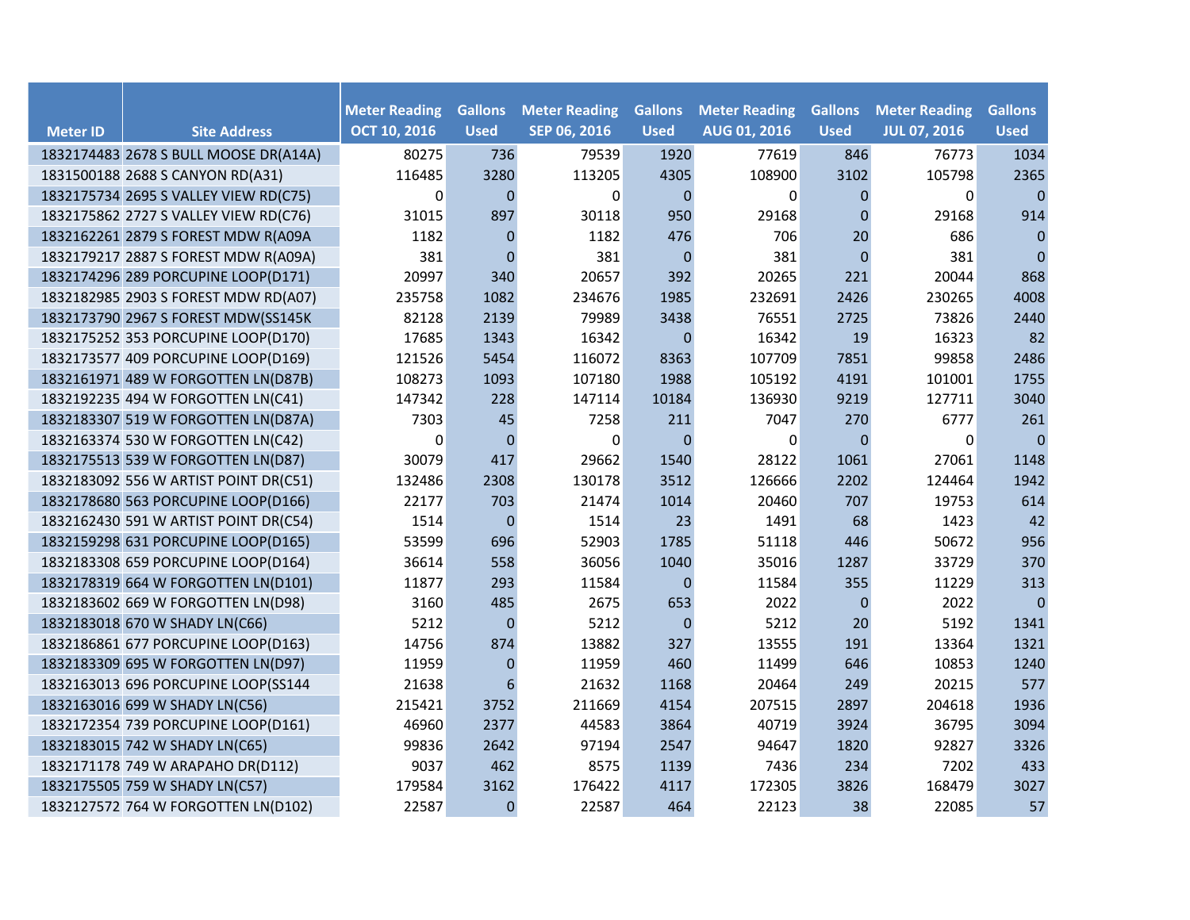| Meter ID | Site Address | Meter Reading OCT 10, 2016 | Gallons Used | Meter Reading SEP 06, 2016 | Gallons Used | Meter Reading AUG 01, 2016 | Gallons Used | Meter Reading JUL 07, 2016 | Gallons Used |
|---|---|---|---|---|---|---|---|---|---|
| 1832174483 | 2678 S BULL MOOSE DR(A14A) | 80275 | 736 | 79539 | 1920 | 77619 | 846 | 76773 | 1034 |
| 1831500188 | 2688 S CANYON RD(A31) | 116485 | 3280 | 113205 | 4305 | 108900 | 3102 | 105798 | 2365 |
| 1832175734 | 2695 S VALLEY VIEW RD(C75) | 0 | 0 | 0 | 0 | 0 | 0 | 0 | 0 |
| 1832175862 | 2727 S VALLEY VIEW RD(C76) | 31015 | 897 | 30118 | 950 | 29168 | 0 | 29168 | 914 |
| 1832162261 | 2879 S FOREST MDW R(A09A | 1182 | 0 | 1182 | 476 | 706 | 20 | 686 | 0 |
| 1832179217 | 2887 S FOREST MDW R(A09A) | 381 | 0 | 381 | 0 | 381 | 0 | 381 | 0 |
| 1832174296 | 289 PORCUPINE LOOP(D171) | 20997 | 340 | 20657 | 392 | 20265 | 221 | 20044 | 868 |
| 1832182985 | 2903 S FOREST MDW RD(A07) | 235758 | 1082 | 234676 | 1985 | 232691 | 2426 | 230265 | 4008 |
| 1832173790 | 2967 S FOREST MDW(SS145K | 82128 | 2139 | 79989 | 3438 | 76551 | 2725 | 73826 | 2440 |
| 1832175252 | 353 PORCUPINE LOOP(D170) | 17685 | 1343 | 16342 | 0 | 16342 | 19 | 16323 | 82 |
| 1832173577 | 409 PORCUPINE LOOP(D169) | 121526 | 5454 | 116072 | 8363 | 107709 | 7851 | 99858 | 2486 |
| 1832161971 | 489 W FORGOTTEN LN(D87B) | 108273 | 1093 | 107180 | 1988 | 105192 | 4191 | 101001 | 1755 |
| 1832192235 | 494 W FORGOTTEN LN(C41) | 147342 | 228 | 147114 | 10184 | 136930 | 9219 | 127711 | 3040 |
| 1832183307 | 519 W FORGOTTEN LN(D87A) | 7303 | 45 | 7258 | 211 | 7047 | 270 | 6777 | 261 |
| 1832163374 | 530 W FORGOTTEN LN(C42) | 0 | 0 | 0 | 0 | 0 | 0 | 0 | 0 |
| 1832175513 | 539 W FORGOTTEN LN(D87) | 30079 | 417 | 29662 | 1540 | 28122 | 1061 | 27061 | 1148 |
| 1832183092 | 556 W ARTIST POINT DR(C51) | 132486 | 2308 | 130178 | 3512 | 126666 | 2202 | 124464 | 1942 |
| 1832178680 | 563 PORCUPINE LOOP(D166) | 22177 | 703 | 21474 | 1014 | 20460 | 707 | 19753 | 614 |
| 1832162430 | 591 W ARTIST POINT DR(C54) | 1514 | 0 | 1514 | 23 | 1491 | 68 | 1423 | 42 |
| 1832159298 | 631 PORCUPINE LOOP(D165) | 53599 | 696 | 52903 | 1785 | 51118 | 446 | 50672 | 956 |
| 1832183308 | 659 PORCUPINE LOOP(D164) | 36614 | 558 | 36056 | 1040 | 35016 | 1287 | 33729 | 370 |
| 1832178319 | 664 W FORGOTTEN LN(D101) | 11877 | 293 | 11584 | 0 | 11584 | 355 | 11229 | 313 |
| 1832183602 | 669 W FORGOTTEN LN(D98) | 3160 | 485 | 2675 | 653 | 2022 | 0 | 2022 | 0 |
| 1832183018 | 670 W SHADY LN(C66) | 5212 | 0 | 5212 | 0 | 5212 | 20 | 5192 | 1341 |
| 1832186861 | 677 PORCUPINE LOOP(D163) | 14756 | 874 | 13882 | 327 | 13555 | 191 | 13364 | 1321 |
| 1832183309 | 695 W FORGOTTEN LN(D97) | 11959 | 0 | 11959 | 460 | 11499 | 646 | 10853 | 1240 |
| 1832163013 | 696 PORCUPINE LOOP(SS144 | 21638 | 6 | 21632 | 1168 | 20464 | 249 | 20215 | 577 |
| 1832163016 | 699 W SHADY LN(C56) | 215421 | 3752 | 211669 | 4154 | 207515 | 2897 | 204618 | 1936 |
| 1832172354 | 739 PORCUPINE LOOP(D161) | 46960 | 2377 | 44583 | 3864 | 40719 | 3924 | 36795 | 3094 |
| 1832183015 | 742 W SHADY LN(C65) | 99836 | 2642 | 97194 | 2547 | 94647 | 1820 | 92827 | 3326 |
| 1832171178 | 749 W ARAPAHO DR(D112) | 9037 | 462 | 8575 | 1139 | 7436 | 234 | 7202 | 433 |
| 1832175505 | 759 W SHADY LN(C57) | 179584 | 3162 | 176422 | 4117 | 172305 | 3826 | 168479 | 3027 |
| 1832127572 | 764 W FORGOTTEN LN(D102) | 22587 | 0 | 22587 | 464 | 22123 | 38 | 22085 | 57 |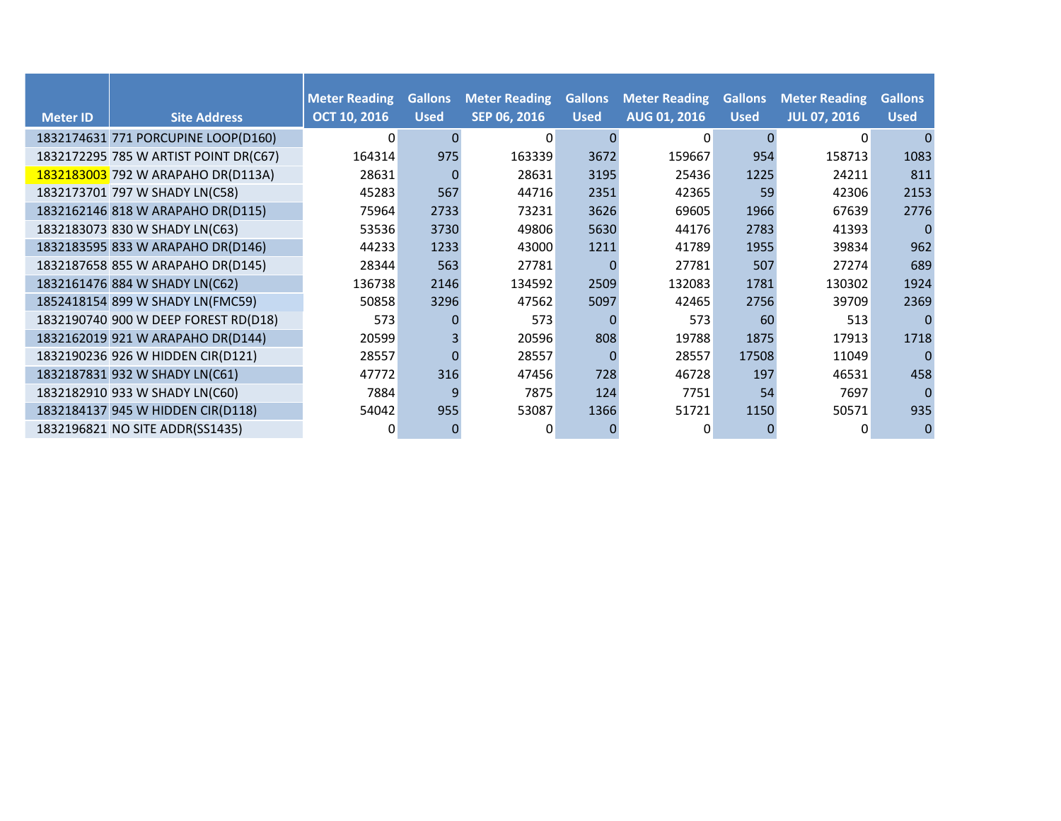| Meter ID | Site Address | Meter Reading OCT 10, 2016 | Gallons Used | Meter Reading SEP 06, 2016 | Gallons Used | Meter Reading AUG 01, 2016 | Gallons Used | Meter Reading JUL 07, 2016 | Gallons Used |
|---|---|---|---|---|---|---|---|---|---|
| 1832174631 | 771 PORCUPINE LOOP(D160) | 0 | 0 | 0 | 0 | 0 | 0 | 0 | 0 |
| 1832172295 | 785 W ARTIST POINT DR(C67) | 164314 | 975 | 163339 | 3672 | 159667 | 954 | 158713 | 1083 |
| 1832183003 | 792 W ARAPAHO DR(D113A) | 28631 | 0 | 28631 | 3195 | 25436 | 1225 | 24211 | 811 |
| 1832173701 | 797 W SHADY LN(C58) | 45283 | 567 | 44716 | 2351 | 42365 | 59 | 42306 | 2153 |
| 1832162146 | 818 W ARAPAHO DR(D115) | 75964 | 2733 | 73231 | 3626 | 69605 | 1966 | 67639 | 2776 |
| 1832183073 | 830 W SHADY LN(C63) | 53536 | 3730 | 49806 | 5630 | 44176 | 2783 | 41393 | 0 |
| 1832183595 | 833 W ARAPAHO DR(D146) | 44233 | 1233 | 43000 | 1211 | 41789 | 1955 | 39834 | 962 |
| 1832187658 | 855 W ARAPAHO DR(D145) | 28344 | 563 | 27781 | 0 | 27781 | 507 | 27274 | 689 |
| 1832161476 | 884 W SHADY LN(C62) | 136738 | 2146 | 134592 | 2509 | 132083 | 1781 | 130302 | 1924 |
| 1852418154 | 899 W SHADY LN(FMC59) | 50858 | 3296 | 47562 | 5097 | 42465 | 2756 | 39709 | 2369 |
| 1832190740 | 900 W DEEP FOREST RD(D18) | 573 | 0 | 573 | 0 | 573 | 60 | 513 | 0 |
| 1832162019 | 921 W ARAPAHO DR(D144) | 20599 | 3 | 20596 | 808 | 19788 | 1875 | 17913 | 1718 |
| 1832190236 | 926 W HIDDEN CIR(D121) | 28557 | 0 | 28557 | 0 | 28557 | 17508 | 11049 | 0 |
| 1832187831 | 932 W SHADY LN(C61) | 47772 | 316 | 47456 | 728 | 46728 | 197 | 46531 | 458 |
| 1832182910 | 933 W SHADY LN(C60) | 7884 | 9 | 7875 | 124 | 7751 | 54 | 7697 | 0 |
| 1832184137 | 945 W HIDDEN CIR(D118) | 54042 | 955 | 53087 | 1366 | 51721 | 1150 | 50571 | 935 |
| 1832196821 | NO SITE ADDR(SS1435) | 0 | 0 | 0 | 0 | 0 | 0 | 0 | 0 |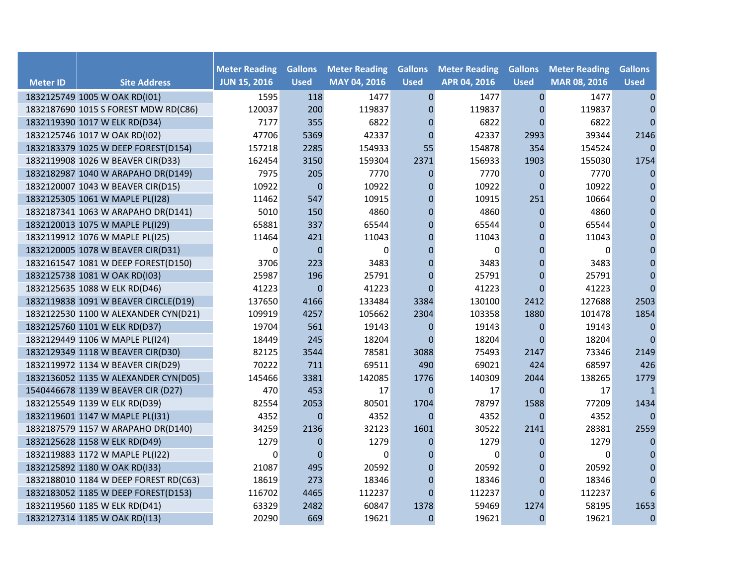| Meter ID | Site Address | Meter Reading JUN 15, 2016 | Gallons Used | Meter Reading MAY 04, 2016 | Gallons Used | Meter Reading APR 04, 2016 | Gallons Used | Meter Reading MAR 08, 2016 | Gallons Used |
|---|---|---|---|---|---|---|---|---|---|
| 1832125749 | 1005 W OAK RD(I01) | 1595 | 118 | 1477 | 0 | 1477 | 0 | 1477 | 0 |
| 1832187690 | 1015 S FOREST MDW RD(C86) | 120037 | 200 | 119837 | 0 | 119837 | 0 | 119837 | 0 |
| 1832119390 | 1017 W ELK RD(D34) | 7177 | 355 | 6822 | 0 | 6822 | 0 | 6822 | 0 |
| 1832125746 | 1017 W OAK RD(I02) | 47706 | 5369 | 42337 | 0 | 42337 | 2993 | 39344 | 2146 |
| 1832183379 | 1025 W DEEP FOREST(D154) | 157218 | 2285 | 154933 | 55 | 154878 | 354 | 154524 | 0 |
| 1832119908 | 1026 W BEAVER CIR(D33) | 162454 | 3150 | 159304 | 2371 | 156933 | 1903 | 155030 | 1754 |
| 1832182987 | 1040 W ARAPAHO DR(D149) | 7975 | 205 | 7770 | 0 | 7770 | 0 | 7770 | 0 |
| 1832120007 | 1043 W BEAVER CIR(D15) | 10922 | 0 | 10922 | 0 | 10922 | 0 | 10922 | 0 |
| 1832125305 | 1061 W MAPLE PL(I28) | 11462 | 547 | 10915 | 0 | 10915 | 251 | 10664 | 0 |
| 1832187341 | 1063 W ARAPAHO DR(D141) | 5010 | 150 | 4860 | 0 | 4860 | 0 | 4860 | 0 |
| 1832120013 | 1075 W MAPLE PL(I29) | 65881 | 337 | 65544 | 0 | 65544 | 0 | 65544 | 0 |
| 1832119912 | 1076 W MAPLE PL(I25) | 11464 | 421 | 11043 | 0 | 11043 | 0 | 11043 | 0 |
| 1832120005 | 1078 W BEAVER CIR(D31) | 0 | 0 | 0 | 0 | 0 | 0 | 0 | 0 |
| 1832161547 | 1081 W DEEP FOREST(D150) | 3706 | 223 | 3483 | 0 | 3483 | 0 | 3483 | 0 |
| 1832125738 | 1081 W OAK RD(I03) | 25987 | 196 | 25791 | 0 | 25791 | 0 | 25791 | 0 |
| 1832125635 | 1088 W ELK RD(D46) | 41223 | 0 | 41223 | 0 | 41223 | 0 | 41223 | 0 |
| 1832119838 | 1091 W BEAVER CIRCLE(D19) | 137650 | 4166 | 133484 | 3384 | 130100 | 2412 | 127688 | 2503 |
| 1832122530 | 1100 W ALEXANDER CYN(D21) | 109919 | 4257 | 105662 | 2304 | 103358 | 1880 | 101478 | 1854 |
| 1832125760 | 1101 W ELK RD(D37) | 19704 | 561 | 19143 | 0 | 19143 | 0 | 19143 | 0 |
| 1832129449 | 1106 W MAPLE PL(I24) | 18449 | 245 | 18204 | 0 | 18204 | 0 | 18204 | 0 |
| 1832129349 | 1118 W BEAVER CIR(D30) | 82125 | 3544 | 78581 | 3088 | 75493 | 2147 | 73346 | 2149 |
| 1832119972 | 1134 W BEAVER CIR(D29) | 70222 | 711 | 69511 | 490 | 69021 | 424 | 68597 | 426 |
| 1832136052 | 1135 W ALEXANDER CYN(D05) | 145466 | 3381 | 142085 | 1776 | 140309 | 2044 | 138265 | 1779 |
| 1540446678 | 1139 W BEAVER CIR (D27) | 470 | 453 | 17 | 0 | 17 | 0 | 17 | 1 |
| 1832125549 | 1139 W ELK RD(D39) | 82554 | 2053 | 80501 | 1704 | 78797 | 1588 | 77209 | 1434 |
| 1832119601 | 1147 W MAPLE PL(I31) | 4352 | 0 | 4352 | 0 | 4352 | 0 | 4352 | 0 |
| 1832187579 | 1157 W ARAPAHO DR(D140) | 34259 | 2136 | 32123 | 1601 | 30522 | 2141 | 28381 | 2559 |
| 1832125628 | 1158 W ELK RD(D49) | 1279 | 0 | 1279 | 0 | 1279 | 0 | 1279 | 0 |
| 1832119883 | 1172 W MAPLE PL(I22) | 0 | 0 | 0 | 0 | 0 | 0 | 0 | 0 |
| 1832125892 | 1180 W OAK RD(I33) | 21087 | 495 | 20592 | 0 | 20592 | 0 | 20592 | 0 |
| 1832188010 | 1184 W DEEP FOREST RD(C63) | 18619 | 273 | 18346 | 0 | 18346 | 0 | 18346 | 0 |
| 1832183052 | 1185 W DEEP FOREST(D153) | 116702 | 4465 | 112237 | 0 | 112237 | 0 | 112237 | 6 |
| 1832119560 | 1185 W ELK RD(D41) | 63329 | 2482 | 60847 | 1378 | 59469 | 1274 | 58195 | 1653 |
| 1832127314 | 1185 W OAK RD(I13) | 20290 | 669 | 19621 | 0 | 19621 | 0 | 19621 | 0 |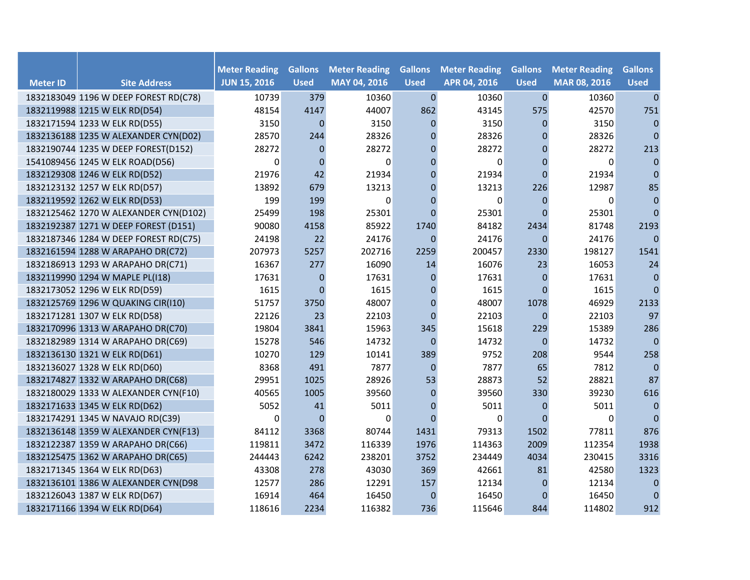| Meter ID | Site Address | Meter Reading JUN 15, 2016 | Gallons Used | Meter Reading MAY 04, 2016 | Gallons Used | Meter Reading APR 04, 2016 | Gallons Used | Meter Reading MAR 08, 2016 | Gallons Used |
|---|---|---|---|---|---|---|---|---|---|
| 1832183049 | 1196 W DEEP FOREST RD(C78) | 10739 | 379 | 10360 | 0 | 10360 | 0 | 10360 | 0 |
| 1832119988 | 1215 W ELK RD(D54) | 48154 | 4147 | 44007 | 862 | 43145 | 575 | 42570 | 751 |
| 1832171594 | 1233 W ELK RD(D55) | 3150 | 0 | 3150 | 0 | 3150 | 0 | 3150 | 0 |
| 1832136188 | 1235 W ALEXANDER CYN(D02) | 28570 | 244 | 28326 | 0 | 28326 | 0 | 28326 | 0 |
| 1832190744 | 1235 W DEEP FOREST(D152) | 28272 | 0 | 28272 | 0 | 28272 | 0 | 28272 | 213 |
| 1541089456 | 1245 W ELK ROAD(D56) | 0 | 0 | 0 | 0 | 0 | 0 | 0 | 0 |
| 1832129308 | 1246 W ELK RD(D52) | 21976 | 42 | 21934 | 0 | 21934 | 0 | 21934 | 0 |
| 1832123132 | 1257 W ELK RD(D57) | 13892 | 679 | 13213 | 0 | 13213 | 226 | 12987 | 85 |
| 1832119592 | 1262 W ELK RD(D53) | 199 | 199 | 0 | 0 | 0 | 0 | 0 | 0 |
| 1832125462 | 1270 W ALEXANDER CYN(D102) | 25499 | 198 | 25301 | 0 | 25301 | 0 | 25301 | 0 |
| 1832192387 | 1271 W DEEP FOREST (D151) | 90080 | 4158 | 85922 | 1740 | 84182 | 2434 | 81748 | 2193 |
| 1832187346 | 1284 W DEEP FOREST RD(C75) | 24198 | 22 | 24176 | 0 | 24176 | 0 | 24176 | 0 |
| 1832161594 | 1288 W ARAPAHO DR(C72) | 207973 | 5257 | 202716 | 2259 | 200457 | 2330 | 198127 | 1541 |
| 1832186913 | 1293 W ARAPAHO DR(C71) | 16367 | 277 | 16090 | 14 | 16076 | 23 | 16053 | 24 |
| 1832119990 | 1294 W MAPLE PL(I18) | 17631 | 0 | 17631 | 0 | 17631 | 0 | 17631 | 0 |
| 1832173052 | 1296 W ELK RD(D59) | 1615 | 0 | 1615 | 0 | 1615 | 0 | 1615 | 0 |
| 1832125769 | 1296 W QUAKING CIR(I10) | 51757 | 3750 | 48007 | 0 | 48007 | 1078 | 46929 | 2133 |
| 1832171281 | 1307 W ELK RD(D58) | 22126 | 23 | 22103 | 0 | 22103 | 0 | 22103 | 97 |
| 1832170996 | 1313 W ARAPAHO DR(C70) | 19804 | 3841 | 15963 | 345 | 15618 | 229 | 15389 | 286 |
| 1832182989 | 1314 W ARAPAHO DR(C69) | 15278 | 546 | 14732 | 0 | 14732 | 0 | 14732 | 0 |
| 1832136130 | 1321 W ELK RD(D61) | 10270 | 129 | 10141 | 389 | 9752 | 208 | 9544 | 258 |
| 1832136027 | 1328 W ELK RD(D60) | 8368 | 491 | 7877 | 0 | 7877 | 65 | 7812 | 0 |
| 1832174827 | 1332 W ARAPAHO DR(C68) | 29951 | 1025 | 28926 | 53 | 28873 | 52 | 28821 | 87 |
| 1832180029 | 1333 W ALEXANDER CYN(F10) | 40565 | 1005 | 39560 | 0 | 39560 | 330 | 39230 | 616 |
| 1832171633 | 1345 W ELK RD(D62) | 5052 | 41 | 5011 | 0 | 5011 | 0 | 5011 | 0 |
| 1832174291 | 1345 W NAVAJO RD(C39) | 0 | 0 | 0 | 0 | 0 | 0 | 0 | 0 |
| 1832136148 | 1359 W ALEXANDER CYN(F13) | 84112 | 3368 | 80744 | 1431 | 79313 | 1502 | 77811 | 876 |
| 1832122387 | 1359 W ARAPAHO DR(C66) | 119811 | 3472 | 116339 | 1976 | 114363 | 2009 | 112354 | 1938 |
| 1832125475 | 1362 W ARAPAHO DR(C65) | 244443 | 6242 | 238201 | 3752 | 234449 | 4034 | 230415 | 3316 |
| 1832171345 | 1364 W ELK RD(D63) | 43308 | 278 | 43030 | 369 | 42661 | 81 | 42580 | 1323 |
| 1832136101 | 1386 W ALEXANDER CYN(D98 | 12577 | 286 | 12291 | 157 | 12134 | 0 | 12134 | 0 |
| 1832126043 | 1387 W ELK RD(D67) | 16914 | 464 | 16450 | 0 | 16450 | 0 | 16450 | 0 |
| 1832171166 | 1394 W ELK RD(D64) | 118616 | 2234 | 116382 | 736 | 115646 | 844 | 114802 | 912 |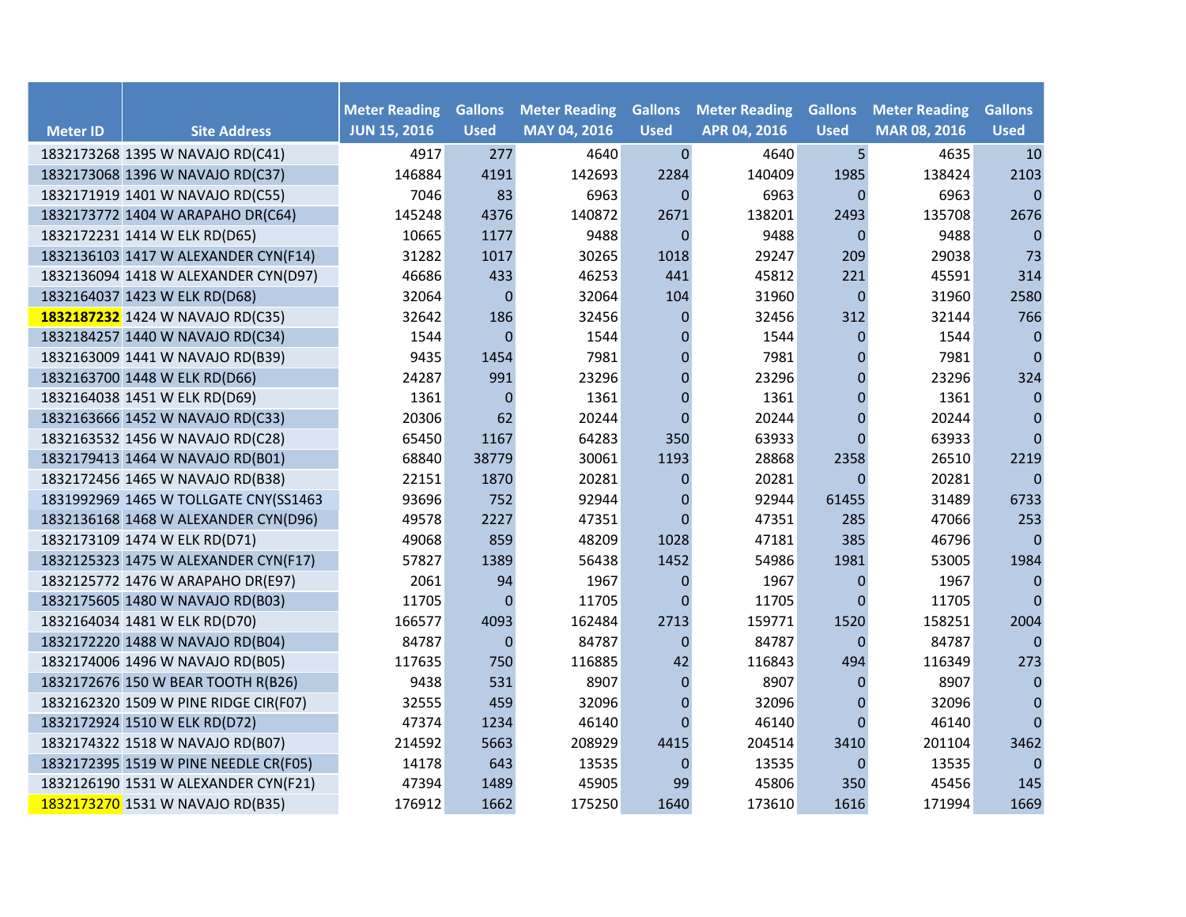| Meter ID | Site Address | Meter Reading JUN 15, 2016 | Gallons Used | Meter Reading MAY 04, 2016 | Gallons Used | Meter Reading APR 04, 2016 | Gallons Used | Meter Reading MAR 08, 2016 | Gallons Used |
|---|---|---|---|---|---|---|---|---|---|
| 1832173268 | 1395 W NAVAJO RD(C41) | 4917 | 277 | 4640 | 0 | 4640 | 5 | 4635 | 10 |
| 1832173068 | 1396 W NAVAJO RD(C37) | 146884 | 4191 | 142693 | 2284 | 140409 | 1985 | 138424 | 2103 |
| 1832171919 | 1401 W NAVAJO RD(C55) | 7046 | 83 | 6963 | 0 | 6963 | 0 | 6963 | 0 |
| 1832173772 | 1404 W ARAPAHO DR(C64) | 145248 | 4376 | 140872 | 2671 | 138201 | 2493 | 135708 | 2676 |
| 1832172231 | 1414 W ELK RD(D65) | 10665 | 1177 | 9488 | 0 | 9488 | 0 | 9488 | 0 |
| 1832136103 | 1417 W ALEXANDER CYN(F14) | 31282 | 1017 | 30265 | 1018 | 29247 | 209 | 29038 | 73 |
| 1832136094 | 1418 W ALEXANDER CYN(D97) | 46686 | 433 | 46253 | 441 | 45812 | 221 | 45591 | 314 |
| 1832164037 | 1423 W ELK RD(D68) | 32064 | 0 | 32064 | 104 | 31960 | 0 | 31960 | 2580 |
| **1832187232** | 1424 W NAVAJO RD(C35) | 32642 | 186 | 32456 | 0 | 32456 | 312 | 32144 | 766 |
| 1832184257 | 1440 W NAVAJO RD(C34) | 1544 | 0 | 1544 | 0 | 1544 | 0 | 1544 | 0 |
| 1832163009 | 1441 W NAVAJO RD(B39) | 9435 | 1454 | 7981 | 0 | 7981 | 0 | 7981 | 0 |
| 1832163700 | 1448 W ELK RD(D66) | 24287 | 991 | 23296 | 0 | 23296 | 0 | 23296 | 324 |
| 1832164038 | 1451 W ELK RD(D69) | 1361 | 0 | 1361 | 0 | 1361 | 0 | 1361 | 0 |
| 1832163666 | 1452 W NAVAJO RD(C33) | 20306 | 62 | 20244 | 0 | 20244 | 0 | 20244 | 0 |
| 1832163532 | 1456 W NAVAJO RD(C28) | 65450 | 1167 | 64283 | 350 | 63933 | 0 | 63933 | 0 |
| 1832179413 | 1464 W NAVAJO RD(B01) | 68840 | 38779 | 30061 | 1193 | 28868 | 2358 | 26510 | 2219 |
| 1832172456 | 1465 W NAVAJO RD(B38) | 22151 | 1870 | 20281 | 0 | 20281 | 0 | 20281 | 0 |
| 1831992969 | 1465 W TOLLGATE CNY(SS1463 | 93696 | 752 | 92944 | 0 | 92944 | 61455 | 31489 | 6733 |
| 1832136168 | 1468 W ALEXANDER CYN(D96) | 49578 | 2227 | 47351 | 0 | 47351 | 285 | 47066 | 253 |
| 1832173109 | 1474 W ELK RD(D71) | 49068 | 859 | 48209 | 1028 | 47181 | 385 | 46796 | 0 |
| 1832125323 | 1475 W ALEXANDER CYN(F17) | 57827 | 1389 | 56438 | 1452 | 54986 | 1981 | 53005 | 1984 |
| 1832125772 | 1476 W ARAPAHO DR(E97) | 2061 | 94 | 1967 | 0 | 1967 | 0 | 1967 | 0 |
| 1832175605 | 1480 W NAVAJO RD(B03) | 11705 | 0 | 11705 | 0 | 11705 | 0 | 11705 | 0 |
| 1832164034 | 1481 W ELK RD(D70) | 166577 | 4093 | 162484 | 2713 | 159771 | 1520 | 158251 | 2004 |
| 1832172220 | 1488 W NAVAJO RD(B04) | 84787 | 0 | 84787 | 0 | 84787 | 0 | 84787 | 0 |
| 1832174006 | 1496 W NAVAJO RD(B05) | 117635 | 750 | 116885 | 42 | 116843 | 494 | 116349 | 273 |
| 1832172676 | 150 W BEAR TOOTH R(B26) | 9438 | 531 | 8907 | 0 | 8907 | 0 | 8907 | 0 |
| 1832162320 | 1509 W PINE RIDGE CIR(F07) | 32555 | 459 | 32096 | 0 | 32096 | 0 | 32096 | 0 |
| 1832172924 | 1510 W ELK RD(D72) | 47374 | 1234 | 46140 | 0 | 46140 | 0 | 46140 | 0 |
| 1832174322 | 1518 W NAVAJO RD(B07) | 214592 | 5663 | 208929 | 4415 | 204514 | 3410 | 201104 | 3462 |
| 1832172395 | 1519 W PINE NEEDLE CR(F05) | 14178 | 643 | 13535 | 0 | 13535 | 0 | 13535 | 0 |
| 1832126190 | 1531 W ALEXANDER CYN(F21) | 47394 | 1489 | 45905 | 99 | 45806 | 350 | 45456 | 145 |
| 1832173270 | 1531 W NAVAJO RD(B35) | 176912 | 1662 | 175250 | 1640 | 173610 | 1616 | 171994 | 1669 |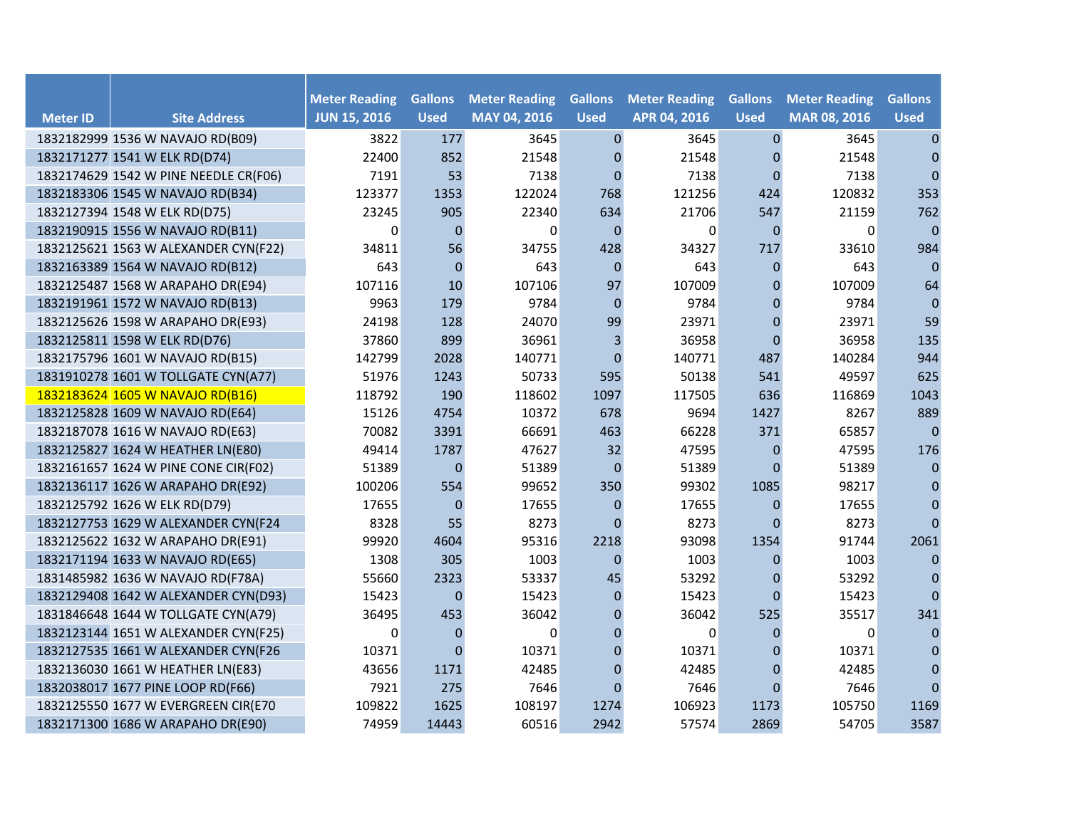| Meter ID | Site Address | Meter Reading JUN 15, 2016 | Gallons Used | Meter Reading MAY 04, 2016 | Gallons Used | Meter Reading APR 04, 2016 | Gallons Used | Meter Reading MAR 08, 2016 | Gallons Used |
|---|---|---|---|---|---|---|---|---|---|
| 1832182999 | 1536 W NAVAJO RD(B09) | 3822 | 177 | 3645 | 0 | 3645 | 0 | 3645 | 0 |
| 1832171277 | 1541 W ELK RD(D74) | 22400 | 852 | 21548 | 0 | 21548 | 0 | 21548 | 0 |
| 1832174629 | 1542 W PINE NEEDLE CR(F06) | 7191 | 53 | 7138 | 0 | 7138 | 0 | 7138 | 0 |
| 1832183306 | 1545 W NAVAJO RD(B34) | 123377 | 1353 | 122024 | 768 | 121256 | 424 | 120832 | 353 |
| 1832127394 | 1548 W ELK RD(D75) | 23245 | 905 | 22340 | 634 | 21706 | 547 | 21159 | 762 |
| 1832190915 | 1556 W NAVAJO RD(B11) | 0 | 0 | 0 | 0 | 0 | 0 | 0 | 0 |
| 1832125621 | 1563 W ALEXANDER CYN(F22) | 34811 | 56 | 34755 | 428 | 34327 | 717 | 33610 | 984 |
| 1832163389 | 1564 W NAVAJO RD(B12) | 643 | 0 | 643 | 0 | 643 | 0 | 643 | 0 |
| 1832125487 | 1568 W ARAPAHO DR(E94) | 107116 | 10 | 107106 | 97 | 107009 | 0 | 107009 | 64 |
| 1832191961 | 1572 W NAVAJO RD(B13) | 9963 | 179 | 9784 | 0 | 9784 | 0 | 9784 | 0 |
| 1832125626 | 1598 W ARAPAHO DR(E93) | 24198 | 128 | 24070 | 99 | 23971 | 0 | 23971 | 59 |
| 1832125811 | 1598 W ELK RD(D76) | 37860 | 899 | 36961 | 3 | 36958 | 0 | 36958 | 135 |
| 1832175796 | 1601 W NAVAJO RD(B15) | 142799 | 2028 | 140771 | 0 | 140771 | 487 | 140284 | 944 |
| 1831910278 | 1601 W TOLLGATE CYN(A77) | 51976 | 1243 | 50733 | 595 | 50138 | 541 | 49597 | 625 |
| 1832183624 | 1605 W NAVAJO RD(B16) | 118792 | 190 | 118602 | 1097 | 117505 | 636 | 116869 | 1043 |
| 1832125828 | 1609 W NAVAJO RD(E64) | 15126 | 4754 | 10372 | 678 | 9694 | 1427 | 8267 | 889 |
| 1832187078 | 1616 W NAVAJO RD(E63) | 70082 | 3391 | 66691 | 463 | 66228 | 371 | 65857 | 0 |
| 1832125827 | 1624 W HEATHER LN(E80) | 49414 | 1787 | 47627 | 32 | 47595 | 0 | 47595 | 176 |
| 1832161657 | 1624 W PINE CONE CIR(F02) | 51389 | 0 | 51389 | 0 | 51389 | 0 | 51389 | 0 |
| 1832136117 | 1626 W ARAPAHO DR(E92) | 100206 | 554 | 99652 | 350 | 99302 | 1085 | 98217 | 0 |
| 1832125792 | 1626 W ELK RD(D79) | 17655 | 0 | 17655 | 0 | 17655 | 0 | 17655 | 0 |
| 1832127753 | 1629 W ALEXANDER CYN(F24 | 8328 | 55 | 8273 | 0 | 8273 | 0 | 8273 | 0 |
| 1832125622 | 1632 W ARAPAHO DR(E91) | 99920 | 4604 | 95316 | 2218 | 93098 | 1354 | 91744 | 2061 |
| 1832171194 | 1633 W NAVAJO RD(E65) | 1308 | 305 | 1003 | 0 | 1003 | 0 | 1003 | 0 |
| 1831485982 | 1636 W NAVAJO RD(F78A) | 55660 | 2323 | 53337 | 45 | 53292 | 0 | 53292 | 0 |
| 1832129408 | 1642 W ALEXANDER CYN(D93) | 15423 | 0 | 15423 | 0 | 15423 | 0 | 15423 | 0 |
| 1831846648 | 1644 W TOLLGATE CYN(A79) | 36495 | 453 | 36042 | 0 | 36042 | 525 | 35517 | 341 |
| 1832123144 | 1651 W ALEXANDER CYN(F25) | 0 | 0 | 0 | 0 | 0 | 0 | 0 | 0 |
| 1832127535 | 1661 W ALEXANDER CYN(F26 | 10371 | 0 | 10371 | 0 | 10371 | 0 | 10371 | 0 |
| 1832136030 | 1661 W HEATHER LN(E83) | 43656 | 1171 | 42485 | 0 | 42485 | 0 | 42485 | 0 |
| 1832038017 | 1677 PINE LOOP RD(F66) | 7921 | 275 | 7646 | 0 | 7646 | 0 | 7646 | 0 |
| 1832125550 | 1677 W EVERGREEN CIR(E70 | 109822 | 1625 | 108197 | 1274 | 106923 | 1173 | 105750 | 1169 |
| 1832171300 | 1686 W ARAPAHO DR(E90) | 74959 | 14443 | 60516 | 2942 | 57574 | 2869 | 54705 | 3587 |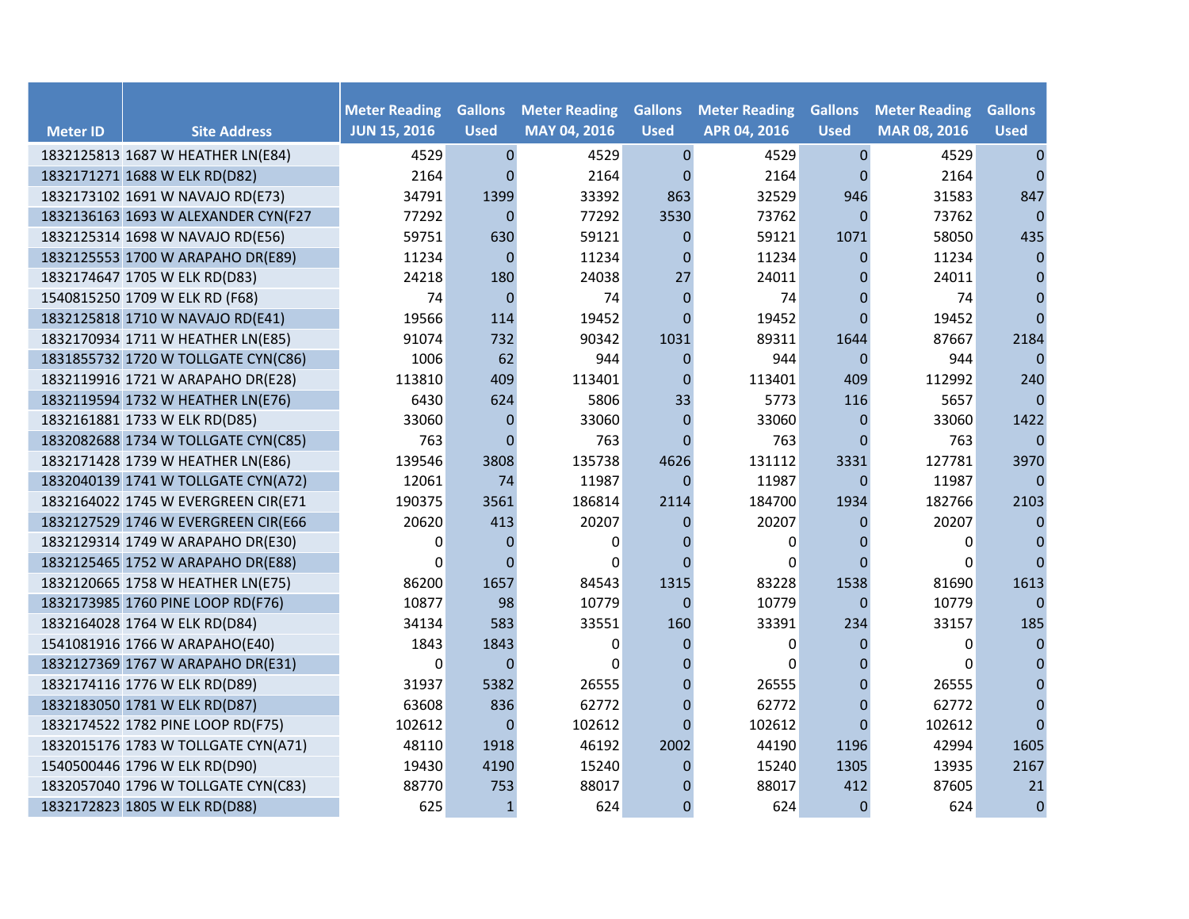| Meter ID | Site Address | Meter Reading JUN 15, 2016 | Gallons Used | Meter Reading MAY 04, 2016 | Gallons Used | Meter Reading APR 04, 2016 | Gallons Used | Meter Reading MAR 08, 2016 | Gallons Used |
|---|---|---|---|---|---|---|---|---|---|
| 1832125813 | 1687 W HEATHER LN(E84) | 4529 | 0 | 4529 | 0 | 4529 | 0 | 4529 | 0 |
| 1832171271 | 1688 W ELK RD(D82) | 2164 | 0 | 2164 | 0 | 2164 | 0 | 2164 | 0 |
| 1832173102 | 1691 W NAVAJO RD(E73) | 34791 | 1399 | 33392 | 863 | 32529 | 946 | 31583 | 847 |
| 1832136163 | 1693 W ALEXANDER CYN(F27 | 77292 | 0 | 77292 | 3530 | 73762 | 0 | 73762 | 0 |
| 1832125314 | 1698 W NAVAJO RD(E56) | 59751 | 630 | 59121 | 0 | 59121 | 1071 | 58050 | 435 |
| 1832125553 | 1700 W ARAPAHO DR(E89) | 11234 | 0 | 11234 | 0 | 11234 | 0 | 11234 | 0 |
| 1832174647 | 1705 W ELK RD(D83) | 24218 | 180 | 24038 | 27 | 24011 | 0 | 24011 | 0 |
| 1540815250 | 1709 W ELK RD (F68) | 74 | 0 | 74 | 0 | 74 | 0 | 74 | 0 |
| 1832125818 | 1710 W NAVAJO RD(E41) | 19566 | 114 | 19452 | 0 | 19452 | 0 | 19452 | 0 |
| 1832170934 | 1711 W HEATHER LN(E85) | 91074 | 732 | 90342 | 1031 | 89311 | 1644 | 87667 | 2184 |
| 1831855732 | 1720 W TOLLGATE CYN(C86) | 1006 | 62 | 944 | 0 | 944 | 0 | 944 | 0 |
| 1832119916 | 1721 W ARAPAHO DR(E28) | 113810 | 409 | 113401 | 0 | 113401 | 409 | 112992 | 240 |
| 1832119594 | 1732 W HEATHER LN(E76) | 6430 | 624 | 5806 | 33 | 5773 | 116 | 5657 | 0 |
| 1832161881 | 1733 W ELK RD(D85) | 33060 | 0 | 33060 | 0 | 33060 | 0 | 33060 | 1422 |
| 1832082688 | 1734 W TOLLGATE CYN(C85) | 763 | 0 | 763 | 0 | 763 | 0 | 763 | 0 |
| 1832171428 | 1739 W HEATHER LN(E86) | 139546 | 3808 | 135738 | 4626 | 131112 | 3331 | 127781 | 3970 |
| 1832040139 | 1741 W TOLLGATE CYN(A72) | 12061 | 74 | 11987 | 0 | 11987 | 0 | 11987 | 0 |
| 1832164022 | 1745 W EVERGREEN CIR(E71 | 190375 | 3561 | 186814 | 2114 | 184700 | 1934 | 182766 | 2103 |
| 1832127529 | 1746 W EVERGREEN CIR(E66 | 20620 | 413 | 20207 | 0 | 20207 | 0 | 20207 | 0 |
| 1832129314 | 1749 W ARAPAHO DR(E30) | 0 | 0 | 0 | 0 | 0 | 0 | 0 | 0 |
| 1832125465 | 1752 W ARAPAHO DR(E88) | 0 | 0 | 0 | 0 | 0 | 0 | 0 | 0 |
| 1832120665 | 1758 W HEATHER LN(E75) | 86200 | 1657 | 84543 | 1315 | 83228 | 1538 | 81690 | 1613 |
| 1832173985 | 1760 PINE LOOP RD(F76) | 10877 | 98 | 10779 | 0 | 10779 | 0 | 10779 | 0 |
| 1832164028 | 1764 W ELK RD(D84) | 34134 | 583 | 33551 | 160 | 33391 | 234 | 33157 | 185 |
| 1541081916 | 1766 W ARAPAHO(E40) | 1843 | 1843 | 0 | 0 | 0 | 0 | 0 | 0 |
| 1832127369 | 1767 W ARAPAHO DR(E31) | 0 | 0 | 0 | 0 | 0 | 0 | 0 | 0 |
| 1832174116 | 1776 W ELK RD(D89) | 31937 | 5382 | 26555 | 0 | 26555 | 0 | 26555 | 0 |
| 1832183050 | 1781 W ELK RD(D87) | 63608 | 836 | 62772 | 0 | 62772 | 0 | 62772 | 0 |
| 1832174522 | 1782 PINE LOOP RD(F75) | 102612 | 0 | 102612 | 0 | 102612 | 0 | 102612 | 0 |
| 1832015176 | 1783 W TOLLGATE CYN(A71) | 48110 | 1918 | 46192 | 2002 | 44190 | 1196 | 42994 | 1605 |
| 1540500446 | 1796 W ELK RD(D90) | 19430 | 4190 | 15240 | 0 | 15240 | 1305 | 13935 | 2167 |
| 1832057040 | 1796 W TOLLGATE CYN(C83) | 88770 | 753 | 88017 | 0 | 88017 | 412 | 87605 | 21 |
| 1832172823 | 1805 W ELK RD(D88) | 625 | 1 | 624 | 0 | 624 | 0 | 624 | 0 |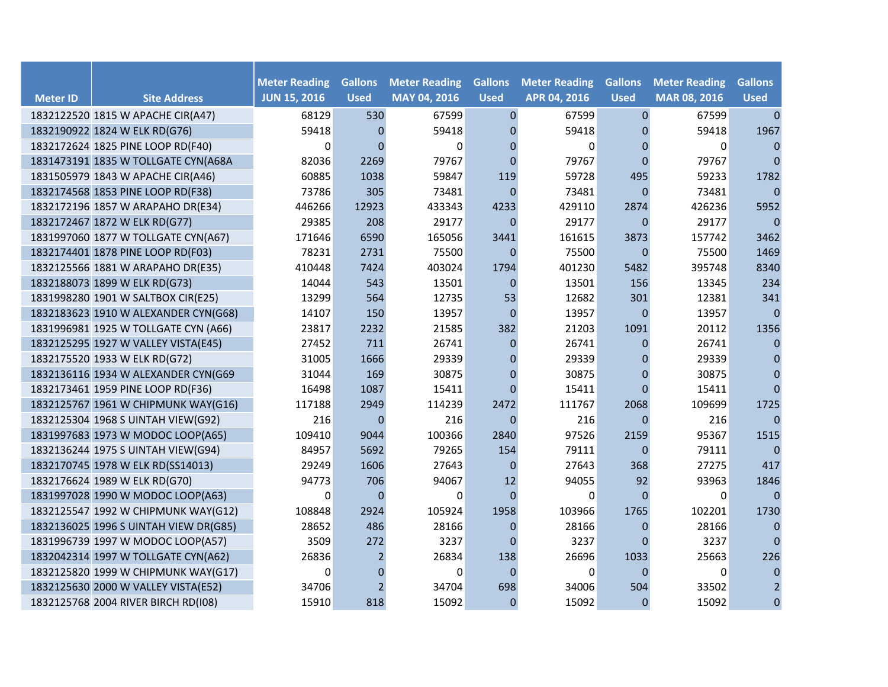| Meter ID | Site Address | Meter Reading JUN 15, 2016 | Gallons Used | Meter Reading MAY 04, 2016 | Gallons Used | Meter Reading APR 04, 2016 | Gallons Used | Meter Reading MAR 08, 2016 | Gallons Used |
|---|---|---|---|---|---|---|---|---|---|
| 1832122520 | 1815 W APACHE CIR(A47) | 68129 | 530 | 67599 | 0 | 67599 | 0 | 67599 | 0 |
| 1832190922 | 1824 W ELK RD(G76) | 59418 | 0 | 59418 | 0 | 59418 | 0 | 59418 | 1967 |
| 1832172624 | 1825 PINE LOOP RD(F40) | 0 | 0 | 0 | 0 | 0 | 0 | 0 | 0 |
| 1831473191 | 1835 W TOLLGATE CYN(A68A | 82036 | 2269 | 79767 | 0 | 79767 | 0 | 79767 | 0 |
| 1831505979 | 1843 W APACHE CIR(A46) | 60885 | 1038 | 59847 | 119 | 59728 | 495 | 59233 | 1782 |
| 1832174568 | 1853 PINE LOOP RD(F38) | 73786 | 305 | 73481 | 0 | 73481 | 0 | 73481 | 0 |
| 1832172196 | 1857 W ARAPAHO DR(E34) | 446266 | 12923 | 433343 | 4233 | 429110 | 2874 | 426236 | 5952 |
| 1832172467 | 1872 W ELK RD(G77) | 29385 | 208 | 29177 | 0 | 29177 | 0 | 29177 | 0 |
| 1831997060 | 1877 W TOLLGATE CYN(A67) | 171646 | 6590 | 165056 | 3441 | 161615 | 3873 | 157742 | 3462 |
| 1832174401 | 1878 PINE LOOP RD(F03) | 78231 | 2731 | 75500 | 0 | 75500 | 0 | 75500 | 1469 |
| 1832125566 | 1881 W ARAPAHO DR(E35) | 410448 | 7424 | 403024 | 1794 | 401230 | 5482 | 395748 | 8340 |
| 1832188073 | 1899 W ELK RD(G73) | 14044 | 543 | 13501 | 0 | 13501 | 156 | 13345 | 234 |
| 1831998280 | 1901 W SALTBOX CIR(E25) | 13299 | 564 | 12735 | 53 | 12682 | 301 | 12381 | 341 |
| 1832183623 | 1910 W ALEXANDER CYN(G68) | 14107 | 150 | 13957 | 0 | 13957 | 0 | 13957 | 0 |
| 1831996981 | 1925 W TOLLGATE CYN (A66) | 23817 | 2232 | 21585 | 382 | 21203 | 1091 | 20112 | 1356 |
| 1832125295 | 1927 W VALLEY VISTA(E45) | 27452 | 711 | 26741 | 0 | 26741 | 0 | 26741 | 0 |
| 1832175520 | 1933 W ELK RD(G72) | 31005 | 1666 | 29339 | 0 | 29339 | 0 | 29339 | 0 |
| 1832136116 | 1934 W ALEXANDER CYN(G69 | 31044 | 169 | 30875 | 0 | 30875 | 0 | 30875 | 0 |
| 1832173461 | 1959 PINE LOOP RD(F36) | 16498 | 1087 | 15411 | 0 | 15411 | 0 | 15411 | 0 |
| 1832125767 | 1961 W CHIPMUNK WAY(G16) | 117188 | 2949 | 114239 | 2472 | 111767 | 2068 | 109699 | 1725 |
| 1832125304 | 1968 S UINTAH VIEW(G92) | 216 | 0 | 216 | 0 | 216 | 0 | 216 | 0 |
| 1831997683 | 1973 W MODOC LOOP(A65) | 109410 | 9044 | 100366 | 2840 | 97526 | 2159 | 95367 | 1515 |
| 1832136244 | 1975 S UINTAH VIEW(G94) | 84957 | 5692 | 79265 | 154 | 79111 | 0 | 79111 | 0 |
| 1832170745 | 1978 W ELK RD(SS14013) | 29249 | 1606 | 27643 | 0 | 27643 | 368 | 27275 | 417 |
| 1832176624 | 1989 W ELK RD(G70) | 94773 | 706 | 94067 | 12 | 94055 | 92 | 93963 | 1846 |
| 1831997028 | 1990 W MODOC LOOP(A63) | 0 | 0 | 0 | 0 | 0 | 0 | 0 | 0 |
| 1832125547 | 1992 W CHIPMUNK WAY(G12) | 108848 | 2924 | 105924 | 1958 | 103966 | 1765 | 102201 | 1730 |
| 1832136025 | 1996 S UINTAH VIEW DR(G85) | 28652 | 486 | 28166 | 0 | 28166 | 0 | 28166 | 0 |
| 1831996739 | 1997 W MODOC LOOP(A57) | 3509 | 272 | 3237 | 0 | 3237 | 0 | 3237 | 0 |
| 1832042314 | 1997 W TOLLGATE CYN(A62) | 26836 | 2 | 26834 | 138 | 26696 | 1033 | 25663 | 226 |
| 1832125820 | 1999 W CHIPMUNK WAY(G17) | 0 | 0 | 0 | 0 | 0 | 0 | 0 | 0 |
| 1832125630 | 2000 W VALLEY VISTA(E52) | 34706 | 2 | 34704 | 698 | 34006 | 504 | 33502 | 2 |
| 1832125768 | 2004 RIVER BIRCH RD(I08) | 15910 | 818 | 15092 | 0 | 15092 | 0 | 15092 | 0 |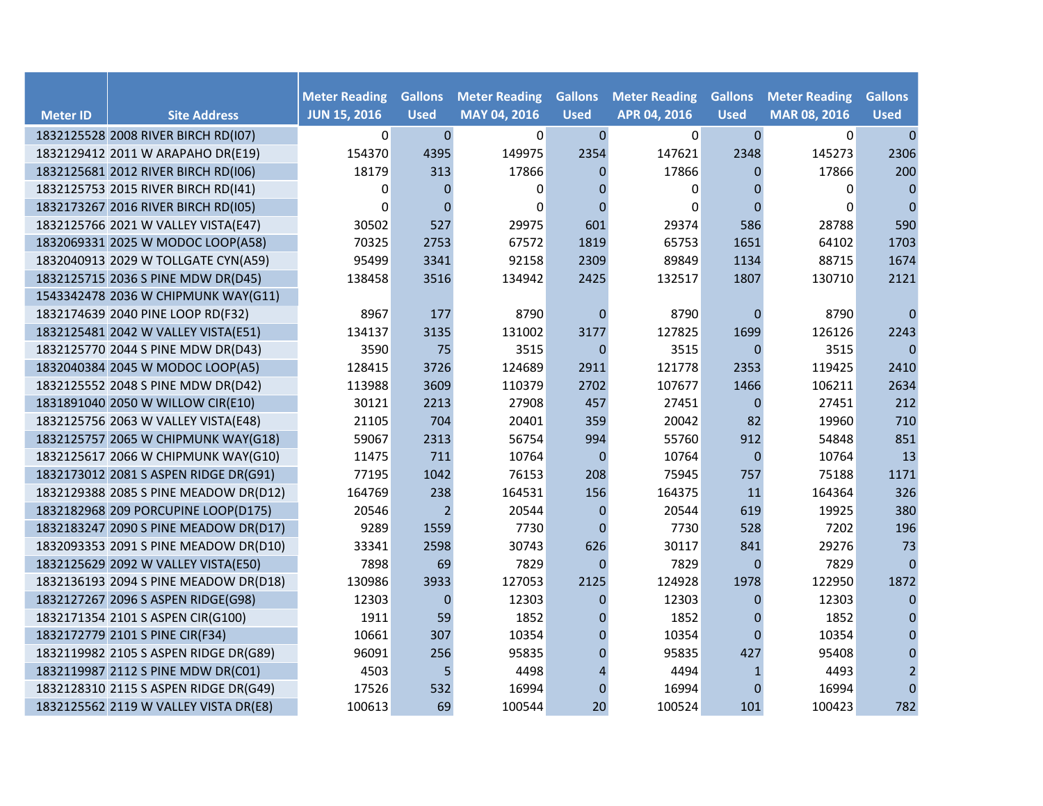| Meter ID | Site Address | Meter Reading JUN 15, 2016 | Gallons Used | Meter Reading MAY 04, 2016 | Gallons Used | Meter Reading APR 04, 2016 | Gallons Used | Meter Reading MAR 08, 2016 | Gallons Used |
|---|---|---|---|---|---|---|---|---|---|
| 1832125528 | 2008 RIVER BIRCH RD(I07) | 0 | 0 | 0 | 0 | 0 | 0 | 0 | 0 |
| 1832129412 | 2011 W ARAPAHO DR(E19) | 154370 | 4395 | 149975 | 2354 | 147621 | 2348 | 145273 | 2306 |
| 1832125681 | 2012 RIVER BIRCH RD(I06) | 18179 | 313 | 17866 | 0 | 17866 | 0 | 17866 | 200 |
| 1832125753 | 2015 RIVER BIRCH RD(I41) | 0 | 0 | 0 | 0 | 0 | 0 | 0 | 0 |
| 1832173267 | 2016 RIVER BIRCH RD(I05) | 0 | 0 | 0 | 0 | 0 | 0 | 0 | 0 |
| 1832125766 | 2021 W VALLEY VISTA(E47) | 30502 | 527 | 29975 | 601 | 29374 | 586 | 28788 | 590 |
| 1832069331 | 2025 W MODOC LOOP(A58) | 70325 | 2753 | 67572 | 1819 | 65753 | 1651 | 64102 | 1703 |
| 1832040913 | 2029 W TOLLGATE CYN(A59) | 95499 | 3341 | 92158 | 2309 | 89849 | 1134 | 88715 | 1674 |
| 1832125715 | 2036 S PINE MDW DR(D45) | 138458 | 3516 | 134942 | 2425 | 132517 | 1807 | 130710 | 2121 |
| 1543342478 | 2036 W CHIPMUNK WAY(G11) | | | | | | | | |
| 1832174639 | 2040 PINE LOOP RD(F32) | 8967 | 177 | 8790 | 0 | 8790 | 0 | 8790 | 0 |
| 1832125481 | 2042 W VALLEY VISTA(E51) | 134137 | 3135 | 131002 | 3177 | 127825 | 1699 | 126126 | 2243 |
| 1832125770 | 2044 S PINE MDW DR(D43) | 3590 | 75 | 3515 | 0 | 3515 | 0 | 3515 | 0 |
| 1832040384 | 2045 W MODOC LOOP(A5) | 128415 | 3726 | 124689 | 2911 | 121778 | 2353 | 119425 | 2410 |
| 1832125552 | 2048 S PINE MDW DR(D42) | 113988 | 3609 | 110379 | 2702 | 107677 | 1466 | 106211 | 2634 |
| 1831891040 | 2050 W WILLOW CIR(E10) | 30121 | 2213 | 27908 | 457 | 27451 | 0 | 27451 | 212 |
| 1832125756 | 2063 W VALLEY VISTA(E48) | 21105 | 704 | 20401 | 359 | 20042 | 82 | 19960 | 710 |
| 1832125757 | 2065 W CHIPMUNK WAY(G18) | 59067 | 2313 | 56754 | 994 | 55760 | 912 | 54848 | 851 |
| 1832125617 | 2066 W CHIPMUNK WAY(G10) | 11475 | 711 | 10764 | 0 | 10764 | 0 | 10764 | 13 |
| 1832173012 | 2081 S ASPEN RIDGE DR(G91) | 77195 | 1042 | 76153 | 208 | 75945 | 757 | 75188 | 1171 |
| 1832129388 | 2085 S PINE MEADOW DR(D12) | 164769 | 238 | 164531 | 156 | 164375 | 11 | 164364 | 326 |
| 1832182968 | 209 PORCUPINE LOOP(D175) | 20546 | 2 | 20544 | 0 | 20544 | 619 | 19925 | 380 |
| 1832183247 | 2090 S PINE MEADOW DR(D17) | 9289 | 1559 | 7730 | 0 | 7730 | 528 | 7202 | 196 |
| 1832093353 | 2091 S PINE MEADOW DR(D10) | 33341 | 2598 | 30743 | 626 | 30117 | 841 | 29276 | 73 |
| 1832125629 | 2092 W VALLEY VISTA(E50) | 7898 | 69 | 7829 | 0 | 7829 | 0 | 7829 | 0 |
| 1832136193 | 2094 S PINE MEADOW DR(D18) | 130986 | 3933 | 127053 | 2125 | 124928 | 1978 | 122950 | 1872 |
| 1832127267 | 2096 S ASPEN RIDGE(G98) | 12303 | 0 | 12303 | 0 | 12303 | 0 | 12303 | 0 |
| 1832171354 | 2101 S ASPEN CIR(G100) | 1911 | 59 | 1852 | 0 | 1852 | 0 | 1852 | 0 |
| 1832172779 | 2101 S PINE CIR(F34) | 10661 | 307 | 10354 | 0 | 10354 | 0 | 10354 | 0 |
| 1832119982 | 2105 S ASPEN RIDGE DR(G89) | 96091 | 256 | 95835 | 0 | 95835 | 427 | 95408 | 0 |
| 1832119987 | 2112 S PINE MDW DR(C01) | 4503 | 5 | 4498 | 4 | 4494 | 1 | 4493 | 2 |
| 1832128310 | 2115 S ASPEN RIDGE DR(G49) | 17526 | 532 | 16994 | 0 | 16994 | 0 | 16994 | 0 |
| 1832125562 | 2119 W VALLEY VISTA DR(E8) | 100613 | 69 | 100544 | 20 | 100524 | 101 | 100423 | 782 |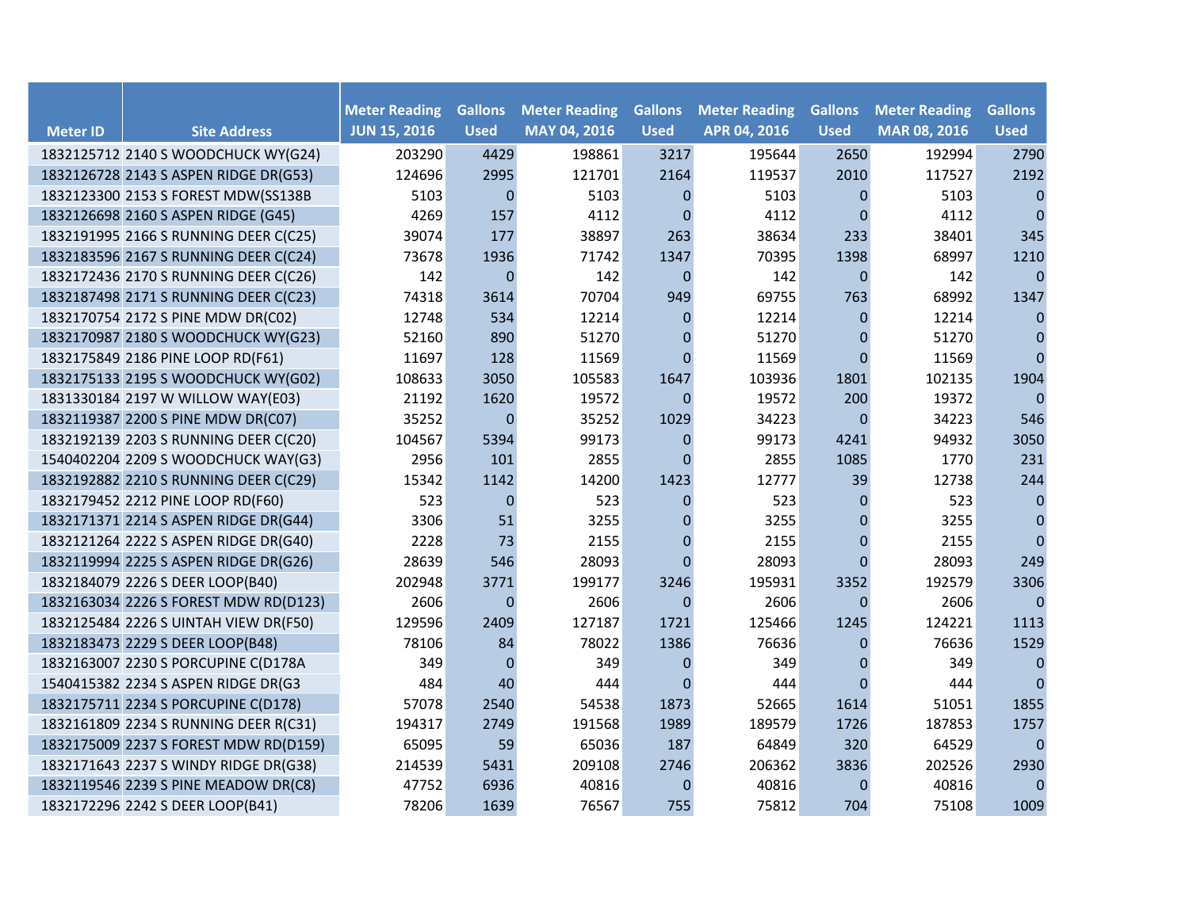| Meter ID | Site Address | Meter Reading JUN 15, 2016 | Gallons Used | Meter Reading MAY 04, 2016 | Gallons Used | Meter Reading APR 04, 2016 | Gallons Used | Meter Reading MAR 08, 2016 | Gallons Used |
|---|---|---|---|---|---|---|---|---|---|
| 1832125712 | 2140 S WOODCHUCK WY(G24) | 203290 | 4429 | 198861 | 3217 | 195644 | 2650 | 192994 | 2790 |
| 1832126728 | 2143 S ASPEN RIDGE DR(G53) | 124696 | 2995 | 121701 | 2164 | 119537 | 2010 | 117527 | 2192 |
| 1832123300 | 2153 S FOREST MDW(SS138B | 5103 | 0 | 5103 | 0 | 5103 | 0 | 5103 | 0 |
| 1832126698 | 2160 S ASPEN RIDGE (G45) | 4269 | 157 | 4112 | 0 | 4112 | 0 | 4112 | 0 |
| 1832191995 | 2166 S RUNNING DEER C(C25) | 39074 | 177 | 38897 | 263 | 38634 | 233 | 38401 | 345 |
| 1832183596 | 2167 S RUNNING DEER C(C24) | 73678 | 1936 | 71742 | 1347 | 70395 | 1398 | 68997 | 1210 |
| 1832172436 | 2170 S RUNNING DEER C(C26) | 142 | 0 | 142 | 0 | 142 | 0 | 142 | 0 |
| 1832187498 | 2171 S RUNNING DEER C(C23) | 74318 | 3614 | 70704 | 949 | 69755 | 763 | 68992 | 1347 |
| 1832170754 | 2172 S PINE MDW DR(C02) | 12748 | 534 | 12214 | 0 | 12214 | 0 | 12214 | 0 |
| 1832170987 | 2180 S WOODCHUCK WY(G23) | 52160 | 890 | 51270 | 0 | 51270 | 0 | 51270 | 0 |
| 1832175849 | 2186 PINE LOOP RD(F61) | 11697 | 128 | 11569 | 0 | 11569 | 0 | 11569 | 0 |
| 1832175133 | 2195 S WOODCHUCK WY(G02) | 108633 | 3050 | 105583 | 1647 | 103936 | 1801 | 102135 | 1904 |
| 1831330184 | 2197 W WILLOW WAY(E03) | 21192 | 1620 | 19572 | 0 | 19572 | 200 | 19372 | 0 |
| 1832119387 | 2200 S PINE MDW DR(C07) | 35252 | 0 | 35252 | 1029 | 34223 | 0 | 34223 | 546 |
| 1832192139 | 2203 S RUNNING DEER C(C20) | 104567 | 5394 | 99173 | 0 | 99173 | 4241 | 94932 | 3050 |
| 1540402204 | 2209 S WOODCHUCK WAY(G3) | 2956 | 101 | 2855 | 0 | 2855 | 1085 | 1770 | 231 |
| 1832192882 | 2210 S RUNNING DEER C(C29) | 15342 | 1142 | 14200 | 1423 | 12777 | 39 | 12738 | 244 |
| 1832179452 | 2212 PINE LOOP RD(F60) | 523 | 0 | 523 | 0 | 523 | 0 | 523 | 0 |
| 1832171371 | 2214 S ASPEN RIDGE DR(G44) | 3306 | 51 | 3255 | 0 | 3255 | 0 | 3255 | 0 |
| 1832121264 | 2222 S ASPEN RIDGE DR(G40) | 2228 | 73 | 2155 | 0 | 2155 | 0 | 2155 | 0 |
| 1832119994 | 2225 S ASPEN RIDGE DR(G26) | 28639 | 546 | 28093 | 0 | 28093 | 0 | 28093 | 249 |
| 1832184079 | 2226 S DEER LOOP(B40) | 202948 | 3771 | 199177 | 3246 | 195931 | 3352 | 192579 | 3306 |
| 1832163034 | 2226 S FOREST MDW RD(D123) | 2606 | 0 | 2606 | 0 | 2606 | 0 | 2606 | 0 |
| 1832125484 | 2226 S UINTAH VIEW DR(F50) | 129596 | 2409 | 127187 | 1721 | 125466 | 1245 | 124221 | 1113 |
| 1832183473 | 2229 S DEER LOOP(B48) | 78106 | 84 | 78022 | 1386 | 76636 | 0 | 76636 | 1529 |
| 1832163007 | 2230 S PORCUPINE C(D178A | 349 | 0 | 349 | 0 | 349 | 0 | 349 | 0 |
| 1540415382 | 2234 S ASPEN RIDGE DR(G3 | 484 | 40 | 444 | 0 | 444 | 0 | 444 | 0 |
| 1832175711 | 2234 S PORCUPINE C(D178) | 57078 | 2540 | 54538 | 1873 | 52665 | 1614 | 51051 | 1855 |
| 1832161809 | 2234 S RUNNING DEER R(C31) | 194317 | 2749 | 191568 | 1989 | 189579 | 1726 | 187853 | 1757 |
| 1832175009 | 2237 S FOREST MDW RD(D159) | 65095 | 59 | 65036 | 187 | 64849 | 320 | 64529 | 0 |
| 1832171643 | 2237 S WINDY RIDGE DR(G38) | 214539 | 5431 | 209108 | 2746 | 206362 | 3836 | 202526 | 2930 |
| 1832119546 | 2239 S PINE MEADOW DR(C8) | 47752 | 6936 | 40816 | 0 | 40816 | 0 | 40816 | 0 |
| 1832172296 | 2242 S DEER LOOP(B41) | 78206 | 1639 | 76567 | 755 | 75812 | 704 | 75108 | 1009 |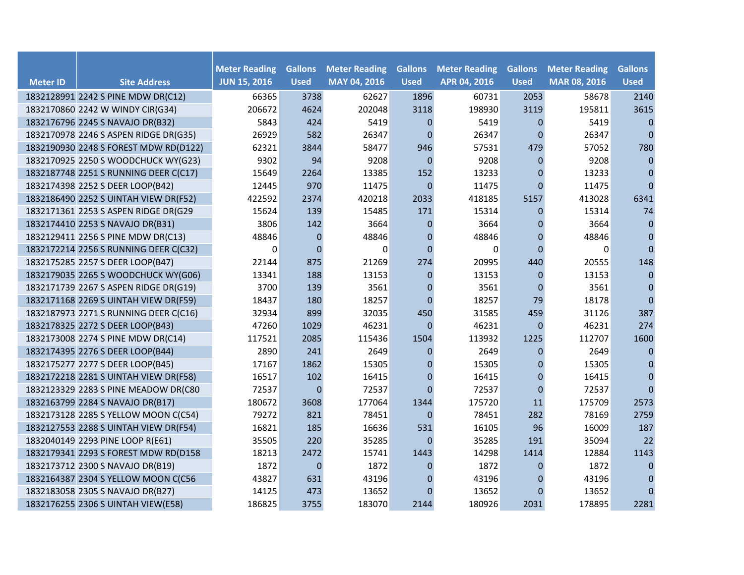| Meter ID | Site Address | Meter Reading JUN 15, 2016 | Gallons Used | Meter Reading MAY 04, 2016 | Gallons Used | Meter Reading APR 04, 2016 | Gallons Used | Meter Reading MAR 08, 2016 | Gallons Used |
|---|---|---|---|---|---|---|---|---|---|
| 1832128991 | 2242 S PINE MDW DR(C12) | 66365 | 3738 | 62627 | 1896 | 60731 | 2053 | 58678 | 2140 |
| 1832170860 | 2242 W WINDY CIR(G34) | 206672 | 4624 | 202048 | 3118 | 198930 | 3119 | 195811 | 3615 |
| 1832176796 | 2245 S NAVAJO DR(B32) | 5843 | 424 | 5419 | 0 | 5419 | 0 | 5419 | 0 |
| 1832170978 | 2246 S ASPEN RIDGE DR(G35) | 26929 | 582 | 26347 | 0 | 26347 | 0 | 26347 | 0 |
| 1832190930 | 2248 S FOREST MDW RD(D122) | 62321 | 3844 | 58477 | 946 | 57531 | 479 | 57052 | 780 |
| 1832170925 | 2250 S WOODCHUCK WY(G23) | 9302 | 94 | 9208 | 0 | 9208 | 0 | 9208 | 0 |
| 1832187748 | 2251 S RUNNING DEER C(C17) | 15649 | 2264 | 13385 | 152 | 13233 | 0 | 13233 | 0 |
| 1832174398 | 2252 S DEER LOOP(B42) | 12445 | 970 | 11475 | 0 | 11475 | 0 | 11475 | 0 |
| 1832186490 | 2252 S UINTAH VIEW DR(F52) | 422592 | 2374 | 420218 | 2033 | 418185 | 5157 | 413028 | 6341 |
| 1832171361 | 2253 S ASPEN RIDGE DR(G29 | 15624 | 139 | 15485 | 171 | 15314 | 0 | 15314 | 74 |
| 1832174410 | 2253 S NAVAJO DR(B31) | 3806 | 142 | 3664 | 0 | 3664 | 0 | 3664 | 0 |
| 1832129411 | 2256 S PINE MDW DR(C13) | 48846 | 0 | 48846 | 0 | 48846 | 0 | 48846 | 0 |
| 1832172214 | 2256 S RUNNING DEER C(C32) | 0 | 0 | 0 | 0 | 0 | 0 | 0 | 0 |
| 1832175285 | 2257 S DEER LOOP(B47) | 22144 | 875 | 21269 | 274 | 20995 | 440 | 20555 | 148 |
| 1832179035 | 2265 S WOODCHUCK WY(G06) | 13341 | 188 | 13153 | 0 | 13153 | 0 | 13153 | 0 |
| 1832171739 | 2267 S ASPEN RIDGE DR(G19) | 3700 | 139 | 3561 | 0 | 3561 | 0 | 3561 | 0 |
| 1832171168 | 2269 S UINTAH VIEW DR(F59) | 18437 | 180 | 18257 | 0 | 18257 | 79 | 18178 | 0 |
| 1832187973 | 2271 S RUNNING DEER C(C16) | 32934 | 899 | 32035 | 450 | 31585 | 459 | 31126 | 387 |
| 1832178325 | 2272 S DEER LOOP(B43) | 47260 | 1029 | 46231 | 0 | 46231 | 0 | 46231 | 274 |
| 1832173008 | 2274 S PINE MDW DR(C14) | 117521 | 2085 | 115436 | 1504 | 113932 | 1225 | 112707 | 1600 |
| 1832174395 | 2276 S DEER LOOP(B44) | 2890 | 241 | 2649 | 0 | 2649 | 0 | 2649 | 0 |
| 1832175277 | 2277 S DEER LOOP(B45) | 17167 | 1862 | 15305 | 0 | 15305 | 0 | 15305 | 0 |
| 1832172218 | 2281 S UINTAH VIEW DR(F58) | 16517 | 102 | 16415 | 0 | 16415 | 0 | 16415 | 0 |
| 1832123329 | 2283 S PINE MEADOW DR(C80 | 72537 | 0 | 72537 | 0 | 72537 | 0 | 72537 | 0 |
| 1832163799 | 2284 S NAVAJO DR(B17) | 180672 | 3608 | 177064 | 1344 | 175720 | 11 | 175709 | 2573 |
| 1832173128 | 2285 S YELLOW MOON C(C54) | 79272 | 821 | 78451 | 0 | 78451 | 282 | 78169 | 2759 |
| 1832127553 | 2288 S UINTAH VIEW DR(F54) | 16821 | 185 | 16636 | 531 | 16105 | 96 | 16009 | 187 |
| 1832040149 | 2293 PINE LOOP R(E61) | 35505 | 220 | 35285 | 0 | 35285 | 191 | 35094 | 22 |
| 1832179341 | 2293 S FOREST MDW RD(D158 | 18213 | 2472 | 15741 | 1443 | 14298 | 1414 | 12884 | 1143 |
| 1832173712 | 2300 S NAVAJO DR(B19) | 1872 | 0 | 1872 | 0 | 1872 | 0 | 1872 | 0 |
| 1832164387 | 2304 S YELLOW MOON C(C56 | 43827 | 631 | 43196 | 0 | 43196 | 0 | 43196 | 0 |
| 1832183058 | 2305 S NAVAJO DR(B27) | 14125 | 473 | 13652 | 0 | 13652 | 0 | 13652 | 0 |
| 1832176255 | 2306 S UINTAH VIEW(E58) | 186825 | 3755 | 183070 | 2144 | 180926 | 2031 | 178895 | 2281 |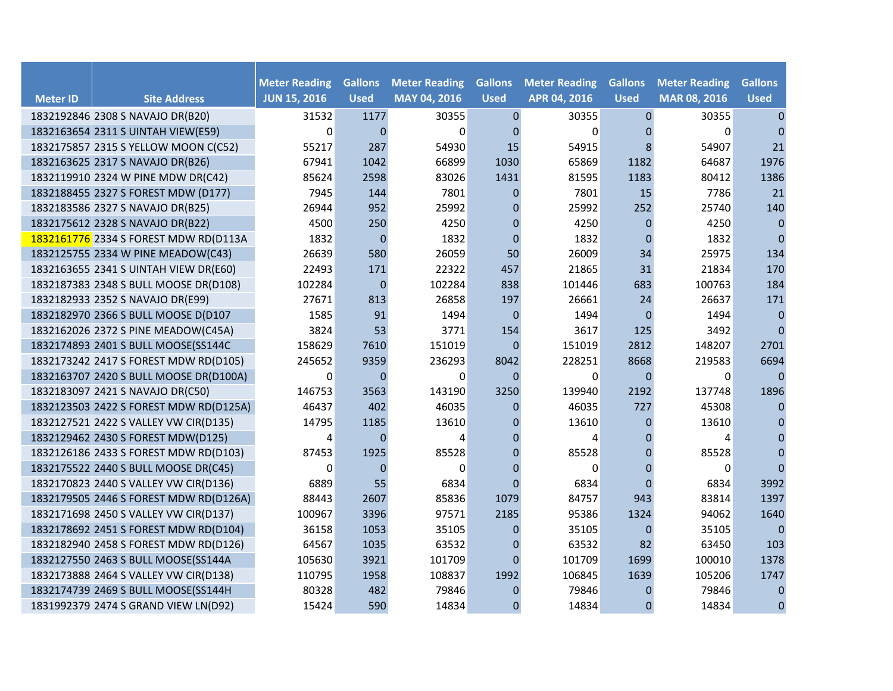| Meter ID | Site Address | Meter Reading JUN 15, 2016 | Gallons Used | Meter Reading MAY 04, 2016 | Gallons Used | Meter Reading APR 04, 2016 | Gallons Used | Meter Reading MAR 08, 2016 | Gallons Used |
|---|---|---|---|---|---|---|---|---|---|
| 1832192846 | 2308 S NAVAJO DR(B20) | 31532 | 1177 | 30355 | 0 | 30355 | 0 | 30355 | 0 |
| 1832163654 | 2311 S UINTAH VIEW(E59) | 0 | 0 | 0 | 0 | 0 | 0 | 0 | 0 |
| 1832175857 | 2315 S YELLOW MOON C(C52) | 55217 | 287 | 54930 | 15 | 54915 | 8 | 54907 | 21 |
| 1832163625 | 2317 S NAVAJO DR(B26) | 67941 | 1042 | 66899 | 1030 | 65869 | 1182 | 64687 | 1976 |
| 1832119910 | 2324 W PINE MDW DR(C42) | 85624 | 2598 | 83026 | 1431 | 81595 | 1183 | 80412 | 1386 |
| 1832188455 | 2327 S FOREST MDW (D177) | 7945 | 144 | 7801 | 0 | 7801 | 15 | 7786 | 21 |
| 1832183586 | 2327 S NAVAJO DR(B25) | 26944 | 952 | 25992 | 0 | 25992 | 252 | 25740 | 140 |
| 1832175612 | 2328 S NAVAJO DR(B22) | 4500 | 250 | 4250 | 0 | 4250 | 0 | 4250 | 0 |
| 1832161776 | 2334 S FOREST MDW RD(D113A | 1832 | 0 | 1832 | 0 | 1832 | 0 | 1832 | 0 |
| 1832125755 | 2334 W PINE MEADOW(C43) | 26639 | 580 | 26059 | 50 | 26009 | 34 | 25975 | 134 |
| 1832163655 | 2341 S UINTAH VIEW DR(E60) | 22493 | 171 | 22322 | 457 | 21865 | 31 | 21834 | 170 |
| 1832187383 | 2348 S BULL MOOSE DR(D108) | 102284 | 0 | 102284 | 838 | 101446 | 683 | 100763 | 184 |
| 1832182933 | 2352 S NAVAJO DR(E99) | 27671 | 813 | 26858 | 197 | 26661 | 24 | 26637 | 171 |
| 1832182970 | 2366 S BULL MOOSE D(D107 | 1585 | 91 | 1494 | 0 | 1494 | 0 | 1494 | 0 |
| 1832162026 | 2372 S PINE MEADOW(C45A) | 3824 | 53 | 3771 | 154 | 3617 | 125 | 3492 | 0 |
| 1832174893 | 2401 S BULL MOOSE(SS144C | 158629 | 7610 | 151019 | 0 | 151019 | 2812 | 148207 | 2701 |
| 1832173242 | 2417 S FOREST MDW RD(D105) | 245652 | 9359 | 236293 | 8042 | 228251 | 8668 | 219583 | 6694 |
| 1832163707 | 2420 S BULL MOOSE DR(D100A) | 0 | 0 | 0 | 0 | 0 | 0 | 0 | 0 |
| 1832183097 | 2421 S NAVAJO DR(C50) | 146753 | 3563 | 143190 | 3250 | 139940 | 2192 | 137748 | 1896 |
| 1832123503 | 2422 S FOREST MDW RD(D125A) | 46437 | 402 | 46035 | 0 | 46035 | 727 | 45308 | 0 |
| 1832127521 | 2422 S VALLEY VW CIR(D135) | 14795 | 1185 | 13610 | 0 | 13610 | 0 | 13610 | 0 |
| 1832129462 | 2430 S FOREST MDW(D125) | 4 | 0 | 4 | 0 | 4 | 0 | 4 | 0 |
| 1832126186 | 2433 S FOREST MDW RD(D103) | 87453 | 1925 | 85528 | 0 | 85528 | 0 | 85528 | 0 |
| 1832175522 | 2440 S BULL MOOSE DR(C45) | 0 | 0 | 0 | 0 | 0 | 0 | 0 | 0 |
| 1832170823 | 2440 S VALLEY VW CIR(D136) | 6889 | 55 | 6834 | 0 | 6834 | 0 | 6834 | 3992 |
| 1832179505 | 2446 S FOREST MDW RD(D126A) | 88443 | 2607 | 85836 | 1079 | 84757 | 943 | 83814 | 1397 |
| 1832171698 | 2450 S VALLEY VW CIR(D137) | 100967 | 3396 | 97571 | 2185 | 95386 | 1324 | 94062 | 1640 |
| 1832178692 | 2451 S FOREST MDW RD(D104) | 36158 | 1053 | 35105 | 0 | 35105 | 0 | 35105 | 0 |
| 1832182940 | 2458 S FOREST MDW RD(D126) | 64567 | 1035 | 63532 | 0 | 63532 | 82 | 63450 | 103 |
| 1832127550 | 2463 S BULL MOOSE(SS144A | 105630 | 3921 | 101709 | 0 | 101709 | 1699 | 100010 | 1378 |
| 1832173888 | 2464 S VALLEY VW CIR(D138) | 110795 | 1958 | 108837 | 1992 | 106845 | 1639 | 105206 | 1747 |
| 1832174739 | 2469 S BULL MOOSE(SS144H | 80328 | 482 | 79846 | 0 | 79846 | 0 | 79846 | 0 |
| 1831992379 | 2474 S GRAND VIEW LN(D92) | 15424 | 590 | 14834 | 0 | 14834 | 0 | 14834 | 0 |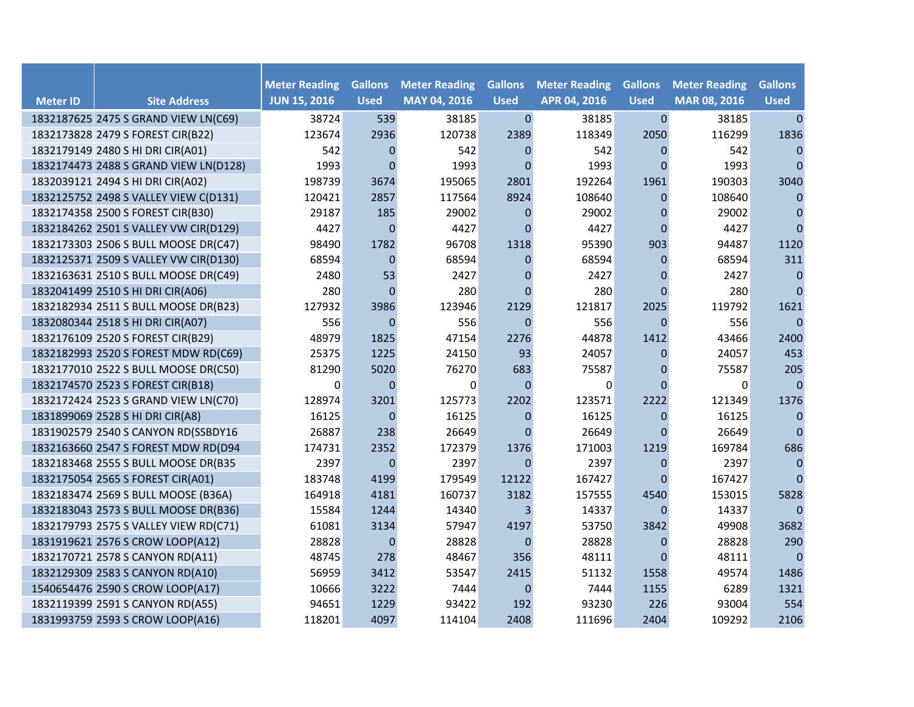| Meter ID | Site Address | Meter Reading JUN 15, 2016 | Gallons Used | Meter Reading MAY 04, 2016 | Gallons Used | Meter Reading APR 04, 2016 | Gallons Used | Meter Reading MAR 08, 2016 | Gallons Used |
|---|---|---|---|---|---|---|---|---|---|
| 1832187625 | 2475 S GRAND VIEW LN(C69) | 38724 | 539 | 38185 | 0 | 38185 | 0 | 38185 | 0 |
| 1832173828 | 2479 S FOREST CIR(B22) | 123674 | 2936 | 120738 | 2389 | 118349 | 2050 | 116299 | 1836 |
| 1832179149 | 2480 S HI DRI CIR(A01) | 542 | 0 | 542 | 0 | 542 | 0 | 542 | 0 |
| 1832174473 | 2488 S GRAND VIEW LN(D128) | 1993 | 0 | 1993 | 0 | 1993 | 0 | 1993 | 0 |
| 1832039121 | 2494 S HI DRI CIR(A02) | 198739 | 3674 | 195065 | 2801 | 192264 | 1961 | 190303 | 3040 |
| 1832125752 | 2498 S VALLEY VIEW C(D131) | 120421 | 2857 | 117564 | 8924 | 108640 | 0 | 108640 | 0 |
| 1832174358 | 2500 S FOREST CIR(B30) | 29187 | 185 | 29002 | 0 | 29002 | 0 | 29002 | 0 |
| 1832184262 | 2501 S VALLEY VW CIR(D129) | 4427 | 0 | 4427 | 0 | 4427 | 0 | 4427 | 0 |
| 1832173303 | 2506 S BULL MOOSE DR(C47) | 98490 | 1782 | 96708 | 1318 | 95390 | 903 | 94487 | 1120 |
| 1832125371 | 2509 S VALLEY VW CIR(D130) | 68594 | 0 | 68594 | 0 | 68594 | 0 | 68594 | 311 |
| 1832163631 | 2510 S BULL MOOSE DR(C49) | 2480 | 53 | 2427 | 0 | 2427 | 0 | 2427 | 0 |
| 1832041499 | 2510 S HI DRI CIR(A06) | 280 | 0 | 280 | 0 | 280 | 0 | 280 | 0 |
| 1832182934 | 2511 S BULL MOOSE DR(B23) | 127932 | 3986 | 123946 | 2129 | 121817 | 2025 | 119792 | 1621 |
| 1832080344 | 2518 S HI DRI CIR(A07) | 556 | 0 | 556 | 0 | 556 | 0 | 556 | 0 |
| 1832176109 | 2520 S FOREST CIR(B29) | 48979 | 1825 | 47154 | 2276 | 44878 | 1412 | 43466 | 2400 |
| 1832182993 | 2520 S FOREST MDW RD(C69) | 25375 | 1225 | 24150 | 93 | 24057 | 0 | 24057 | 453 |
| 1832177010 | 2522 S BULL MOOSE DR(C50) | 81290 | 5020 | 76270 | 683 | 75587 | 0 | 75587 | 205 |
| 1832174570 | 2523 S FOREST CIR(B18) | 0 | 0 | 0 | 0 | 0 | 0 | 0 | 0 |
| 1832172424 | 2523 S GRAND VIEW LN(C70) | 128974 | 3201 | 125773 | 2202 | 123571 | 2222 | 121349 | 1376 |
| 1831899069 | 2528 S HI DRI CIR(A8) | 16125 | 0 | 16125 | 0 | 16125 | 0 | 16125 | 0 |
| 1831902579 | 2540 S CANYON RD(SSBDY16 | 26887 | 238 | 26649 | 0 | 26649 | 0 | 26649 | 0 |
| 1832163660 | 2547 S FOREST MDW RD(D94 | 174731 | 2352 | 172379 | 1376 | 171003 | 1219 | 169784 | 686 |
| 1832183468 | 2555 S BULL MOOSE DR(B35 | 2397 | 0 | 2397 | 0 | 2397 | 0 | 2397 | 0 |
| 1832175054 | 2565 S FOREST CIR(A01) | 183748 | 4199 | 179549 | 12122 | 167427 | 0 | 167427 | 0 |
| 1832183474 | 2569 S BULL MOOSE (B36A) | 164918 | 4181 | 160737 | 3182 | 157555 | 4540 | 153015 | 5828 |
| 1832183043 | 2573 S BULL MOOSE DR(B36) | 15584 | 1244 | 14340 | 3 | 14337 | 0 | 14337 | 0 |
| 1832179793 | 2575 S VALLEY VIEW RD(C71) | 61081 | 3134 | 57947 | 4197 | 53750 | 3842 | 49908 | 3682 |
| 1831919621 | 2576 S CROW LOOP(A12) | 28828 | 0 | 28828 | 0 | 28828 | 0 | 28828 | 290 |
| 1832170721 | 2578 S CANYON RD(A11) | 48745 | 278 | 48467 | 356 | 48111 | 0 | 48111 | 0 |
| 1832129309 | 2583 S CANYON RD(A10) | 56959 | 3412 | 53547 | 2415 | 51132 | 1558 | 49574 | 1486 |
| 1540654476 | 2590 S CROW LOOP(A17) | 10666 | 3222 | 7444 | 0 | 7444 | 1155 | 6289 | 1321 |
| 1832119399 | 2591 S CANYON RD(A55) | 94651 | 1229 | 93422 | 192 | 93230 | 226 | 93004 | 554 |
| 1831993759 | 2593 S CROW LOOP(A16) | 118201 | 4097 | 114104 | 2408 | 111696 | 2404 | 109292 | 2106 |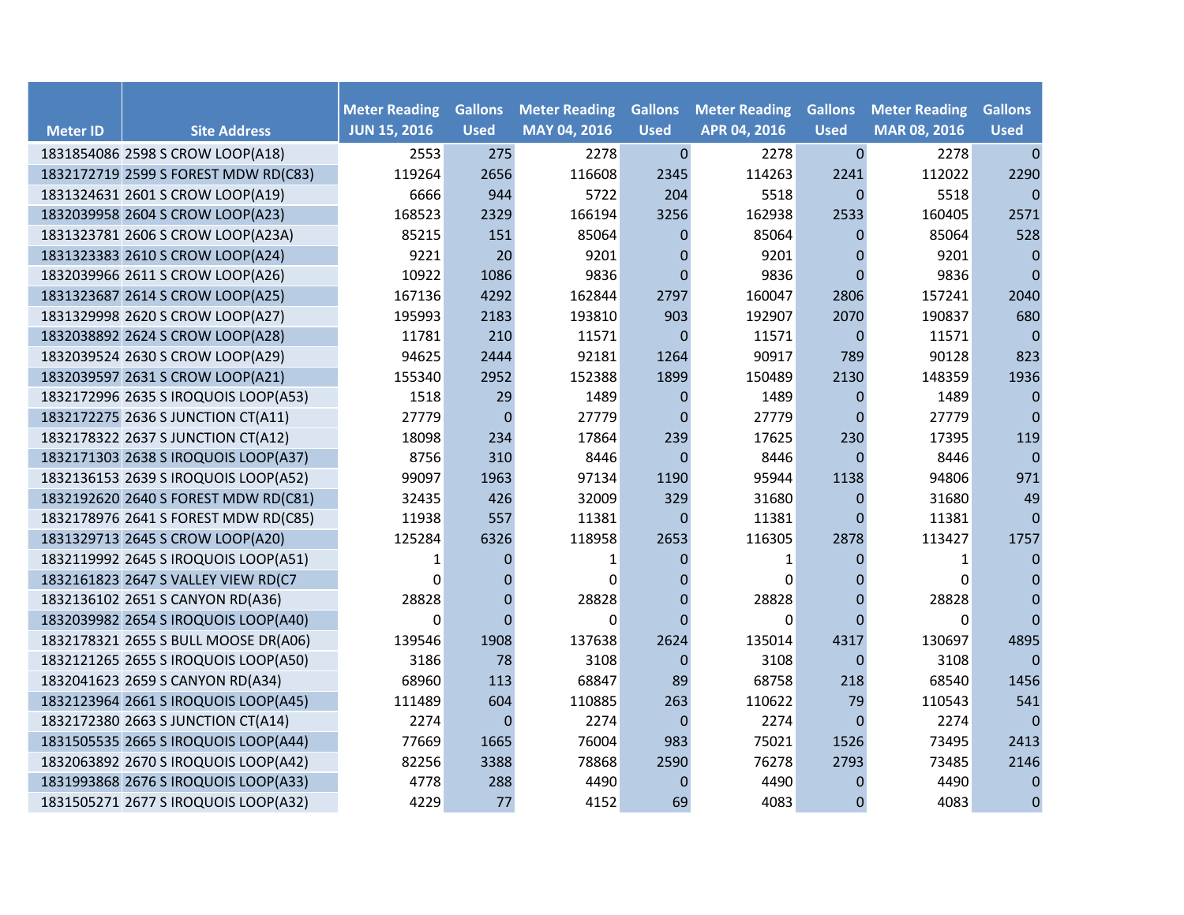| Meter ID | Site Address | Meter Reading JUN 15, 2016 | Gallons Used | Meter Reading MAY 04, 2016 | Gallons Used | Meter Reading APR 04, 2016 | Gallons Used | Meter Reading MAR 08, 2016 | Gallons Used |
|---|---|---|---|---|---|---|---|---|---|
| 1831854086 | 2598 S CROW LOOP(A18) | 2553 | 275 | 2278 | 0 | 2278 | 0 | 2278 | 0 |
| 1832172719 | 2599 S FOREST MDW RD(C83) | 119264 | 2656 | 116608 | 2345 | 114263 | 2241 | 112022 | 2290 |
| 1831324631 | 2601 S CROW LOOP(A19) | 6666 | 944 | 5722 | 204 | 5518 | 0 | 5518 | 0 |
| 1832039958 | 2604 S CROW LOOP(A23) | 168523 | 2329 | 166194 | 3256 | 162938 | 2533 | 160405 | 2571 |
| 1831323781 | 2606 S CROW LOOP(A23A) | 85215 | 151 | 85064 | 0 | 85064 | 0 | 85064 | 528 |
| 1831323383 | 2610 S CROW LOOP(A24) | 9221 | 20 | 9201 | 0 | 9201 | 0 | 9201 | 0 |
| 1832039966 | 2611 S CROW LOOP(A26) | 10922 | 1086 | 9836 | 0 | 9836 | 0 | 9836 | 0 |
| 1831323687 | 2614 S CROW LOOP(A25) | 167136 | 4292 | 162844 | 2797 | 160047 | 2806 | 157241 | 2040 |
| 1831329998 | 2620 S CROW LOOP(A27) | 195993 | 2183 | 193810 | 903 | 192907 | 2070 | 190837 | 680 |
| 1832038892 | 2624 S CROW LOOP(A28) | 11781 | 210 | 11571 | 0 | 11571 | 0 | 11571 | 0 |
| 1832039524 | 2630 S CROW LOOP(A29) | 94625 | 2444 | 92181 | 1264 | 90917 | 789 | 90128 | 823 |
| 1832039597 | 2631 S CROW LOOP(A21) | 155340 | 2952 | 152388 | 1899 | 150489 | 2130 | 148359 | 1936 |
| 1832172996 | 2635 S IROQUOIS LOOP(A53) | 1518 | 29 | 1489 | 0 | 1489 | 0 | 1489 | 0 |
| 1832172275 | 2636 S JUNCTION CT(A11) | 27779 | 0 | 27779 | 0 | 27779 | 0 | 27779 | 0 |
| 1832178322 | 2637 S JUNCTION CT(A12) | 18098 | 234 | 17864 | 239 | 17625 | 230 | 17395 | 119 |
| 1832171303 | 2638 S IROQUOIS LOOP(A37) | 8756 | 310 | 8446 | 0 | 8446 | 0 | 8446 | 0 |
| 1832136153 | 2639 S IROQUOIS LOOP(A52) | 99097 | 1963 | 97134 | 1190 | 95944 | 1138 | 94806 | 971 |
| 1832192620 | 2640 S FOREST MDW RD(C81) | 32435 | 426 | 32009 | 329 | 31680 | 0 | 31680 | 49 |
| 1832178976 | 2641 S FOREST MDW RD(C85) | 11938 | 557 | 11381 | 0 | 11381 | 0 | 11381 | 0 |
| 1831329713 | 2645 S CROW LOOP(A20) | 125284 | 6326 | 118958 | 2653 | 116305 | 2878 | 113427 | 1757 |
| 1832119992 | 2645 S IROQUOIS LOOP(A51) | 1 | 0 | 1 | 0 | 1 | 0 | 1 | 0 |
| 1832161823 | 2647 S VALLEY VIEW RD(C7 | 0 | 0 | 0 | 0 | 0 | 0 | 0 | 0 |
| 1832136102 | 2651 S CANYON RD(A36) | 28828 | 0 | 28828 | 0 | 28828 | 0 | 28828 | 0 |
| 1832039982 | 2654 S IROQUOIS LOOP(A40) | 0 | 0 | 0 | 0 | 0 | 0 | 0 | 0 |
| 1832178321 | 2655 S BULL MOOSE DR(A06) | 139546 | 1908 | 137638 | 2624 | 135014 | 4317 | 130697 | 4895 |
| 1832121265 | 2655 S IROQUOIS LOOP(A50) | 3186 | 78 | 3108 | 0 | 3108 | 0 | 3108 | 0 |
| 1832041623 | 2659 S CANYON RD(A34) | 68960 | 113 | 68847 | 89 | 68758 | 218 | 68540 | 1456 |
| 1832123964 | 2661 S IROQUOIS LOOP(A45) | 111489 | 604 | 110885 | 263 | 110622 | 79 | 110543 | 541 |
| 1832172380 | 2663 S JUNCTION CT(A14) | 2274 | 0 | 2274 | 0 | 2274 | 0 | 2274 | 0 |
| 1831505535 | 2665 S IROQUOIS LOOP(A44) | 77669 | 1665 | 76004 | 983 | 75021 | 1526 | 73495 | 2413 |
| 1832063892 | 2670 S IROQUOIS LOOP(A42) | 82256 | 3388 | 78868 | 2590 | 76278 | 2793 | 73485 | 2146 |
| 1831993868 | 2676 S IROQUOIS LOOP(A33) | 4778 | 288 | 4490 | 0 | 4490 | 0 | 4490 | 0 |
| 1831505271 | 2677 S IROQUOIS LOOP(A32) | 4229 | 77 | 4152 | 69 | 4083 | 0 | 4083 | 0 |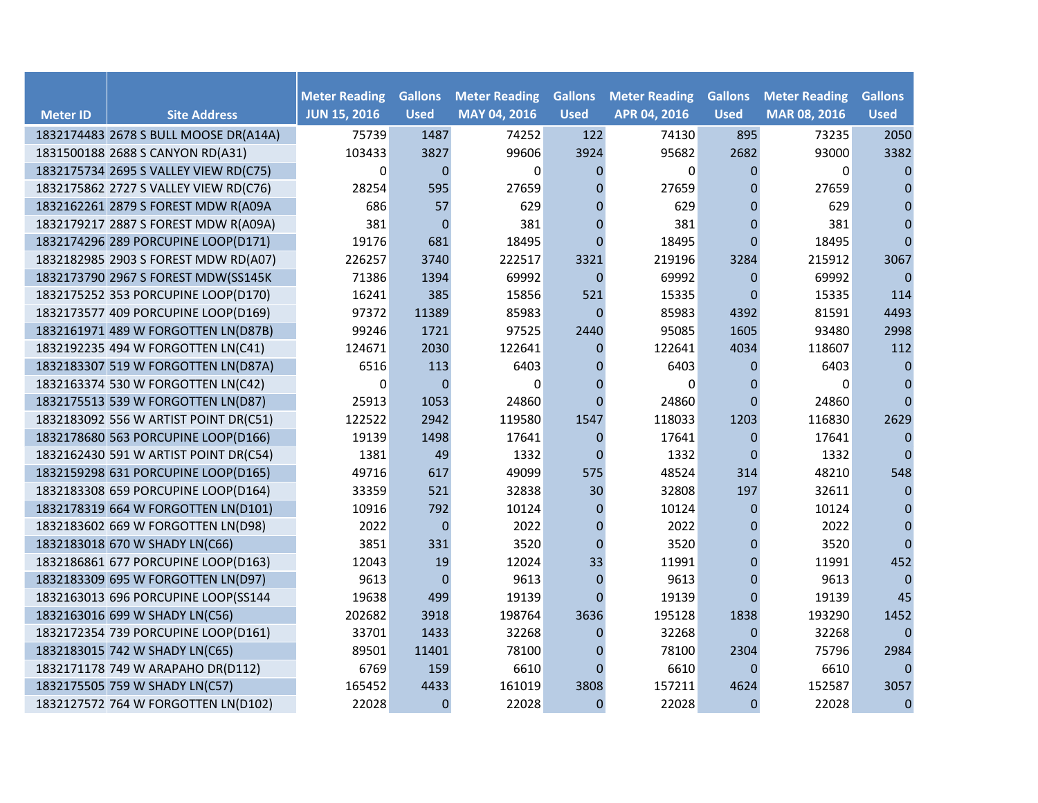| Meter ID | Site Address | Meter Reading JUN 15, 2016 | Gallons Used | Meter Reading MAY 04, 2016 | Gallons Used | Meter Reading APR 04, 2016 | Gallons Used | Meter Reading MAR 08, 2016 | Gallons Used |
|---|---|---|---|---|---|---|---|---|---|
| 1832174483 | 2678 S BULL MOOSE DR(A14A) | 75739 | 1487 | 74252 | 122 | 74130 | 895 | 73235 | 2050 |
| 1831500188 | 2688 S CANYON RD(A31) | 103433 | 3827 | 99606 | 3924 | 95682 | 2682 | 93000 | 3382 |
| 1832175734 | 2695 S VALLEY VIEW RD(C75) | 0 | 0 | 0 | 0 | 0 | 0 | 0 | 0 |
| 1832175862 | 2727 S VALLEY VIEW RD(C76) | 28254 | 595 | 27659 | 0 | 27659 | 0 | 27659 | 0 |
| 1832162261 | 2879 S FOREST MDW R(A09A | 686 | 57 | 629 | 0 | 629 | 0 | 629 | 0 |
| 1832179217 | 2887 S FOREST MDW R(A09A) | 381 | 0 | 381 | 0 | 381 | 0 | 381 | 0 |
| 1832174296 | 289 PORCUPINE LOOP(D171) | 19176 | 681 | 18495 | 0 | 18495 | 0 | 18495 | 0 |
| 1832182985 | 2903 S FOREST MDW RD(A07) | 226257 | 3740 | 222517 | 3321 | 219196 | 3284 | 215912 | 3067 |
| 1832173790 | 2967 S FOREST MDW(SS145K | 71386 | 1394 | 69992 | 0 | 69992 | 0 | 69992 | 0 |
| 1832175252 | 353 PORCUPINE LOOP(D170) | 16241 | 385 | 15856 | 521 | 15335 | 0 | 15335 | 114 |
| 1832173577 | 409 PORCUPINE LOOP(D169) | 97372 | 11389 | 85983 | 0 | 85983 | 4392 | 81591 | 4493 |
| 1832161971 | 489 W FORGOTTEN LN(D87B) | 99246 | 1721 | 97525 | 2440 | 95085 | 1605 | 93480 | 2998 |
| 1832192235 | 494 W FORGOTTEN LN(C41) | 124671 | 2030 | 122641 | 0 | 122641 | 4034 | 118607 | 112 |
| 1832183307 | 519 W FORGOTTEN LN(D87A) | 6516 | 113 | 6403 | 0 | 6403 | 0 | 6403 | 0 |
| 1832163374 | 530 W FORGOTTEN LN(C42) | 0 | 0 | 0 | 0 | 0 | 0 | 0 | 0 |
| 1832175513 | 539 W FORGOTTEN LN(D87) | 25913 | 1053 | 24860 | 0 | 24860 | 0 | 24860 | 0 |
| 1832183092 | 556 W ARTIST POINT DR(C51) | 122522 | 2942 | 119580 | 1547 | 118033 | 1203 | 116830 | 2629 |
| 1832178680 | 563 PORCUPINE LOOP(D166) | 19139 | 1498 | 17641 | 0 | 17641 | 0 | 17641 | 0 |
| 1832162430 | 591 W ARTIST POINT DR(C54) | 1381 | 49 | 1332 | 0 | 1332 | 0 | 1332 | 0 |
| 1832159298 | 631 PORCUPINE LOOP(D165) | 49716 | 617 | 49099 | 575 | 48524 | 314 | 48210 | 548 |
| 1832183308 | 659 PORCUPINE LOOP(D164) | 33359 | 521 | 32838 | 30 | 32808 | 197 | 32611 | 0 |
| 1832178319 | 664 W FORGOTTEN LN(D101) | 10916 | 792 | 10124 | 0 | 10124 | 0 | 10124 | 0 |
| 1832183602 | 669 W FORGOTTEN LN(D98) | 2022 | 0 | 2022 | 0 | 2022 | 0 | 2022 | 0 |
| 1832183018 | 670 W SHADY LN(C66) | 3851 | 331 | 3520 | 0 | 3520 | 0 | 3520 | 0 |
| 1832186861 | 677 PORCUPINE LOOP(D163) | 12043 | 19 | 12024 | 33 | 11991 | 0 | 11991 | 452 |
| 1832183309 | 695 W FORGOTTEN LN(D97) | 9613 | 0 | 9613 | 0 | 9613 | 0 | 9613 | 0 |
| 1832163013 | 696 PORCUPINE LOOP(SS144 | 19638 | 499 | 19139 | 0 | 19139 | 0 | 19139 | 45 |
| 1832163016 | 699 W SHADY LN(C56) | 202682 | 3918 | 198764 | 3636 | 195128 | 1838 | 193290 | 1452 |
| 1832172354 | 739 PORCUPINE LOOP(D161) | 33701 | 1433 | 32268 | 0 | 32268 | 0 | 32268 | 0 |
| 1832183015 | 742 W SHADY LN(C65) | 89501 | 11401 | 78100 | 0 | 78100 | 2304 | 75796 | 2984 |
| 1832171178 | 749 W ARAPAHO DR(D112) | 6769 | 159 | 6610 | 0 | 6610 | 0 | 6610 | 0 |
| 1832175505 | 759 W SHADY LN(C57) | 165452 | 4433 | 161019 | 3808 | 157211 | 4624 | 152587 | 3057 |
| 1832127572 | 764 W FORGOTTEN LN(D102) | 22028 | 0 | 22028 | 0 | 22028 | 0 | 22028 | 0 |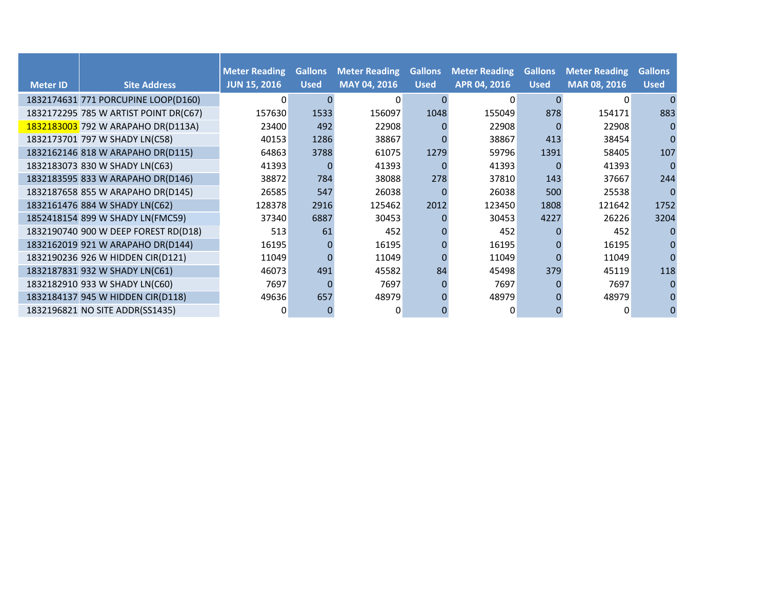| Meter ID | Site Address | Meter Reading JUN 15, 2016 | Gallons Used | Meter Reading MAY 04, 2016 | Gallons Used | Meter Reading APR 04, 2016 | Gallons Used | Meter Reading MAR 08, 2016 | Gallons Used |
|---|---|---|---|---|---|---|---|---|---|
| 1832174631 | 771 PORCUPINE LOOP(D160) | 0 | 0 | 0 | 0 | 0 | 0 | 0 | 0 |
| 1832172295 | 785 W ARTIST POINT DR(C67) | 157630 | 1533 | 156097 | 1048 | 155049 | 878 | 154171 | 883 |
| 1832183003 | 792 W ARAPAHO DR(D113A) | 23400 | 492 | 22908 | 0 | 22908 | 0 | 22908 | 0 |
| 1832173701 | 797 W SHADY LN(C58) | 40153 | 1286 | 38867 | 0 | 38867 | 413 | 38454 | 0 |
| 1832162146 | 818 W ARAPAHO DR(D115) | 64863 | 3788 | 61075 | 1279 | 59796 | 1391 | 58405 | 107 |
| 1832183073 | 830 W SHADY LN(C63) | 41393 | 0 | 41393 | 0 | 41393 | 0 | 41393 | 0 |
| 1832183595 | 833 W ARAPAHO DR(D146) | 38872 | 784 | 38088 | 278 | 37810 | 143 | 37667 | 244 |
| 1832187658 | 855 W ARAPAHO DR(D145) | 26585 | 547 | 26038 | 0 | 26038 | 500 | 25538 | 0 |
| 1832161476 | 884 W SHADY LN(C62) | 128378 | 2916 | 125462 | 2012 | 123450 | 1808 | 121642 | 1752 |
| 1852418154 | 899 W SHADY LN(FMC59) | 37340 | 6887 | 30453 | 0 | 30453 | 4227 | 26226 | 3204 |
| 1832190740 | 900 W DEEP FOREST RD(D18) | 513 | 61 | 452 | 0 | 452 | 0 | 452 | 0 |
| 1832162019 | 921 W ARAPAHO DR(D144) | 16195 | 0 | 16195 | 0 | 16195 | 0 | 16195 | 0 |
| 1832190236 | 926 W HIDDEN CIR(D121) | 11049 | 0 | 11049 | 0 | 11049 | 0 | 11049 | 0 |
| 1832187831 | 932 W SHADY LN(C61) | 46073 | 491 | 45582 | 84 | 45498 | 379 | 45119 | 118 |
| 1832182910 | 933 W SHADY LN(C60) | 7697 | 0 | 7697 | 0 | 7697 | 0 | 7697 | 0 |
| 1832184137 | 945 W HIDDEN CIR(D118) | 49636 | 657 | 48979 | 0 | 48979 | 0 | 48979 | 0 |
| 1832196821 | NO SITE ADDR(SS1435) | 0 | 0 | 0 | 0 | 0 | 0 | 0 | 0 |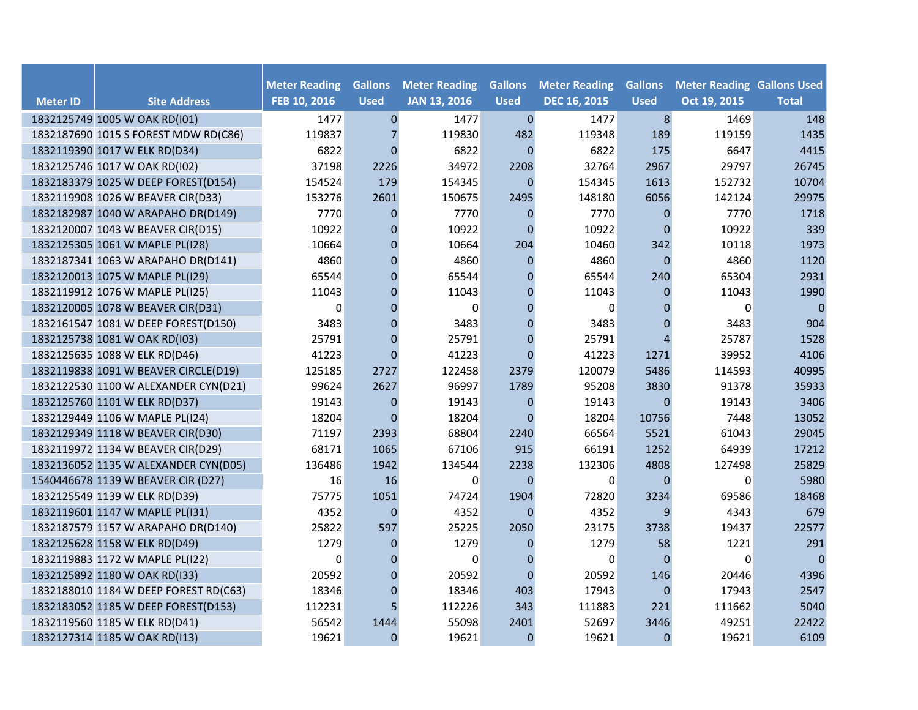| Meter ID | Site Address | Meter Reading FEB 10, 2016 | Gallons Used | Meter Reading JAN 13, 2016 | Gallons Used | Meter Reading DEC 16, 2015 | Gallons Used | Meter Reading Oct 19, 2015 | Gallons Used Total |
|---|---|---|---|---|---|---|---|---|---|
| 1832125749 | 1005 W OAK RD(I01) | 1477 | 0 | 1477 | 0 | 1477 | 8 | 1469 | 148 |
| 1832187690 | 1015 S FOREST MDW RD(C86) | 119837 | 7 | 119830 | 482 | 119348 | 189 | 119159 | 1435 |
| 1832119390 | 1017 W ELK RD(D34) | 6822 | 0 | 6822 | 0 | 6822 | 175 | 6647 | 4415 |
| 1832125746 | 1017 W OAK RD(I02) | 37198 | 2226 | 34972 | 2208 | 32764 | 2967 | 29797 | 26745 |
| 1832183379 | 1025 W DEEP FOREST(D154) | 154524 | 179 | 154345 | 0 | 154345 | 1613 | 152732 | 10704 |
| 1832119908 | 1026 W BEAVER CIR(D33) | 153276 | 2601 | 150675 | 2495 | 148180 | 6056 | 142124 | 29975 |
| 1832182987 | 1040 W ARAPAHO DR(D149) | 7770 | 0 | 7770 | 0 | 7770 | 0 | 7770 | 1718 |
| 1832120007 | 1043 W BEAVER CIR(D15) | 10922 | 0 | 10922 | 0 | 10922 | 0 | 10922 | 339 |
| 1832125305 | 1061 W MAPLE PL(I28) | 10664 | 0 | 10664 | 204 | 10460 | 342 | 10118 | 1973 |
| 1832187341 | 1063 W ARAPAHO DR(D141) | 4860 | 0 | 4860 | 0 | 4860 | 0 | 4860 | 1120 |
| 1832120013 | 1075 W MAPLE PL(I29) | 65544 | 0 | 65544 | 0 | 65544 | 240 | 65304 | 2931 |
| 1832119912 | 1076 W MAPLE PL(I25) | 11043 | 0 | 11043 | 0 | 11043 | 0 | 11043 | 1990 |
| 1832120005 | 1078 W BEAVER CIR(D31) | 0 | 0 | 0 | 0 | 0 | 0 | 0 | 0 |
| 1832161547 | 1081 W DEEP FOREST(D150) | 3483 | 0 | 3483 | 0 | 3483 | 0 | 3483 | 904 |
| 1832125738 | 1081 W OAK RD(I03) | 25791 | 0 | 25791 | 0 | 25791 | 4 | 25787 | 1528 |
| 1832125635 | 1088 W ELK RD(D46) | 41223 | 0 | 41223 | 0 | 41223 | 1271 | 39952 | 4106 |
| 1832119838 | 1091 W BEAVER CIRCLE(D19) | 125185 | 2727 | 122458 | 2379 | 120079 | 5486 | 114593 | 40995 |
| 1832122530 | 1100 W ALEXANDER CYN(D21) | 99624 | 2627 | 96997 | 1789 | 95208 | 3830 | 91378 | 35933 |
| 1832125760 | 1101 W ELK RD(D37) | 19143 | 0 | 19143 | 0 | 19143 | 0 | 19143 | 3406 |
| 1832129449 | 1106 W MAPLE PL(I24) | 18204 | 0 | 18204 | 0 | 18204 | 10756 | 7448 | 13052 |
| 1832129349 | 1118 W BEAVER CIR(D30) | 71197 | 2393 | 68804 | 2240 | 66564 | 5521 | 61043 | 29045 |
| 1832119972 | 1134 W BEAVER CIR(D29) | 68171 | 1065 | 67106 | 915 | 66191 | 1252 | 64939 | 17212 |
| 1832136052 | 1135 W ALEXANDER CYN(D05) | 136486 | 1942 | 134544 | 2238 | 132306 | 4808 | 127498 | 25829 |
| 1540446678 | 1139 W BEAVER CIR (D27) | 16 | 16 | 0 | 0 | 0 | 0 | 0 | 5980 |
| 1832125549 | 1139 W ELK RD(D39) | 75775 | 1051 | 74724 | 1904 | 72820 | 3234 | 69586 | 18468 |
| 1832119601 | 1147 W MAPLE PL(I31) | 4352 | 0 | 4352 | 0 | 4352 | 9 | 4343 | 679 |
| 1832187579 | 1157 W ARAPAHO DR(D140) | 25822 | 597 | 25225 | 2050 | 23175 | 3738 | 19437 | 22577 |
| 1832125628 | 1158 W ELK RD(D49) | 1279 | 0 | 1279 | 0 | 1279 | 58 | 1221 | 291 |
| 1832119883 | 1172 W MAPLE PL(I22) | 0 | 0 | 0 | 0 | 0 | 0 | 0 | 0 |
| 1832125892 | 1180 W OAK RD(I33) | 20592 | 0 | 20592 | 0 | 20592 | 146 | 20446 | 4396 |
| 1832188010 | 1184 W DEEP FOREST RD(C63) | 18346 | 0 | 18346 | 403 | 17943 | 0 | 17943 | 2547 |
| 1832183052 | 1185 W DEEP FOREST(D153) | 112231 | 5 | 112226 | 343 | 111883 | 221 | 111662 | 5040 |
| 1832119560 | 1185 W ELK RD(D41) | 56542 | 1444 | 55098 | 2401 | 52697 | 3446 | 49251 | 22422 |
| 1832127314 | 1185 W OAK RD(I13) | 19621 | 0 | 19621 | 0 | 19621 | 0 | 19621 | 6109 |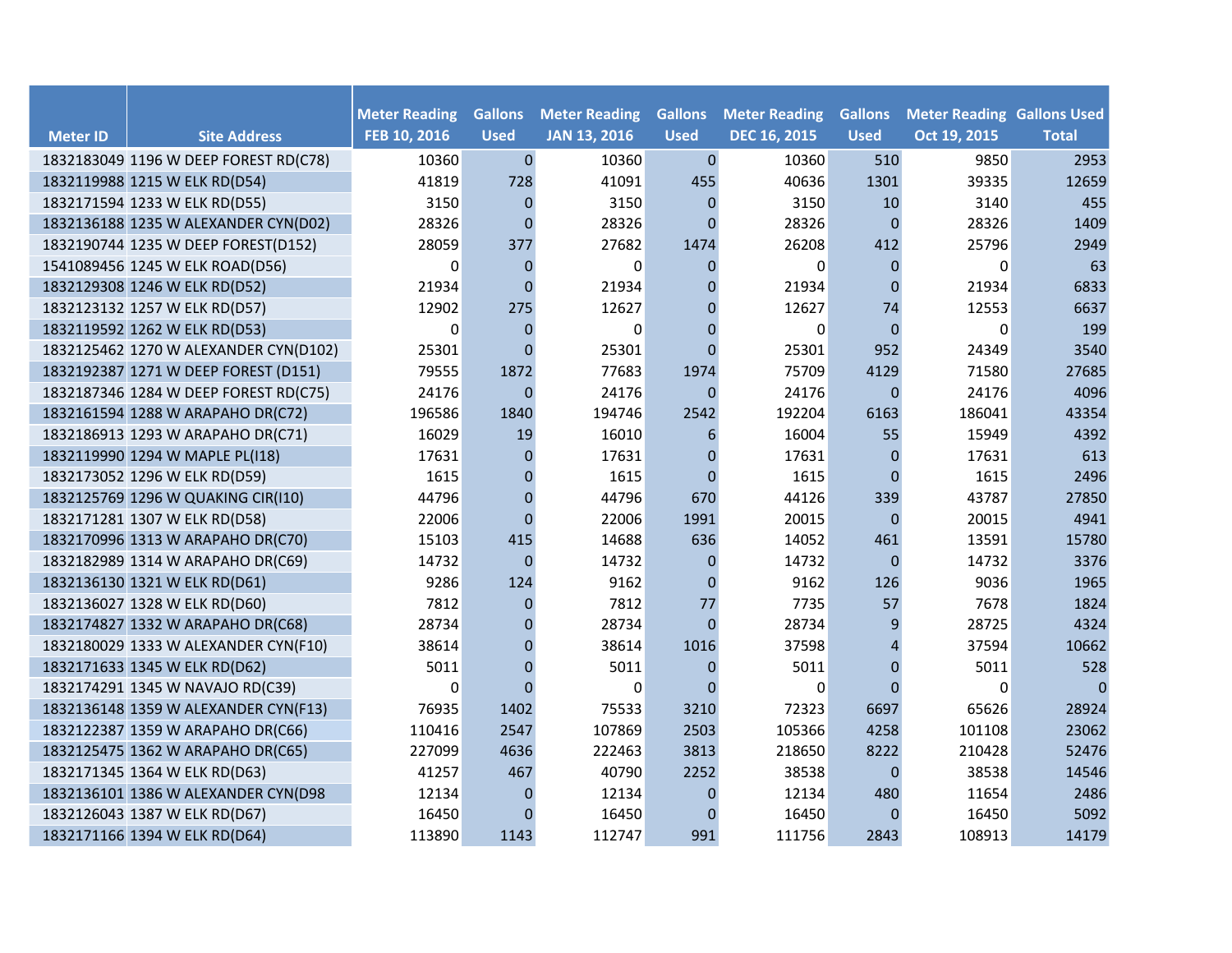| Meter ID | Site Address | Meter Reading FEB 10, 2016 | Gallons Used | Meter Reading JAN 13, 2016 | Gallons Used | Meter Reading DEC 16, 2015 | Gallons Used | Meter Reading Oct 19, 2015 | Gallons Used Total |
|---|---|---|---|---|---|---|---|---|---|
| 1832183049 | 1196 W DEEP FOREST RD(C78) | 10360 | 0 | 10360 | 0 | 10360 | 510 | 9850 | 2953 |
| 1832119988 | 1215 W ELK RD(D54) | 41819 | 728 | 41091 | 455 | 40636 | 1301 | 39335 | 12659 |
| 1832171594 | 1233 W ELK RD(D55) | 3150 | 0 | 3150 | 0 | 3150 | 10 | 3140 | 455 |
| 1832136188 | 1235 W ALEXANDER CYN(D02) | 28326 | 0 | 28326 | 0 | 28326 | 0 | 28326 | 1409 |
| 1832190744 | 1235 W DEEP FOREST(D152) | 28059 | 377 | 27682 | 1474 | 26208 | 412 | 25796 | 2949 |
| 1541089456 | 1245 W ELK ROAD(D56) | 0 | 0 | 0 | 0 | 0 | 0 | 0 | 63 |
| 1832129308 | 1246 W ELK RD(D52) | 21934 | 0 | 21934 | 0 | 21934 | 0 | 21934 | 6833 |
| 1832123132 | 1257 W ELK RD(D57) | 12902 | 275 | 12627 | 0 | 12627 | 74 | 12553 | 6637 |
| 1832119592 | 1262 W ELK RD(D53) | 0 | 0 | 0 | 0 | 0 | 0 | 0 | 199 |
| 1832125462 | 1270 W ALEXANDER CYN(D102) | 25301 | 0 | 25301 | 0 | 25301 | 952 | 24349 | 3540 |
| 1832192387 | 1271 W DEEP FOREST (D151) | 79555 | 1872 | 77683 | 1974 | 75709 | 4129 | 71580 | 27685 |
| 1832187346 | 1284 W DEEP FOREST RD(C75) | 24176 | 0 | 24176 | 0 | 24176 | 0 | 24176 | 4096 |
| 1832161594 | 1288 W ARAPAHO DR(C72) | 196586 | 1840 | 194746 | 2542 | 192204 | 6163 | 186041 | 43354 |
| 1832186913 | 1293 W ARAPAHO DR(C71) | 16029 | 19 | 16010 | 6 | 16004 | 55 | 15949 | 4392 |
| 1832119990 | 1294 W MAPLE PL(I18) | 17631 | 0 | 17631 | 0 | 17631 | 0 | 17631 | 613 |
| 1832173052 | 1296 W ELK RD(D59) | 1615 | 0 | 1615 | 0 | 1615 | 0 | 1615 | 2496 |
| 1832125769 | 1296 W QUAKING CIR(I10) | 44796 | 0 | 44796 | 670 | 44126 | 339 | 43787 | 27850 |
| 1832171281 | 1307 W ELK RD(D58) | 22006 | 0 | 22006 | 1991 | 20015 | 0 | 20015 | 4941 |
| 1832170996 | 1313 W ARAPAHO DR(C70) | 15103 | 415 | 14688 | 636 | 14052 | 461 | 13591 | 15780 |
| 1832182989 | 1314 W ARAPAHO DR(C69) | 14732 | 0 | 14732 | 0 | 14732 | 0 | 14732 | 3376 |
| 1832136130 | 1321 W ELK RD(D61) | 9286 | 124 | 9162 | 0 | 9162 | 126 | 9036 | 1965 |
| 1832136027 | 1328 W ELK RD(D60) | 7812 | 0 | 7812 | 77 | 7735 | 57 | 7678 | 1824 |
| 1832174827 | 1332 W ARAPAHO DR(C68) | 28734 | 0 | 28734 | 0 | 28734 | 9 | 28725 | 4324 |
| 1832180029 | 1333 W ALEXANDER CYN(F10) | 38614 | 0 | 38614 | 1016 | 37598 | 4 | 37594 | 10662 |
| 1832171633 | 1345 W ELK RD(D62) | 5011 | 0 | 5011 | 0 | 5011 | 0 | 5011 | 528 |
| 1832174291 | 1345 W NAVAJO RD(C39) | 0 | 0 | 0 | 0 | 0 | 0 | 0 | 0 |
| 1832136148 | 1359 W ALEXANDER CYN(F13) | 76935 | 1402 | 75533 | 3210 | 72323 | 6697 | 65626 | 28924 |
| 1832122387 | 1359 W ARAPAHO DR(C66) | 110416 | 2547 | 107869 | 2503 | 105366 | 4258 | 101108 | 23062 |
| 1832125475 | 1362 W ARAPAHO DR(C65) | 227099 | 4636 | 222463 | 3813 | 218650 | 8222 | 210428 | 52476 |
| 1832171345 | 1364 W ELK RD(D63) | 41257 | 467 | 40790 | 2252 | 38538 | 0 | 38538 | 14546 |
| 1832136101 | 1386 W ALEXANDER CYN(D98 | 12134 | 0 | 12134 | 0 | 12134 | 480 | 11654 | 2486 |
| 1832126043 | 1387 W ELK RD(D67) | 16450 | 0 | 16450 | 0 | 16450 | 0 | 16450 | 5092 |
| 1832171166 | 1394 W ELK RD(D64) | 113890 | 1143 | 112747 | 991 | 111756 | 2843 | 108913 | 14179 |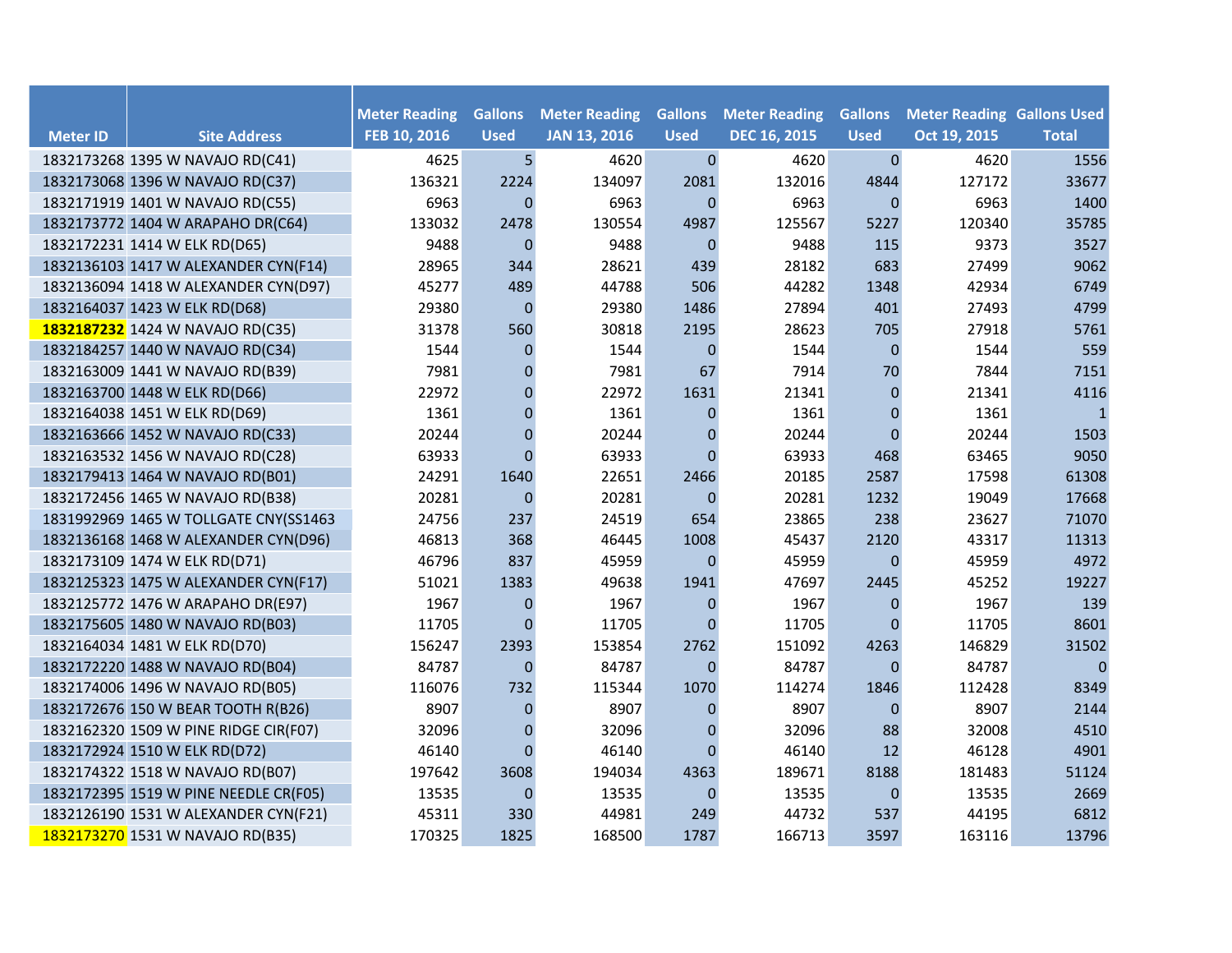| Meter ID | Site Address | Meter Reading FEB 10, 2016 | Gallons Used | Meter Reading JAN 13, 2016 | Gallons Used | Meter Reading DEC 16, 2015 | Gallons Used | Meter Reading Oct 19, 2015 | Gallons Used Total |
|---|---|---|---|---|---|---|---|---|---|
| 1832173268 | 1395 W NAVAJO RD(C41) | 4625 | 5 | 4620 | 0 | 4620 | 0 | 4620 | 1556 |
| 1832173068 | 1396 W NAVAJO RD(C37) | 136321 | 2224 | 134097 | 2081 | 132016 | 4844 | 127172 | 33677 |
| 1832171919 | 1401 W NAVAJO RD(C55) | 6963 | 0 | 6963 | 0 | 6963 | 0 | 6963 | 1400 |
| 1832173772 | 1404 W ARAPAHO DR(C64) | 133032 | 2478 | 130554 | 4987 | 125567 | 5227 | 120340 | 35785 |
| 1832172231 | 1414 W ELK RD(D65) | 9488 | 0 | 9488 | 0 | 9488 | 115 | 9373 | 3527 |
| 1832136103 | 1417 W ALEXANDER CYN(F14) | 28965 | 344 | 28621 | 439 | 28182 | 683 | 27499 | 9062 |
| 1832136094 | 1418 W ALEXANDER CYN(D97) | 45277 | 489 | 44788 | 506 | 44282 | 1348 | 42934 | 6749 |
| 1832164037 | 1423 W ELK RD(D68) | 29380 | 0 | 29380 | 1486 | 27894 | 401 | 27493 | 4799 |
| **1832187232** | 1424 W NAVAJO RD(C35) | 31378 | 560 | 30818 | 2195 | 28623 | 705 | 27918 | 5761 |
| 1832184257 | 1440 W NAVAJO RD(C34) | 1544 | 0 | 1544 | 0 | 1544 | 0 | 1544 | 559 |
| 1832163009 | 1441 W NAVAJO RD(B39) | 7981 | 0 | 7981 | 67 | 7914 | 70 | 7844 | 7151 |
| 1832163700 | 1448 W ELK RD(D66) | 22972 | 0 | 22972 | 1631 | 21341 | 0 | 21341 | 4116 |
| 1832164038 | 1451 W ELK RD(D69) | 1361 | 0 | 1361 | 0 | 1361 | 0 | 1361 | 1 |
| 1832163666 | 1452 W NAVAJO RD(C33) | 20244 | 0 | 20244 | 0 | 20244 | 0 | 20244 | 1503 |
| 1832163532 | 1456 W NAVAJO RD(C28) | 63933 | 0 | 63933 | 0 | 63933 | 468 | 63465 | 9050 |
| 1832179413 | 1464 W NAVAJO RD(B01) | 24291 | 1640 | 22651 | 2466 | 20185 | 2587 | 17598 | 61308 |
| 1832172456 | 1465 W NAVAJO RD(B38) | 20281 | 0 | 20281 | 0 | 20281 | 1232 | 19049 | 17668 |
| 1831992969 | 1465 W TOLLGATE CNY(SS1463 | 24756 | 237 | 24519 | 654 | 23865 | 238 | 23627 | 71070 |
| 1832136168 | 1468 W ALEXANDER CYN(D96) | 46813 | 368 | 46445 | 1008 | 45437 | 2120 | 43317 | 11313 |
| 1832173109 | 1474 W ELK RD(D71) | 46796 | 837 | 45959 | 0 | 45959 | 0 | 45959 | 4972 |
| 1832125323 | 1475 W ALEXANDER CYN(F17) | 51021 | 1383 | 49638 | 1941 | 47697 | 2445 | 45252 | 19227 |
| 1832125772 | 1476 W ARAPAHO DR(E97) | 1967 | 0 | 1967 | 0 | 1967 | 0 | 1967 | 139 |
| 1832175605 | 1480 W NAVAJO RD(B03) | 11705 | 0 | 11705 | 0 | 11705 | 0 | 11705 | 8601 |
| 1832164034 | 1481 W ELK RD(D70) | 156247 | 2393 | 153854 | 2762 | 151092 | 4263 | 146829 | 31502 |
| 1832172220 | 1488 W NAVAJO RD(B04) | 84787 | 0 | 84787 | 0 | 84787 | 0 | 84787 | 0 |
| 1832174006 | 1496 W NAVAJO RD(B05) | 116076 | 732 | 115344 | 1070 | 114274 | 1846 | 112428 | 8349 |
| 1832172676 | 150 W BEAR TOOTH R(B26) | 8907 | 0 | 8907 | 0 | 8907 | 0 | 8907 | 2144 |
| 1832162320 | 1509 W PINE RIDGE CIR(F07) | 32096 | 0 | 32096 | 0 | 32096 | 88 | 32008 | 4510 |
| 1832172924 | 1510 W ELK RD(D72) | 46140 | 0 | 46140 | 0 | 46140 | 12 | 46128 | 4901 |
| 1832174322 | 1518 W NAVAJO RD(B07) | 197642 | 3608 | 194034 | 4363 | 189671 | 8188 | 181483 | 51124 |
| 1832172395 | 1519 W PINE NEEDLE CR(F05) | 13535 | 0 | 13535 | 0 | 13535 | 0 | 13535 | 2669 |
| 1832126190 | 1531 W ALEXANDER CYN(F21) | 45311 | 330 | 44981 | 249 | 44732 | 537 | 44195 | 6812 |
| 1832173270 | 1531 W NAVAJO RD(B35) | 170325 | 1825 | 168500 | 1787 | 166713 | 3597 | 163116 | 13796 |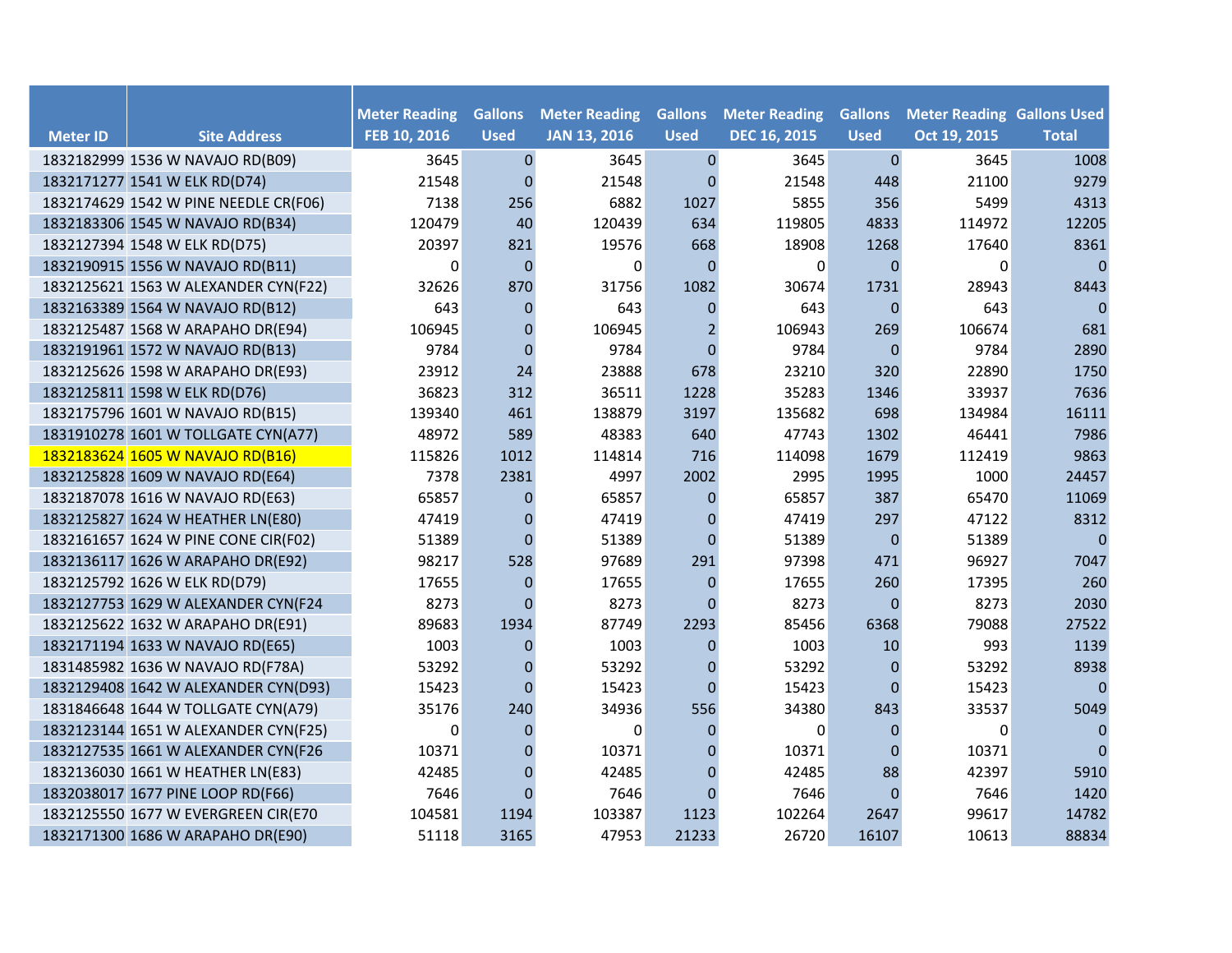| Meter ID | Site Address | Meter Reading FEB 10, 2016 | Gallons Used | Meter Reading JAN 13, 2016 | Gallons Used | Meter Reading DEC 16, 2015 | Gallons Used | Meter Reading Oct 19, 2015 | Gallons Used Total |
|---|---|---|---|---|---|---|---|---|---|
| 1832182999 | 1536 W NAVAJO RD(B09) | 3645 | 0 | 3645 | 0 | 3645 | 0 | 3645 | 1008 |
| 1832171277 | 1541 W ELK RD(D74) | 21548 | 0 | 21548 | 0 | 21548 | 448 | 21100 | 9279 |
| 1832174629 | 1542 W PINE NEEDLE CR(F06) | 7138 | 256 | 6882 | 1027 | 5855 | 356 | 5499 | 4313 |
| 1832183306 | 1545 W NAVAJO RD(B34) | 120479 | 40 | 120439 | 634 | 119805 | 4833 | 114972 | 12205 |
| 1832127394 | 1548 W ELK RD(D75) | 20397 | 821 | 19576 | 668 | 18908 | 1268 | 17640 | 8361 |
| 1832190915 | 1556 W NAVAJO RD(B11) | 0 | 0 | 0 | 0 | 0 | 0 | 0 | 0 |
| 1832125621 | 1563 W ALEXANDER CYN(F22) | 32626 | 870 | 31756 | 1082 | 30674 | 1731 | 28943 | 8443 |
| 1832163389 | 1564 W NAVAJO RD(B12) | 643 | 0 | 643 | 0 | 643 | 0 | 643 | 0 |
| 1832125487 | 1568 W ARAPAHO DR(E94) | 106945 | 0 | 106945 | 2 | 106943 | 269 | 106674 | 681 |
| 1832191961 | 1572 W NAVAJO RD(B13) | 9784 | 0 | 9784 | 0 | 9784 | 0 | 9784 | 2890 |
| 1832125626 | 1598 W ARAPAHO DR(E93) | 23912 | 24 | 23888 | 678 | 23210 | 320 | 22890 | 1750 |
| 1832125811 | 1598 W ELK RD(D76) | 36823 | 312 | 36511 | 1228 | 35283 | 1346 | 33937 | 7636 |
| 1832175796 | 1601 W NAVAJO RD(B15) | 139340 | 461 | 138879 | 3197 | 135682 | 698 | 134984 | 16111 |
| 1831910278 | 1601 W TOLLGATE CYN(A77) | 48972 | 589 | 48383 | 640 | 47743 | 1302 | 46441 | 7986 |
| 1832183624 | 1605 W NAVAJO RD(B16) | 115826 | 1012 | 114814 | 716 | 114098 | 1679 | 112419 | 9863 |
| 1832125828 | 1609 W NAVAJO RD(E64) | 7378 | 2381 | 4997 | 2002 | 2995 | 1995 | 1000 | 24457 |
| 1832187078 | 1616 W NAVAJO RD(E63) | 65857 | 0 | 65857 | 0 | 65857 | 387 | 65470 | 11069 |
| 1832125827 | 1624 W HEATHER LN(E80) | 47419 | 0 | 47419 | 0 | 47419 | 297 | 47122 | 8312 |
| 1832161657 | 1624 W PINE CONE CIR(F02) | 51389 | 0 | 51389 | 0 | 51389 | 0 | 51389 | 0 |
| 1832136117 | 1626 W ARAPAHO DR(E92) | 98217 | 528 | 97689 | 291 | 97398 | 471 | 96927 | 7047 |
| 1832125792 | 1626 W ELK RD(D79) | 17655 | 0 | 17655 | 0 | 17655 | 260 | 17395 | 260 |
| 1832127753 | 1629 W ALEXANDER CYN(F24 | 8273 | 0 | 8273 | 0 | 8273 | 0 | 8273 | 2030 |
| 1832125622 | 1632 W ARAPAHO DR(E91) | 89683 | 1934 | 87749 | 2293 | 85456 | 6368 | 79088 | 27522 |
| 1832171194 | 1633 W NAVAJO RD(E65) | 1003 | 0 | 1003 | 0 | 1003 | 10 | 993 | 1139 |
| 1831485982 | 1636 W NAVAJO RD(F78A) | 53292 | 0 | 53292 | 0 | 53292 | 0 | 53292 | 8938 |
| 1832129408 | 1642 W ALEXANDER CYN(D93) | 15423 | 0 | 15423 | 0 | 15423 | 0 | 15423 | 0 |
| 1831846648 | 1644 W TOLLGATE CYN(A79) | 35176 | 240 | 34936 | 556 | 34380 | 843 | 33537 | 5049 |
| 1832123144 | 1651 W ALEXANDER CYN(F25) | 0 | 0 | 0 | 0 | 0 | 0 | 0 | 0 |
| 1832127535 | 1661 W ALEXANDER CYN(F26 | 10371 | 0 | 10371 | 0 | 10371 | 0 | 10371 | 0 |
| 1832136030 | 1661 W HEATHER LN(E83) | 42485 | 0 | 42485 | 0 | 42485 | 88 | 42397 | 5910 |
| 1832038017 | 1677 PINE LOOP RD(F66) | 7646 | 0 | 7646 | 0 | 7646 | 0 | 7646 | 1420 |
| 1832125550 | 1677 W EVERGREEN CIR(E70 | 104581 | 1194 | 103387 | 1123 | 102264 | 2647 | 99617 | 14782 |
| 1832171300 | 1686 W ARAPAHO DR(E90) | 51118 | 3165 | 47953 | 21233 | 26720 | 16107 | 10613 | 88834 |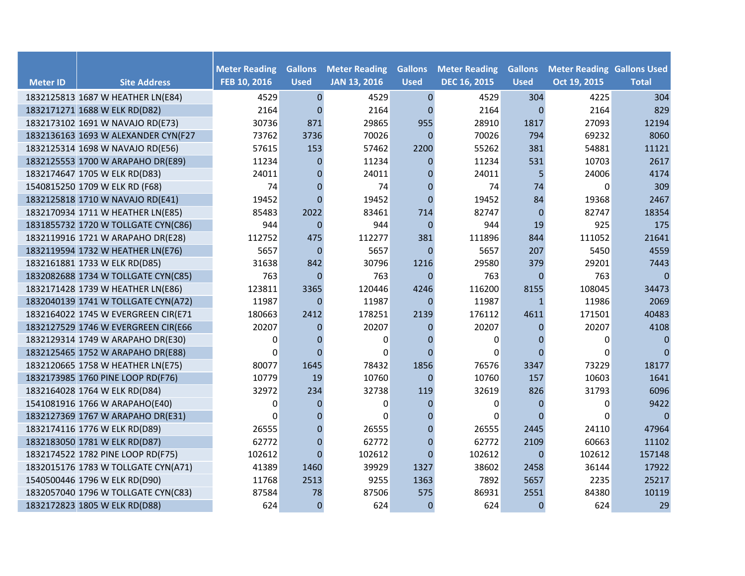| Meter ID | Site Address | Meter Reading FEB 10, 2016 | Gallons Used | Meter Reading JAN 13, 2016 | Gallons Used | Meter Reading DEC 16, 2015 | Gallons Used | Meter Reading Oct 19, 2015 | Gallons Used Total |
|---|---|---|---|---|---|---|---|---|---|
| 1832125813 | 1687 W HEATHER LN(E84) | 4529 | 0 | 4529 | 0 | 4529 | 304 | 4225 | 304 |
| 1832171271 | 1688 W ELK RD(D82) | 2164 | 0 | 2164 | 0 | 2164 | 0 | 2164 | 829 |
| 1832173102 | 1691 W NAVAJO RD(E73) | 30736 | 871 | 29865 | 955 | 28910 | 1817 | 27093 | 12194 |
| 1832136163 | 1693 W ALEXANDER CYN(F27 | 73762 | 3736 | 70026 | 0 | 70026 | 794 | 69232 | 8060 |
| 1832125314 | 1698 W NAVAJO RD(E56) | 57615 | 153 | 57462 | 2200 | 55262 | 381 | 54881 | 11121 |
| 1832125553 | 1700 W ARAPAHO DR(E89) | 11234 | 0 | 11234 | 0 | 11234 | 531 | 10703 | 2617 |
| 1832174647 | 1705 W ELK RD(D83) | 24011 | 0 | 24011 | 0 | 24011 | 5 | 24006 | 4174 |
| 1540815250 | 1709 W ELK RD (F68) | 74 | 0 | 74 | 0 | 74 | 74 | 0 | 309 |
| 1832125818 | 1710 W NAVAJO RD(E41) | 19452 | 0 | 19452 | 0 | 19452 | 84 | 19368 | 2467 |
| 1832170934 | 1711 W HEATHER LN(E85) | 85483 | 2022 | 83461 | 714 | 82747 | 0 | 82747 | 18354 |
| 1831855732 | 1720 W TOLLGATE CYN(C86) | 944 | 0 | 944 | 0 | 944 | 19 | 925 | 175 |
| 1832119916 | 1721 W ARAPAHO DR(E28) | 112752 | 475 | 112277 | 381 | 111896 | 844 | 111052 | 21641 |
| 1832119594 | 1732 W HEATHER LN(E76) | 5657 | 0 | 5657 | 0 | 5657 | 207 | 5450 | 4559 |
| 1832161881 | 1733 W ELK RD(D85) | 31638 | 842 | 30796 | 1216 | 29580 | 379 | 29201 | 7443 |
| 1832082688 | 1734 W TOLLGATE CYN(C85) | 763 | 0 | 763 | 0 | 763 | 0 | 763 | 0 |
| 1832171428 | 1739 W HEATHER LN(E86) | 123811 | 3365 | 120446 | 4246 | 116200 | 8155 | 108045 | 34473 |
| 1832040139 | 1741 W TOLLGATE CYN(A72) | 11987 | 0 | 11987 | 0 | 11987 | 1 | 11986 | 2069 |
| 1832164022 | 1745 W EVERGREEN CIR(E71 | 180663 | 2412 | 178251 | 2139 | 176112 | 4611 | 171501 | 40483 |
| 1832127529 | 1746 W EVERGREEN CIR(E66 | 20207 | 0 | 20207 | 0 | 20207 | 0 | 20207 | 4108 |
| 1832129314 | 1749 W ARAPAHO DR(E30) | 0 | 0 | 0 | 0 | 0 | 0 | 0 | 0 |
| 1832125465 | 1752 W ARAPAHO DR(E88) | 0 | 0 | 0 | 0 | 0 | 0 | 0 | 0 |
| 1832120665 | 1758 W HEATHER LN(E75) | 80077 | 1645 | 78432 | 1856 | 76576 | 3347 | 73229 | 18177 |
| 1832173985 | 1760 PINE LOOP RD(F76) | 10779 | 19 | 10760 | 0 | 10760 | 157 | 10603 | 1641 |
| 1832164028 | 1764 W ELK RD(D84) | 32972 | 234 | 32738 | 119 | 32619 | 826 | 31793 | 6096 |
| 1541081916 | 1766 W ARAPAHO(E40) | 0 | 0 | 0 | 0 | 0 | 0 | 0 | 9422 |
| 1832127369 | 1767 W ARAPAHO DR(E31) | 0 | 0 | 0 | 0 | 0 | 0 | 0 | 0 |
| 1832174116 | 1776 W ELK RD(D89) | 26555 | 0 | 26555 | 0 | 26555 | 2445 | 24110 | 47964 |
| 1832183050 | 1781 W ELK RD(D87) | 62772 | 0 | 62772 | 0 | 62772 | 2109 | 60663 | 11102 |
| 1832174522 | 1782 PINE LOOP RD(F75) | 102612 | 0 | 102612 | 0 | 102612 | 0 | 102612 | 157148 |
| 1832015176 | 1783 W TOLLGATE CYN(A71) | 41389 | 1460 | 39929 | 1327 | 38602 | 2458 | 36144 | 17922 |
| 1540500446 | 1796 W ELK RD(D90) | 11768 | 2513 | 9255 | 1363 | 7892 | 5657 | 2235 | 25217 |
| 1832057040 | 1796 W TOLLGATE CYN(C83) | 87584 | 78 | 87506 | 575 | 86931 | 2551 | 84380 | 10119 |
| 1832172823 | 1805 W ELK RD(D88) | 624 | 0 | 624 | 0 | 624 | 0 | 624 | 29 |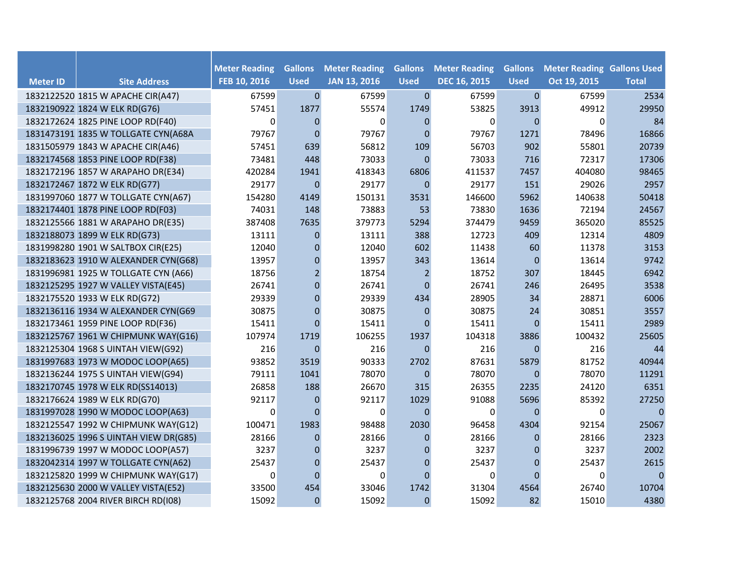| Meter ID | Site Address | Meter Reading FEB 10, 2016 | Gallons Used | Meter Reading JAN 13, 2016 | Gallons Used | Meter Reading DEC 16, 2015 | Gallons Used | Meter Reading Oct 19, 2015 | Gallons Used Total |
|---|---|---|---|---|---|---|---|---|---|
| 1832122520 | 1815 W APACHE CIR(A47) | 67599 | 0 | 67599 | 0 | 67599 | 0 | 67599 | 2534 |
| 1832190922 | 1824 W ELK RD(G76) | 57451 | 1877 | 55574 | 1749 | 53825 | 3913 | 49912 | 29950 |
| 1832172624 | 1825 PINE LOOP RD(F40) | 0 | 0 | 0 | 0 | 0 | 0 | 0 | 84 |
| 1831473191 | 1835 W TOLLGATE CYN(A68A | 79767 | 0 | 79767 | 0 | 79767 | 1271 | 78496 | 16866 |
| 1831505979 | 1843 W APACHE CIR(A46) | 57451 | 639 | 56812 | 109 | 56703 | 902 | 55801 | 20739 |
| 1832174568 | 1853 PINE LOOP RD(F38) | 73481 | 448 | 73033 | 0 | 73033 | 716 | 72317 | 17306 |
| 1832172196 | 1857 W ARAPAHO DR(E34) | 420284 | 1941 | 418343 | 6806 | 411537 | 7457 | 404080 | 98465 |
| 1832172467 | 1872 W ELK RD(G77) | 29177 | 0 | 29177 | 0 | 29177 | 151 | 29026 | 2957 |
| 1831997060 | 1877 W TOLLGATE CYN(A67) | 154280 | 4149 | 150131 | 3531 | 146600 | 5962 | 140638 | 50418 |
| 1832174401 | 1878 PINE LOOP RD(F03) | 74031 | 148 | 73883 | 53 | 73830 | 1636 | 72194 | 24567 |
| 1832125566 | 1881 W ARAPAHO DR(E35) | 387408 | 7635 | 379773 | 5294 | 374479 | 9459 | 365020 | 85525 |
| 1832188073 | 1899 W ELK RD(G73) | 13111 | 0 | 13111 | 388 | 12723 | 409 | 12314 | 4809 |
| 1831998280 | 1901 W SALTBOX CIR(E25) | 12040 | 0 | 12040 | 602 | 11438 | 60 | 11378 | 3153 |
| 1832183623 | 1910 W ALEXANDER CYN(G68) | 13957 | 0 | 13957 | 343 | 13614 | 0 | 13614 | 9742 |
| 1831996981 | 1925 W TOLLGATE CYN (A66) | 18756 | 2 | 18754 | 2 | 18752 | 307 | 18445 | 6942 |
| 1832125295 | 1927 W VALLEY VISTA(E45) | 26741 | 0 | 26741 | 0 | 26741 | 246 | 26495 | 3538 |
| 1832175520 | 1933 W ELK RD(G72) | 29339 | 0 | 29339 | 434 | 28905 | 34 | 28871 | 6006 |
| 1832136116 | 1934 W ALEXANDER CYN(G69 | 30875 | 0 | 30875 | 0 | 30875 | 24 | 30851 | 3557 |
| 1832173461 | 1959 PINE LOOP RD(F36) | 15411 | 0 | 15411 | 0 | 15411 | 0 | 15411 | 2989 |
| 1832125767 | 1961 W CHIPMUNK WAY(G16) | 107974 | 1719 | 106255 | 1937 | 104318 | 3886 | 100432 | 25605 |
| 1832125304 | 1968 S UINTAH VIEW(G92) | 216 | 0 | 216 | 0 | 216 | 0 | 216 | 44 |
| 1831997683 | 1973 W MODOC LOOP(A65) | 93852 | 3519 | 90333 | 2702 | 87631 | 5879 | 81752 | 40944 |
| 1832136244 | 1975 S UINTAH VIEW(G94) | 79111 | 1041 | 78070 | 0 | 78070 | 0 | 78070 | 11291 |
| 1832170745 | 1978 W ELK RD(SS14013) | 26858 | 188 | 26670 | 315 | 26355 | 2235 | 24120 | 6351 |
| 1832176624 | 1989 W ELK RD(G70) | 92117 | 0 | 92117 | 1029 | 91088 | 5696 | 85392 | 27250 |
| 1831997028 | 1990 W MODOC LOOP(A63) | 0 | 0 | 0 | 0 | 0 | 0 | 0 | 0 |
| 1832125547 | 1992 W CHIPMUNK WAY(G12) | 100471 | 1983 | 98488 | 2030 | 96458 | 4304 | 92154 | 25067 |
| 1832136025 | 1996 S UINTAH VIEW DR(G85) | 28166 | 0 | 28166 | 0 | 28166 | 0 | 28166 | 2323 |
| 1831996739 | 1997 W MODOC LOOP(A57) | 3237 | 0 | 3237 | 0 | 3237 | 0 | 3237 | 2002 |
| 1832042314 | 1997 W TOLLGATE CYN(A62) | 25437 | 0 | 25437 | 0 | 25437 | 0 | 25437 | 2615 |
| 1832125820 | 1999 W CHIPMUNK WAY(G17) | 0 | 0 | 0 | 0 | 0 | 0 | 0 | 0 |
| 1832125630 | 2000 W VALLEY VISTA(E52) | 33500 | 454 | 33046 | 1742 | 31304 | 4564 | 26740 | 10704 |
| 1832125768 | 2004 RIVER BIRCH RD(I08) | 15092 | 0 | 15092 | 0 | 15092 | 82 | 15010 | 4380 |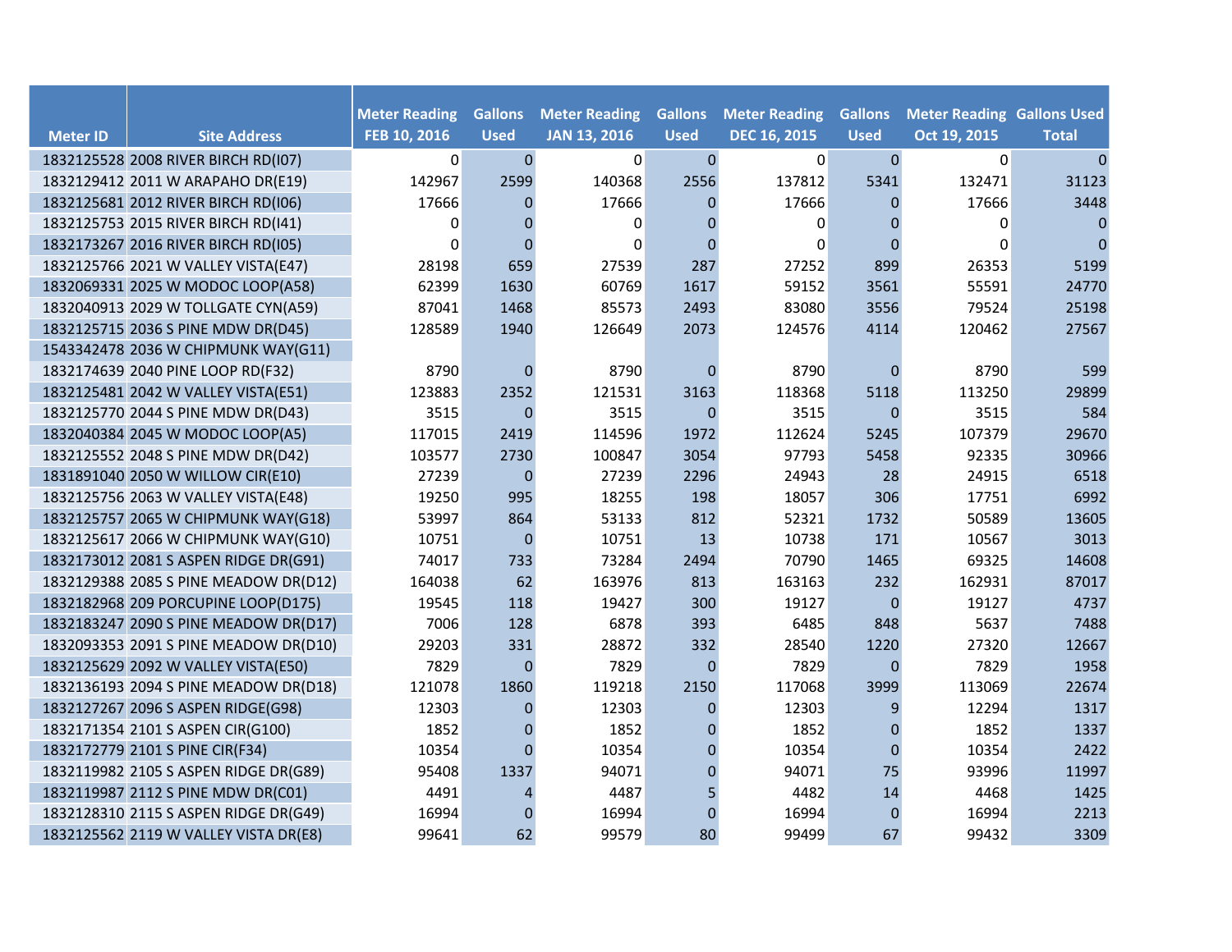| Meter ID | Site Address | Meter Reading FEB 10, 2016 | Gallons Used | Meter Reading JAN 13, 2016 | Gallons Used | Meter Reading DEC 16, 2015 | Gallons Used | Meter Reading Oct 19, 2015 | Gallons Used Total |
|---|---|---|---|---|---|---|---|---|---|
| 1832125528 | 2008 RIVER BIRCH RD(I07) | 0 | 0 | 0 | 0 | 0 | 0 | 0 | 0 |
| 1832129412 | 2011 W ARAPAHO DR(E19) | 142967 | 2599 | 140368 | 2556 | 137812 | 5341 | 132471 | 31123 |
| 1832125681 | 2012 RIVER BIRCH RD(I06) | 17666 | 0 | 17666 | 0 | 17666 | 0 | 17666 | 3448 |
| 1832125753 | 2015 RIVER BIRCH RD(I41) | 0 | 0 | 0 | 0 | 0 | 0 | 0 | 0 |
| 1832173267 | 2016 RIVER BIRCH RD(I05) | 0 | 0 | 0 | 0 | 0 | 0 | 0 | 0 |
| 1832125766 | 2021 W VALLEY VISTA(E47) | 28198 | 659 | 27539 | 287 | 27252 | 899 | 26353 | 5199 |
| 1832069331 | 2025 W MODOC LOOP(A58) | 62399 | 1630 | 60769 | 1617 | 59152 | 3561 | 55591 | 24770 |
| 1832040913 | 2029 W TOLLGATE CYN(A59) | 87041 | 1468 | 85573 | 2493 | 83080 | 3556 | 79524 | 25198 |
| 1832125715 | 2036 S PINE MDW DR(D45) | 128589 | 1940 | 126649 | 2073 | 124576 | 4114 | 120462 | 27567 |
| 1543342478 | 2036 W CHIPMUNK WAY(G11) | | | | | | | | |
| 1832174639 | 2040 PINE LOOP RD(F32) | 8790 | 0 | 8790 | 0 | 8790 | 0 | 8790 | 599 |
| 1832125481 | 2042 W VALLEY VISTA(E51) | 123883 | 2352 | 121531 | 3163 | 118368 | 5118 | 113250 | 29899 |
| 1832125770 | 2044 S PINE MDW DR(D43) | 3515 | 0 | 3515 | 0 | 3515 | 0 | 3515 | 584 |
| 1832040384 | 2045 W MODOC LOOP(A5) | 117015 | 2419 | 114596 | 1972 | 112624 | 5245 | 107379 | 29670 |
| 1832125552 | 2048 S PINE MDW DR(D42) | 103577 | 2730 | 100847 | 3054 | 97793 | 5458 | 92335 | 30966 |
| 1831891040 | 2050 W WILLOW CIR(E10) | 27239 | 0 | 27239 | 2296 | 24943 | 28 | 24915 | 6518 |
| 1832125756 | 2063 W VALLEY VISTA(E48) | 19250 | 995 | 18255 | 198 | 18057 | 306 | 17751 | 6992 |
| 1832125757 | 2065 W CHIPMUNK WAY(G18) | 53997 | 864 | 53133 | 812 | 52321 | 1732 | 50589 | 13605 |
| 1832125617 | 2066 W CHIPMUNK WAY(G10) | 10751 | 0 | 10751 | 13 | 10738 | 171 | 10567 | 3013 |
| 1832173012 | 2081 S ASPEN RIDGE DR(G91) | 74017 | 733 | 73284 | 2494 | 70790 | 1465 | 69325 | 14608 |
| 1832129388 | 2085 S PINE MEADOW DR(D12) | 164038 | 62 | 163976 | 813 | 163163 | 232 | 162931 | 87017 |
| 1832182968 | 209 PORCUPINE LOOP(D175) | 19545 | 118 | 19427 | 300 | 19127 | 0 | 19127 | 4737 |
| 1832183247 | 2090 S PINE MEADOW DR(D17) | 7006 | 128 | 6878 | 393 | 6485 | 848 | 5637 | 7488 |
| 1832093353 | 2091 S PINE MEADOW DR(D10) | 29203 | 331 | 28872 | 332 | 28540 | 1220 | 27320 | 12667 |
| 1832125629 | 2092 W VALLEY VISTA(E50) | 7829 | 0 | 7829 | 0 | 7829 | 0 | 7829 | 1958 |
| 1832136193 | 2094 S PINE MEADOW DR(D18) | 121078 | 1860 | 119218 | 2150 | 117068 | 3999 | 113069 | 22674 |
| 1832127267 | 2096 S ASPEN RIDGE(G98) | 12303 | 0 | 12303 | 0 | 12303 | 9 | 12294 | 1317 |
| 1832171354 | 2101 S ASPEN CIR(G100) | 1852 | 0 | 1852 | 0 | 1852 | 0 | 1852 | 1337 |
| 1832172779 | 2101 S PINE CIR(F34) | 10354 | 0 | 10354 | 0 | 10354 | 0 | 10354 | 2422 |
| 1832119982 | 2105 S ASPEN RIDGE DR(G89) | 95408 | 1337 | 94071 | 0 | 94071 | 75 | 93996 | 11997 |
| 1832119987 | 2112 S PINE MDW DR(C01) | 4491 | 4 | 4487 | 5 | 4482 | 14 | 4468 | 1425 |
| 1832128310 | 2115 S ASPEN RIDGE DR(G49) | 16994 | 0 | 16994 | 0 | 16994 | 0 | 16994 | 2213 |
| 1832125562 | 2119 W VALLEY VISTA DR(E8) | 99641 | 62 | 99579 | 80 | 99499 | 67 | 99432 | 3309 |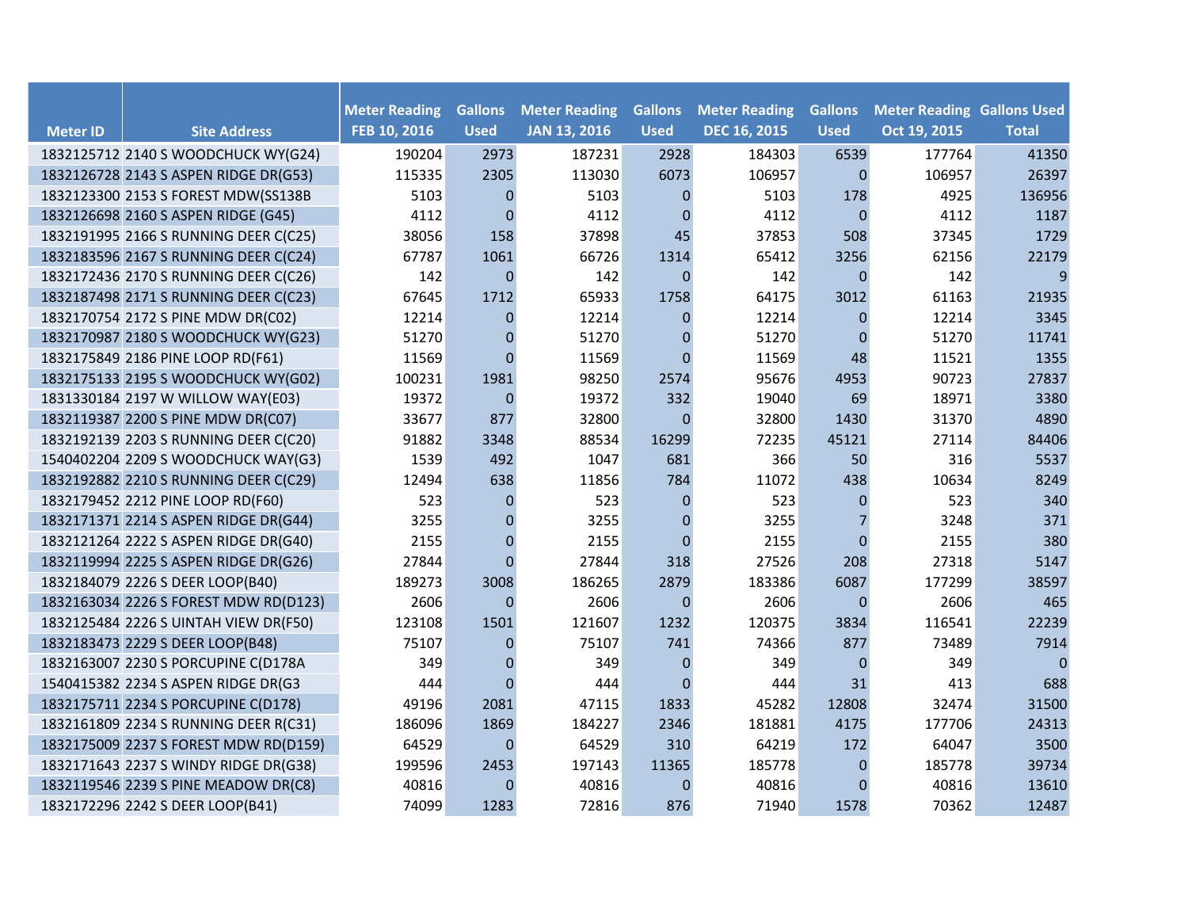| Meter ID | Site Address | Meter Reading FEB 10, 2016 | Gallons Used | Meter Reading JAN 13, 2016 | Gallons Used | Meter Reading DEC 16, 2015 | Gallons Used | Meter Reading Oct 19, 2015 | Gallons Used Total |
|---|---|---|---|---|---|---|---|---|---|
| 1832125712 | 2140 S WOODCHUCK WY(G24) | 190204 | 2973 | 187231 | 2928 | 184303 | 6539 | 177764 | 41350 |
| 1832126728 | 2143 S ASPEN RIDGE DR(G53) | 115335 | 2305 | 113030 | 6073 | 106957 | 0 | 106957 | 26397 |
| 1832123300 | 2153 S FOREST MDW(SS138B | 5103 | 0 | 5103 | 0 | 5103 | 178 | 4925 | 136956 |
| 1832126698 | 2160 S ASPEN RIDGE (G45) | 4112 | 0 | 4112 | 0 | 4112 | 0 | 4112 | 1187 |
| 1832191995 | 2166 S RUNNING DEER C(C25) | 38056 | 158 | 37898 | 45 | 37853 | 508 | 37345 | 1729 |
| 1832183596 | 2167 S RUNNING DEER C(C24) | 67787 | 1061 | 66726 | 1314 | 65412 | 3256 | 62156 | 22179 |
| 1832172436 | 2170 S RUNNING DEER C(C26) | 142 | 0 | 142 | 0 | 142 | 0 | 142 | 9 |
| 1832187498 | 2171 S RUNNING DEER C(C23) | 67645 | 1712 | 65933 | 1758 | 64175 | 3012 | 61163 | 21935 |
| 1832170754 | 2172 S PINE MDW DR(C02) | 12214 | 0 | 12214 | 0 | 12214 | 0 | 12214 | 3345 |
| 1832170987 | 2180 S WOODCHUCK WY(G23) | 51270 | 0 | 51270 | 0 | 51270 | 0 | 51270 | 11741 |
| 1832175849 | 2186 PINE LOOP RD(F61) | 11569 | 0 | 11569 | 0 | 11569 | 48 | 11521 | 1355 |
| 1832175133 | 2195 S WOODCHUCK WY(G02) | 100231 | 1981 | 98250 | 2574 | 95676 | 4953 | 90723 | 27837 |
| 1831330184 | 2197 W WILLOW WAY(E03) | 19372 | 0 | 19372 | 332 | 19040 | 69 | 18971 | 3380 |
| 1832119387 | 2200 S PINE MDW DR(C07) | 33677 | 877 | 32800 | 0 | 32800 | 1430 | 31370 | 4890 |
| 1832192139 | 2203 S RUNNING DEER C(C20) | 91882 | 3348 | 88534 | 16299 | 72235 | 45121 | 27114 | 84406 |
| 1540402204 | 2209 S WOODCHUCK WAY(G3) | 1539 | 492 | 1047 | 681 | 366 | 50 | 316 | 5537 |
| 1832192882 | 2210 S RUNNING DEER C(C29) | 12494 | 638 | 11856 | 784 | 11072 | 438 | 10634 | 8249 |
| 1832179452 | 2212 PINE LOOP RD(F60) | 523 | 0 | 523 | 0 | 523 | 0 | 523 | 340 |
| 1832171371 | 2214 S ASPEN RIDGE DR(G44) | 3255 | 0 | 3255 | 0 | 3255 | 7 | 3248 | 371 |
| 1832121264 | 2222 S ASPEN RIDGE DR(G40) | 2155 | 0 | 2155 | 0 | 2155 | 0 | 2155 | 380 |
| 1832119994 | 2225 S ASPEN RIDGE DR(G26) | 27844 | 0 | 27844 | 318 | 27526 | 208 | 27318 | 5147 |
| 1832184079 | 2226 S DEER LOOP(B40) | 189273 | 3008 | 186265 | 2879 | 183386 | 6087 | 177299 | 38597 |
| 1832163034 | 2226 S FOREST MDW RD(D123) | 2606 | 0 | 2606 | 0 | 2606 | 0 | 2606 | 465 |
| 1832125484 | 2226 S UINTAH VIEW DR(F50) | 123108 | 1501 | 121607 | 1232 | 120375 | 3834 | 116541 | 22239 |
| 1832183473 | 2229 S DEER LOOP(B48) | 75107 | 0 | 75107 | 741 | 74366 | 877 | 73489 | 7914 |
| 1832163007 | 2230 S PORCUPINE C(D178A | 349 | 0 | 349 | 0 | 349 | 0 | 349 | 0 |
| 1540415382 | 2234 S ASPEN RIDGE DR(G3 | 444 | 0 | 444 | 0 | 444 | 31 | 413 | 688 |
| 1832175711 | 2234 S PORCUPINE C(D178) | 49196 | 2081 | 47115 | 1833 | 45282 | 12808 | 32474 | 31500 |
| 1832161809 | 2234 S RUNNING DEER R(C31) | 186096 | 1869 | 184227 | 2346 | 181881 | 4175 | 177706 | 24313 |
| 1832175009 | 2237 S FOREST MDW RD(D159) | 64529 | 0 | 64529 | 310 | 64219 | 172 | 64047 | 3500 |
| 1832171643 | 2237 S WINDY RIDGE DR(G38) | 199596 | 2453 | 197143 | 11365 | 185778 | 0 | 185778 | 39734 |
| 1832119546 | 2239 S PINE MEADOW DR(C8) | 40816 | 0 | 40816 | 0 | 40816 | 0 | 40816 | 13610 |
| 1832172296 | 2242 S DEER LOOP(B41) | 74099 | 1283 | 72816 | 876 | 71940 | 1578 | 70362 | 12487 |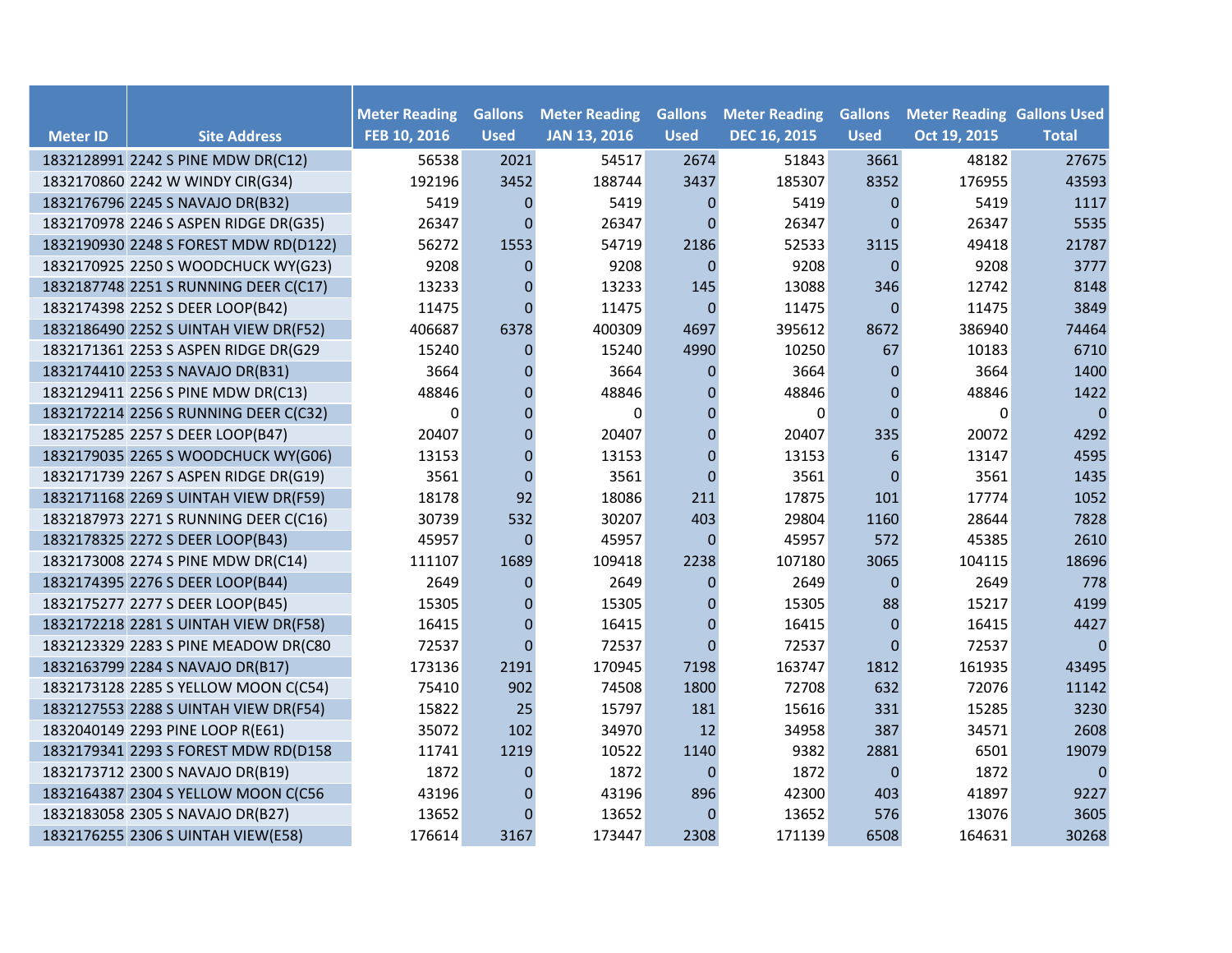| Meter ID | Site Address | Meter Reading FEB 10, 2016 | Gallons Used | Meter Reading JAN 13, 2016 | Gallons Used | Meter Reading DEC 16, 2015 | Gallons Used | Meter Reading Oct 19, 2015 | Gallons Used Total |
|---|---|---|---|---|---|---|---|---|---|
| 1832128991 | 2242 S PINE MDW DR(C12) | 56538 | 2021 | 54517 | 2674 | 51843 | 3661 | 48182 | 27675 |
| 1832170860 | 2242 W WINDY CIR(G34) | 192196 | 3452 | 188744 | 3437 | 185307 | 8352 | 176955 | 43593 |
| 1832176796 | 2245 S NAVAJO DR(B32) | 5419 | 0 | 5419 | 0 | 5419 | 0 | 5419 | 1117 |
| 1832170978 | 2246 S ASPEN RIDGE DR(G35) | 26347 | 0 | 26347 | 0 | 26347 | 0 | 26347 | 5535 |
| 1832190930 | 2248 S FOREST MDW RD(D122) | 56272 | 1553 | 54719 | 2186 | 52533 | 3115 | 49418 | 21787 |
| 1832170925 | 2250 S WOODCHUCK WY(G23) | 9208 | 0 | 9208 | 0 | 9208 | 0 | 9208 | 3777 |
| 1832187748 | 2251 S RUNNING DEER C(C17) | 13233 | 0 | 13233 | 145 | 13088 | 346 | 12742 | 8148 |
| 1832174398 | 2252 S DEER LOOP(B42) | 11475 | 0 | 11475 | 0 | 11475 | 0 | 11475 | 3849 |
| 1832186490 | 2252 S UINTAH VIEW DR(F52) | 406687 | 6378 | 400309 | 4697 | 395612 | 8672 | 386940 | 74464 |
| 1832171361 | 2253 S ASPEN RIDGE DR(G29 | 15240 | 0 | 15240 | 4990 | 10250 | 67 | 10183 | 6710 |
| 1832174410 | 2253 S NAVAJO DR(B31) | 3664 | 0 | 3664 | 0 | 3664 | 0 | 3664 | 1400 |
| 1832129411 | 2256 S PINE MDW DR(C13) | 48846 | 0 | 48846 | 0 | 48846 | 0 | 48846 | 1422 |
| 1832172214 | 2256 S RUNNING DEER C(C32) | 0 | 0 | 0 | 0 | 0 | 0 | 0 | 0 |
| 1832175285 | 2257 S DEER LOOP(B47) | 20407 | 0 | 20407 | 0 | 20407 | 335 | 20072 | 4292 |
| 1832179035 | 2265 S WOODCHUCK WY(G06) | 13153 | 0 | 13153 | 0 | 13153 | 6 | 13147 | 4595 |
| 1832171739 | 2267 S ASPEN RIDGE DR(G19) | 3561 | 0 | 3561 | 0 | 3561 | 0 | 3561 | 1435 |
| 1832171168 | 2269 S UINTAH VIEW DR(F59) | 18178 | 92 | 18086 | 211 | 17875 | 101 | 17774 | 1052 |
| 1832187973 | 2271 S RUNNING DEER C(C16) | 30739 | 532 | 30207 | 403 | 29804 | 1160 | 28644 | 7828 |
| 1832178325 | 2272 S DEER LOOP(B43) | 45957 | 0 | 45957 | 0 | 45957 | 572 | 45385 | 2610 |
| 1832173008 | 2274 S PINE MDW DR(C14) | 111107 | 1689 | 109418 | 2238 | 107180 | 3065 | 104115 | 18696 |
| 1832174395 | 2276 S DEER LOOP(B44) | 2649 | 0 | 2649 | 0 | 2649 | 0 | 2649 | 778 |
| 1832175277 | 2277 S DEER LOOP(B45) | 15305 | 0 | 15305 | 0 | 15305 | 88 | 15217 | 4199 |
| 1832172218 | 2281 S UINTAH VIEW DR(F58) | 16415 | 0 | 16415 | 0 | 16415 | 0 | 16415 | 4427 |
| 1832123329 | 2283 S PINE MEADOW DR(C80 | 72537 | 0 | 72537 | 0 | 72537 | 0 | 72537 | 0 |
| 1832163799 | 2284 S NAVAJO DR(B17) | 173136 | 2191 | 170945 | 7198 | 163747 | 1812 | 161935 | 43495 |
| 1832173128 | 2285 S YELLOW MOON C(C54) | 75410 | 902 | 74508 | 1800 | 72708 | 632 | 72076 | 11142 |
| 1832127553 | 2288 S UINTAH VIEW DR(F54) | 15822 | 25 | 15797 | 181 | 15616 | 331 | 15285 | 3230 |
| 1832040149 | 2293 PINE LOOP R(E61) | 35072 | 102 | 34970 | 12 | 34958 | 387 | 34571 | 2608 |
| 1832179341 | 2293 S FOREST MDW RD(D158 | 11741 | 1219 | 10522 | 1140 | 9382 | 2881 | 6501 | 19079 |
| 1832173712 | 2300 S NAVAJO DR(B19) | 1872 | 0 | 1872 | 0 | 1872 | 0 | 1872 | 0 |
| 1832164387 | 2304 S YELLOW MOON C(C56 | 43196 | 0 | 43196 | 896 | 42300 | 403 | 41897 | 9227 |
| 1832183058 | 2305 S NAVAJO DR(B27) | 13652 | 0 | 13652 | 0 | 13652 | 576 | 13076 | 3605 |
| 1832176255 | 2306 S UINTAH VIEW(E58) | 176614 | 3167 | 173447 | 2308 | 171139 | 6508 | 164631 | 30268 |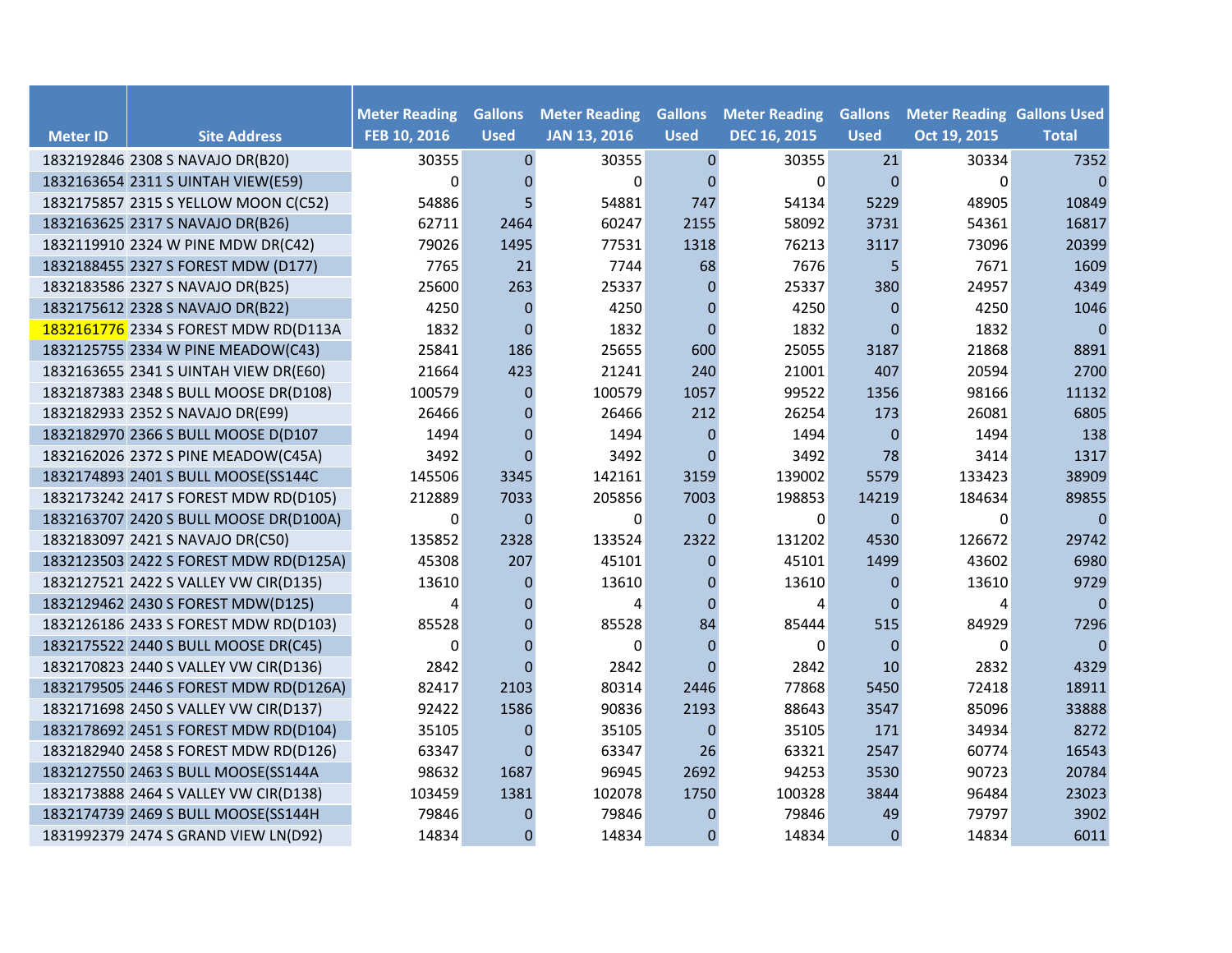| Meter ID | Site Address | Meter Reading FEB 10, 2016 | Gallons Used | Meter Reading JAN 13, 2016 | Gallons Used | Meter Reading DEC 16, 2015 | Gallons Used | Meter Reading Oct 19, 2015 | Gallons Used Total |
|---|---|---|---|---|---|---|---|---|---|
| 1832192846 | 2308 S NAVAJO DR(B20) | 30355 | 0 | 30355 | 0 | 30355 | 21 | 30334 | 7352 |
| 1832163654 | 2311 S UINTAH VIEW(E59) | 0 | 0 | 0 | 0 | 0 | 0 | 0 | 0 |
| 1832175857 | 2315 S YELLOW MOON C(C52) | 54886 | 5 | 54881 | 747 | 54134 | 5229 | 48905 | 10849 |
| 1832163625 | 2317 S NAVAJO DR(B26) | 62711 | 2464 | 60247 | 2155 | 58092 | 3731 | 54361 | 16817 |
| 1832119910 | 2324 W PINE MDW DR(C42) | 79026 | 1495 | 77531 | 1318 | 76213 | 3117 | 73096 | 20399 |
| 1832188455 | 2327 S FOREST MDW (D177) | 7765 | 21 | 7744 | 68 | 7676 | 5 | 7671 | 1609 |
| 1832183586 | 2327 S NAVAJO DR(B25) | 25600 | 263 | 25337 | 0 | 25337 | 380 | 24957 | 4349 |
| 1832175612 | 2328 S NAVAJO DR(B22) | 4250 | 0 | 4250 | 0 | 4250 | 0 | 4250 | 1046 |
| 1832161776 | 2334 S FOREST MDW RD(D113A | 1832 | 0 | 1832 | 0 | 1832 | 0 | 1832 | 0 |
| 1832125755 | 2334 W PINE MEADOW(C43) | 25841 | 186 | 25655 | 600 | 25055 | 3187 | 21868 | 8891 |
| 1832163655 | 2341 S UINTAH VIEW DR(E60) | 21664 | 423 | 21241 | 240 | 21001 | 407 | 20594 | 2700 |
| 1832187383 | 2348 S BULL MOOSE DR(D108) | 100579 | 0 | 100579 | 1057 | 99522 | 1356 | 98166 | 11132 |
| 1832182933 | 2352 S NAVAJO DR(E99) | 26466 | 0 | 26466 | 212 | 26254 | 173 | 26081 | 6805 |
| 1832182970 | 2366 S BULL MOOSE D(D107 | 1494 | 0 | 1494 | 0 | 1494 | 0 | 1494 | 138 |
| 1832162026 | 2372 S PINE MEADOW(C45A) | 3492 | 0 | 3492 | 0 | 3492 | 78 | 3414 | 1317 |
| 1832174893 | 2401 S BULL MOOSE(SS144C | 145506 | 3345 | 142161 | 3159 | 139002 | 5579 | 133423 | 38909 |
| 1832173242 | 2417 S FOREST MDW RD(D105) | 212889 | 7033 | 205856 | 7003 | 198853 | 14219 | 184634 | 89855 |
| 1832163707 | 2420 S BULL MOOSE DR(D100A) | 0 | 0 | 0 | 0 | 0 | 0 | 0 | 0 |
| 1832183097 | 2421 S NAVAJO DR(C50) | 135852 | 2328 | 133524 | 2322 | 131202 | 4530 | 126672 | 29742 |
| 1832123503 | 2422 S FOREST MDW RD(D125A) | 45308 | 207 | 45101 | 0 | 45101 | 1499 | 43602 | 6980 |
| 1832127521 | 2422 S VALLEY VW CIR(D135) | 13610 | 0 | 13610 | 0 | 13610 | 0 | 13610 | 9729 |
| 1832129462 | 2430 S FOREST MDW(D125) | 4 | 0 | 4 | 0 | 4 | 0 | 4 | 0 |
| 1832126186 | 2433 S FOREST MDW RD(D103) | 85528 | 0 | 85528 | 84 | 85444 | 515 | 84929 | 7296 |
| 1832175522 | 2440 S BULL MOOSE DR(C45) | 0 | 0 | 0 | 0 | 0 | 0 | 0 | 0 |
| 1832170823 | 2440 S VALLEY VW CIR(D136) | 2842 | 0 | 2842 | 0 | 2842 | 10 | 2832 | 4329 |
| 1832179505 | 2446 S FOREST MDW RD(D126A) | 82417 | 2103 | 80314 | 2446 | 77868 | 5450 | 72418 | 18911 |
| 1832171698 | 2450 S VALLEY VW CIR(D137) | 92422 | 1586 | 90836 | 2193 | 88643 | 3547 | 85096 | 33888 |
| 1832178692 | 2451 S FOREST MDW RD(D104) | 35105 | 0 | 35105 | 0 | 35105 | 171 | 34934 | 8272 |
| 1832182940 | 2458 S FOREST MDW RD(D126) | 63347 | 0 | 63347 | 26 | 63321 | 2547 | 60774 | 16543 |
| 1832127550 | 2463 S BULL MOOSE(SS144A | 98632 | 1687 | 96945 | 2692 | 94253 | 3530 | 90723 | 20784 |
| 1832173888 | 2464 S VALLEY VW CIR(D138) | 103459 | 1381 | 102078 | 1750 | 100328 | 3844 | 96484 | 23023 |
| 1832174739 | 2469 S BULL MOOSE(SS144H | 79846 | 0 | 79846 | 0 | 79846 | 49 | 79797 | 3902 |
| 1831992379 | 2474 S GRAND VIEW LN(D92) | 14834 | 0 | 14834 | 0 | 14834 | 0 | 14834 | 6011 |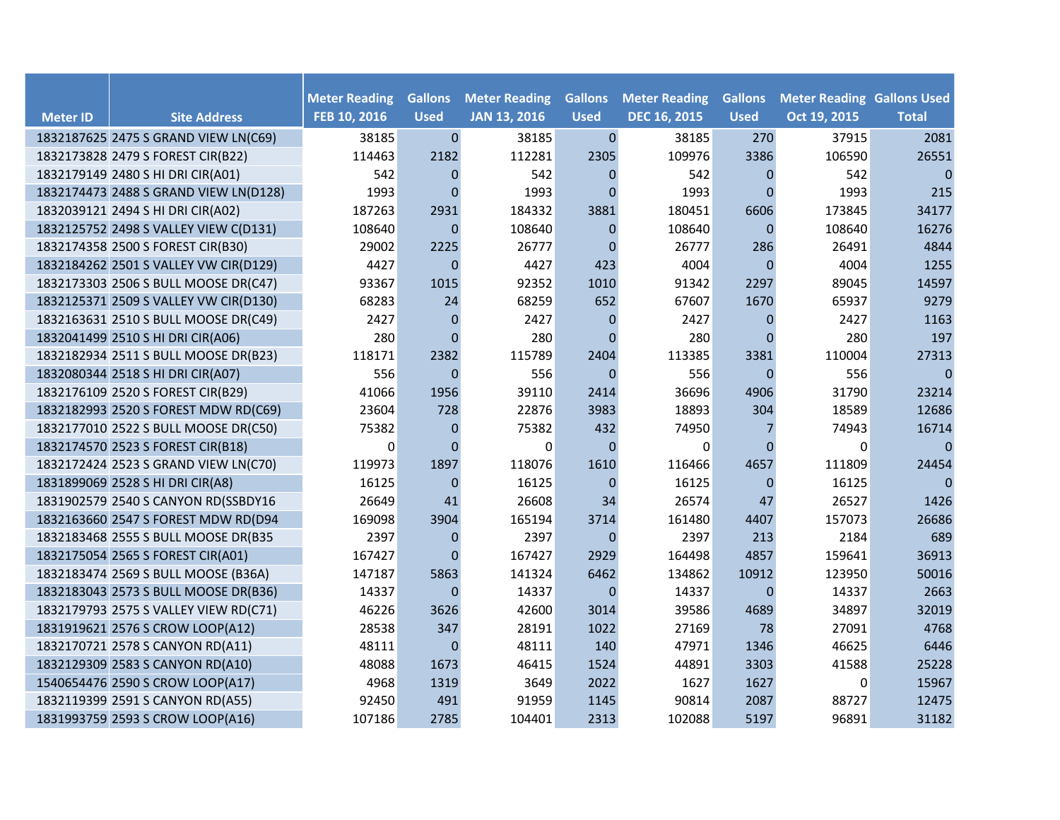| Meter ID | Site Address | Meter Reading FEB 10, 2016 | Gallons Used | Meter Reading JAN 13, 2016 | Gallons Used | Meter Reading DEC 16, 2015 | Gallons Used | Meter Reading Oct 19, 2015 | Gallons Used Total |
|---|---|---|---|---|---|---|---|---|---|
| 1832187625 | 2475 S GRAND VIEW LN(C69) | 38185 | 0 | 38185 | 0 | 38185 | 270 | 37915 | 2081 |
| 1832173828 | 2479 S FOREST CIR(B22) | 114463 | 2182 | 112281 | 2305 | 109976 | 3386 | 106590 | 26551 |
| 1832179149 | 2480 S HI DRI CIR(A01) | 542 | 0 | 542 | 0 | 542 | 0 | 542 | 0 |
| 1832174473 | 2488 S GRAND VIEW LN(D128) | 1993 | 0 | 1993 | 0 | 1993 | 0 | 1993 | 215 |
| 1832039121 | 2494 S HI DRI CIR(A02) | 187263 | 2931 | 184332 | 3881 | 180451 | 6606 | 173845 | 34177 |
| 1832125752 | 2498 S VALLEY VIEW C(D131) | 108640 | 0 | 108640 | 0 | 108640 | 0 | 108640 | 16276 |
| 1832174358 | 2500 S FOREST CIR(B30) | 29002 | 2225 | 26777 | 0 | 26777 | 286 | 26491 | 4844 |
| 1832184262 | 2501 S VALLEY VW CIR(D129) | 4427 | 0 | 4427 | 423 | 4004 | 0 | 4004 | 1255 |
| 1832173303 | 2506 S BULL MOOSE DR(C47) | 93367 | 1015 | 92352 | 1010 | 91342 | 2297 | 89045 | 14597 |
| 1832125371 | 2509 S VALLEY VW CIR(D130) | 68283 | 24 | 68259 | 652 | 67607 | 1670 | 65937 | 9279 |
| 1832163631 | 2510 S BULL MOOSE DR(C49) | 2427 | 0 | 2427 | 0 | 2427 | 0 | 2427 | 1163 |
| 1832041499 | 2510 S HI DRI CIR(A06) | 280 | 0 | 280 | 0 | 280 | 0 | 280 | 197 |
| 1832182934 | 2511 S BULL MOOSE DR(B23) | 118171 | 2382 | 115789 | 2404 | 113385 | 3381 | 110004 | 27313 |
| 1832080344 | 2518 S HI DRI CIR(A07) | 556 | 0 | 556 | 0 | 556 | 0 | 556 | 0 |
| 1832176109 | 2520 S FOREST CIR(B29) | 41066 | 1956 | 39110 | 2414 | 36696 | 4906 | 31790 | 23214 |
| 1832182993 | 2520 S FOREST MDW RD(C69) | 23604 | 728 | 22876 | 3983 | 18893 | 304 | 18589 | 12686 |
| 1832177010 | 2522 S BULL MOOSE DR(C50) | 75382 | 0 | 75382 | 432 | 74950 | 7 | 74943 | 16714 |
| 1832174570 | 2523 S FOREST CIR(B18) | 0 | 0 | 0 | 0 | 0 | 0 | 0 | 0 |
| 1832172424 | 2523 S GRAND VIEW LN(C70) | 119973 | 1897 | 118076 | 1610 | 116466 | 4657 | 111809 | 24454 |
| 1831899069 | 2528 S HI DRI CIR(A8) | 16125 | 0 | 16125 | 0 | 16125 | 0 | 16125 | 0 |
| 1831902579 | 2540 S CANYON RD(SSBDY16 | 26649 | 41 | 26608 | 34 | 26574 | 47 | 26527 | 1426 |
| 1832163660 | 2547 S FOREST MDW RD(D94 | 169098 | 3904 | 165194 | 3714 | 161480 | 4407 | 157073 | 26686 |
| 1832183468 | 2555 S BULL MOOSE DR(B35 | 2397 | 0 | 2397 | 0 | 2397 | 213 | 2184 | 689 |
| 1832175054 | 2565 S FOREST CIR(A01) | 167427 | 0 | 167427 | 2929 | 164498 | 4857 | 159641 | 36913 |
| 1832183474 | 2569 S BULL MOOSE (B36A) | 147187 | 5863 | 141324 | 6462 | 134862 | 10912 | 123950 | 50016 |
| 1832183043 | 2573 S BULL MOOSE DR(B36) | 14337 | 0 | 14337 | 0 | 14337 | 0 | 14337 | 2663 |
| 1832179793 | 2575 S VALLEY VIEW RD(C71) | 46226 | 3626 | 42600 | 3014 | 39586 | 4689 | 34897 | 32019 |
| 1831919621 | 2576 S CROW LOOP(A12) | 28538 | 347 | 28191 | 1022 | 27169 | 78 | 27091 | 4768 |
| 1832170721 | 2578 S CANYON RD(A11) | 48111 | 0 | 48111 | 140 | 47971 | 1346 | 46625 | 6446 |
| 1832129309 | 2583 S CANYON RD(A10) | 48088 | 1673 | 46415 | 1524 | 44891 | 3303 | 41588 | 25228 |
| 1540654476 | 2590 S CROW LOOP(A17) | 4968 | 1319 | 3649 | 2022 | 1627 | 1627 | 0 | 15967 |
| 1832119399 | 2591 S CANYON RD(A55) | 92450 | 491 | 91959 | 1145 | 90814 | 2087 | 88727 | 12475 |
| 1831993759 | 2593 S CROW LOOP(A16) | 107186 | 2785 | 104401 | 2313 | 102088 | 5197 | 96891 | 31182 |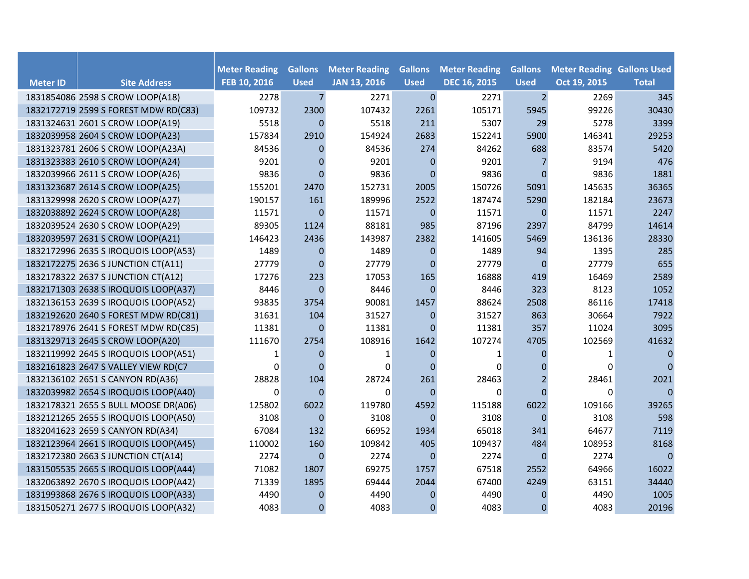| Meter ID | Site Address | Meter Reading FEB 10, 2016 | Gallons Used | Meter Reading JAN 13, 2016 | Gallons Used | Meter Reading DEC 16, 2015 | Gallons Used | Meter Reading Oct 19, 2015 | Gallons Used Total |
|---|---|---|---|---|---|---|---|---|---|
| 1831854086 | 2598 S CROW LOOP(A18) | 2278 | 7 | 2271 | 0 | 2271 | 2 | 2269 | 345 |
| 1832172719 | 2599 S FOREST MDW RD(C83) | 109732 | 2300 | 107432 | 2261 | 105171 | 5945 | 99226 | 30430 |
| 1831324631 | 2601 S CROW LOOP(A19) | 5518 | 0 | 5518 | 211 | 5307 | 29 | 5278 | 3399 |
| 1832039958 | 2604 S CROW LOOP(A23) | 157834 | 2910 | 154924 | 2683 | 152241 | 5900 | 146341 | 29253 |
| 1831323781 | 2606 S CROW LOOP(A23A) | 84536 | 0 | 84536 | 274 | 84262 | 688 | 83574 | 5420 |
| 1831323383 | 2610 S CROW LOOP(A24) | 9201 | 0 | 9201 | 0 | 9201 | 7 | 9194 | 476 |
| 1832039966 | 2611 S CROW LOOP(A26) | 9836 | 0 | 9836 | 0 | 9836 | 0 | 9836 | 1881 |
| 1831323687 | 2614 S CROW LOOP(A25) | 155201 | 2470 | 152731 | 2005 | 150726 | 5091 | 145635 | 36365 |
| 1831329998 | 2620 S CROW LOOP(A27) | 190157 | 161 | 189996 | 2522 | 187474 | 5290 | 182184 | 23673 |
| 1832038892 | 2624 S CROW LOOP(A28) | 11571 | 0 | 11571 | 0 | 11571 | 0 | 11571 | 2247 |
| 1832039524 | 2630 S CROW LOOP(A29) | 89305 | 1124 | 88181 | 985 | 87196 | 2397 | 84799 | 14614 |
| 1832039597 | 2631 S CROW LOOP(A21) | 146423 | 2436 | 143987 | 2382 | 141605 | 5469 | 136136 | 28330 |
| 1832172996 | 2635 S IROQUOIS LOOP(A53) | 1489 | 0 | 1489 | 0 | 1489 | 94 | 1395 | 285 |
| 1832172275 | 2636 S JUNCTION CT(A11) | 27779 | 0 | 27779 | 0 | 27779 | 0 | 27779 | 655 |
| 1832178322 | 2637 S JUNCTION CT(A12) | 17276 | 223 | 17053 | 165 | 16888 | 419 | 16469 | 2589 |
| 1832171303 | 2638 S IROQUOIS LOOP(A37) | 8446 | 0 | 8446 | 0 | 8446 | 323 | 8123 | 1052 |
| 1832136153 | 2639 S IROQUOIS LOOP(A52) | 93835 | 3754 | 90081 | 1457 | 88624 | 2508 | 86116 | 17418 |
| 1832192620 | 2640 S FOREST MDW RD(C81) | 31631 | 104 | 31527 | 0 | 31527 | 863 | 30664 | 7922 |
| 1832178976 | 2641 S FOREST MDW RD(C85) | 11381 | 0 | 11381 | 0 | 11381 | 357 | 11024 | 3095 |
| 1831329713 | 2645 S CROW LOOP(A20) | 111670 | 2754 | 108916 | 1642 | 107274 | 4705 | 102569 | 41632 |
| 1832119992 | 2645 S IROQUOIS LOOP(A51) | 1 | 0 | 1 | 0 | 1 | 0 | 1 | 0 |
| 1832161823 | 2647 S VALLEY VIEW RD(C7 | 0 | 0 | 0 | 0 | 0 | 0 | 0 | 0 |
| 1832136102 | 2651 S CANYON RD(A36) | 28828 | 104 | 28724 | 261 | 28463 | 2 | 28461 | 2021 |
| 1832039982 | 2654 S IROQUOIS LOOP(A40) | 0 | 0 | 0 | 0 | 0 | 0 | 0 | 0 |
| 1832178321 | 2655 S BULL MOOSE DR(A06) | 125802 | 6022 | 119780 | 4592 | 115188 | 6022 | 109166 | 39265 |
| 1832121265 | 2655 S IROQUOIS LOOP(A50) | 3108 | 0 | 3108 | 0 | 3108 | 0 | 3108 | 598 |
| 1832041623 | 2659 S CANYON RD(A34) | 67084 | 132 | 66952 | 1934 | 65018 | 341 | 64677 | 7119 |
| 1832123964 | 2661 S IROQUOIS LOOP(A45) | 110002 | 160 | 109842 | 405 | 109437 | 484 | 108953 | 8168 |
| 1832172380 | 2663 S JUNCTION CT(A14) | 2274 | 0 | 2274 | 0 | 2274 | 0 | 2274 | 0 |
| 1831505535 | 2665 S IROQUOIS LOOP(A44) | 71082 | 1807 | 69275 | 1757 | 67518 | 2552 | 64966 | 16022 |
| 1832063892 | 2670 S IROQUOIS LOOP(A42) | 71339 | 1895 | 69444 | 2044 | 67400 | 4249 | 63151 | 34440 |
| 1831993868 | 2676 S IROQUOIS LOOP(A33) | 4490 | 0 | 4490 | 0 | 4490 | 0 | 4490 | 1005 |
| 1831505271 | 2677 S IROQUOIS LOOP(A32) | 4083 | 0 | 4083 | 0 | 4083 | 0 | 4083 | 20196 |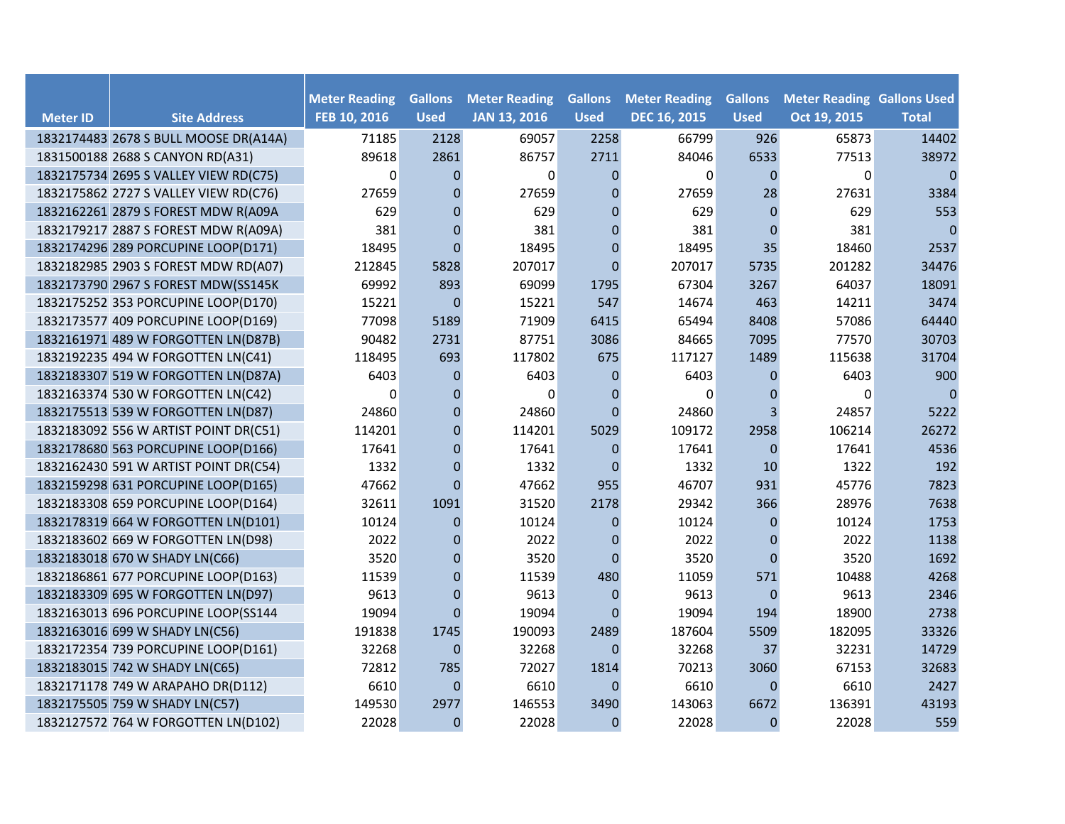| Meter ID | Site Address | Meter Reading FEB 10, 2016 | Gallons Used | Meter Reading JAN 13, 2016 | Gallons Used | Meter Reading DEC 16, 2015 | Gallons Used | Meter Reading Oct 19, 2015 | Gallons Used Total |
|---|---|---|---|---|---|---|---|---|---|
| 1832174483 | 2678 S BULL MOOSE DR(A14A) | 71185 | 2128 | 69057 | 2258 | 66799 | 926 | 65873 | 14402 |
| 1831500188 | 2688 S CANYON RD(A31) | 89618 | 2861 | 86757 | 2711 | 84046 | 6533 | 77513 | 38972 |
| 1832175734 | 2695 S VALLEY VIEW RD(C75) | 0 | 0 | 0 | 0 | 0 | 0 | 0 | 0 |
| 1832175862 | 2727 S VALLEY VIEW RD(C76) | 27659 | 0 | 27659 | 0 | 27659 | 28 | 27631 | 3384 |
| 1832162261 | 2879 S FOREST MDW R(A09A | 629 | 0 | 629 | 0 | 629 | 0 | 629 | 553 |
| 1832179217 | 2887 S FOREST MDW R(A09A) | 381 | 0 | 381 | 0 | 381 | 0 | 381 | 0 |
| 1832174296 | 289 PORCUPINE LOOP(D171) | 18495 | 0 | 18495 | 0 | 18495 | 35 | 18460 | 2537 |
| 1832182985 | 2903 S FOREST MDW RD(A07) | 212845 | 5828 | 207017 | 0 | 207017 | 5735 | 201282 | 34476 |
| 1832173790 | 2967 S FOREST MDW(SS145K | 69992 | 893 | 69099 | 1795 | 67304 | 3267 | 64037 | 18091 |
| 1832175252 | 353 PORCUPINE LOOP(D170) | 15221 | 0 | 15221 | 547 | 14674 | 463 | 14211 | 3474 |
| 1832173577 | 409 PORCUPINE LOOP(D169) | 77098 | 5189 | 71909 | 6415 | 65494 | 8408 | 57086 | 64440 |
| 1832161971 | 489 W FORGOTTEN LN(D87B) | 90482 | 2731 | 87751 | 3086 | 84665 | 7095 | 77570 | 30703 |
| 1832192235 | 494 W FORGOTTEN LN(C41) | 118495 | 693 | 117802 | 675 | 117127 | 1489 | 115638 | 31704 |
| 1832183307 | 519 W FORGOTTEN LN(D87A) | 6403 | 0 | 6403 | 0 | 6403 | 0 | 6403 | 900 |
| 1832163374 | 530 W FORGOTTEN LN(C42) | 0 | 0 | 0 | 0 | 0 | 0 | 0 | 0 |
| 1832175513 | 539 W FORGOTTEN LN(D87) | 24860 | 0 | 24860 | 0 | 24860 | 3 | 24857 | 5222 |
| 1832183092 | 556 W ARTIST POINT DR(C51) | 114201 | 0 | 114201 | 5029 | 109172 | 2958 | 106214 | 26272 |
| 1832178680 | 563 PORCUPINE LOOP(D166) | 17641 | 0 | 17641 | 0 | 17641 | 0 | 17641 | 4536 |
| 1832162430 | 591 W ARTIST POINT DR(C54) | 1332 | 0 | 1332 | 0 | 1332 | 10 | 1322 | 192 |
| 1832159298 | 631 PORCUPINE LOOP(D165) | 47662 | 0 | 47662 | 955 | 46707 | 931 | 45776 | 7823 |
| 1832183308 | 659 PORCUPINE LOOP(D164) | 32611 | 1091 | 31520 | 2178 | 29342 | 366 | 28976 | 7638 |
| 1832178319 | 664 W FORGOTTEN LN(D101) | 10124 | 0 | 10124 | 0 | 10124 | 0 | 10124 | 1753 |
| 1832183602 | 669 W FORGOTTEN LN(D98) | 2022 | 0 | 2022 | 0 | 2022 | 0 | 2022 | 1138 |
| 1832183018 | 670 W SHADY LN(C66) | 3520 | 0 | 3520 | 0 | 3520 | 0 | 3520 | 1692 |
| 1832186861 | 677 PORCUPINE LOOP(D163) | 11539 | 0 | 11539 | 480 | 11059 | 571 | 10488 | 4268 |
| 1832183309 | 695 W FORGOTTEN LN(D97) | 9613 | 0 | 9613 | 0 | 9613 | 0 | 9613 | 2346 |
| 1832163013 | 696 PORCUPINE LOOP(SS144 | 19094 | 0 | 19094 | 0 | 19094 | 194 | 18900 | 2738 |
| 1832163016 | 699 W SHADY LN(C56) | 191838 | 1745 | 190093 | 2489 | 187604 | 5509 | 182095 | 33326 |
| 1832172354 | 739 PORCUPINE LOOP(D161) | 32268 | 0 | 32268 | 0 | 32268 | 37 | 32231 | 14729 |
| 1832183015 | 742 W SHADY LN(C65) | 72812 | 785 | 72027 | 1814 | 70213 | 3060 | 67153 | 32683 |
| 1832171178 | 749 W ARAPAHO DR(D112) | 6610 | 0 | 6610 | 0 | 6610 | 0 | 6610 | 2427 |
| 1832175505 | 759 W SHADY LN(C57) | 149530 | 2977 | 146553 | 3490 | 143063 | 6672 | 136391 | 43193 |
| 1832127572 | 764 W FORGOTTEN LN(D102) | 22028 | 0 | 22028 | 0 | 22028 | 0 | 22028 | 559 |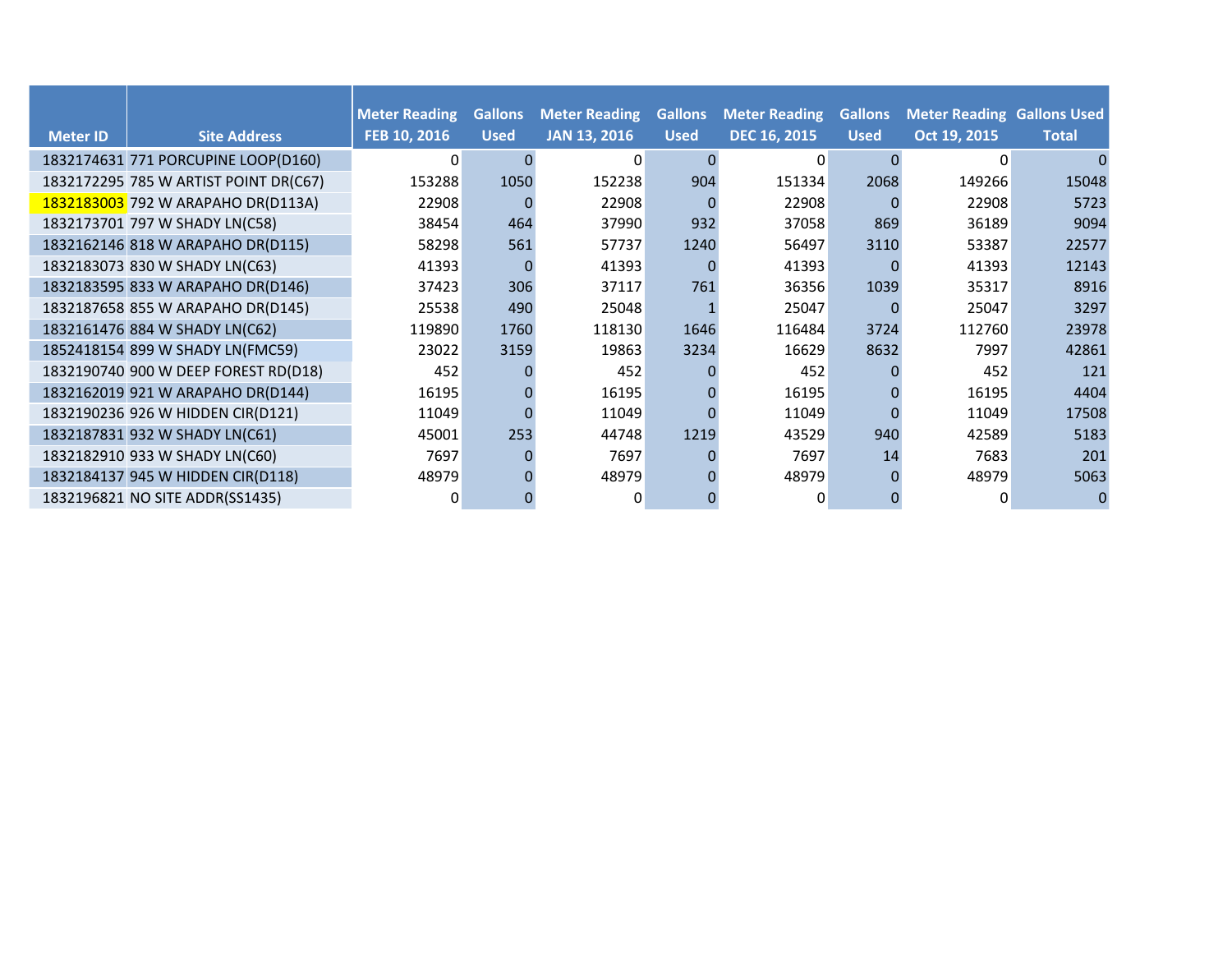| Meter ID | Site Address | Meter Reading FEB 10, 2016 | Gallons Used | Meter Reading JAN 13, 2016 | Gallons Used | Meter Reading DEC 16, 2015 | Gallons Used | Meter Reading Oct 19, 2015 | Gallons Used Total |
|---|---|---|---|---|---|---|---|---|---|
| 1832174631 | 771 PORCUPINE LOOP(D160) | 0 | 0 | 0 | 0 | 0 | 0 | 0 | 0 |
| 1832172295 | 785 W ARTIST POINT DR(C67) | 153288 | 1050 | 152238 | 904 | 151334 | 2068 | 149266 | 15048 |
| 1832183003 | 792 W ARAPAHO DR(D113A) | 22908 | 0 | 22908 | 0 | 22908 | 0 | 22908 | 5723 |
| 1832173701 | 797 W SHADY LN(C58) | 38454 | 464 | 37990 | 932 | 37058 | 869 | 36189 | 9094 |
| 1832162146 | 818 W ARAPAHO DR(D115) | 58298 | 561 | 57737 | 1240 | 56497 | 3110 | 53387 | 22577 |
| 1832183073 | 830 W SHADY LN(C63) | 41393 | 0 | 41393 | 0 | 41393 | 0 | 41393 | 12143 |
| 1832183595 | 833 W ARAPAHO DR(D146) | 37423 | 306 | 37117 | 761 | 36356 | 1039 | 35317 | 8916 |
| 1832187658 | 855 W ARAPAHO DR(D145) | 25538 | 490 | 25048 | 1 | 25047 | 0 | 25047 | 3297 |
| 1832161476 | 884 W SHADY LN(C62) | 119890 | 1760 | 118130 | 1646 | 116484 | 3724 | 112760 | 23978 |
| 1852418154 | 899 W SHADY LN(FMC59) | 23022 | 3159 | 19863 | 3234 | 16629 | 8632 | 7997 | 42861 |
| 1832190740 | 900 W DEEP FOREST RD(D18) | 452 | 0 | 452 | 0 | 452 | 0 | 452 | 121 |
| 1832162019 | 921 W ARAPAHO DR(D144) | 16195 | 0 | 16195 | 0 | 16195 | 0 | 16195 | 4404 |
| 1832190236 | 926 W HIDDEN CIR(D121) | 11049 | 0 | 11049 | 0 | 11049 | 0 | 11049 | 17508 |
| 1832187831 | 932 W SHADY LN(C61) | 45001 | 253 | 44748 | 1219 | 43529 | 940 | 42589 | 5183 |
| 1832182910 | 933 W SHADY LN(C60) | 7697 | 0 | 7697 | 0 | 7697 | 14 | 7683 | 201 |
| 1832184137 | 945 W HIDDEN CIR(D118) | 48979 | 0 | 48979 | 0 | 48979 | 0 | 48979 | 5063 |
| 1832196821 | NO SITE ADDR(SS1435) | 0 | 0 | 0 | 0 | 0 | 0 | 0 | 0 |